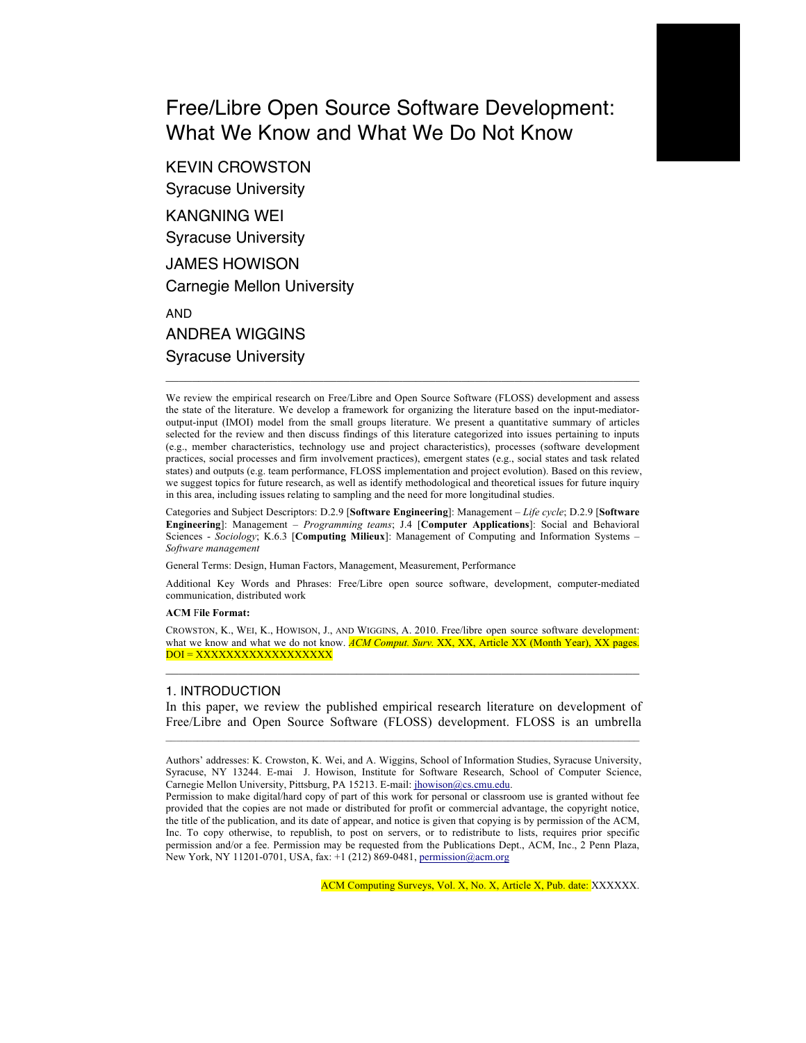# Free/Libre Open Source Software Development: What We Know and What We Do Not Know

KEVIN CROWSTON
Syracuse University

KANGNING WEI
Syracuse University

JAMES HOWISON
Carnegie Mellon University

AND

ANDREA WIGGINS
Syracuse University

---

We review the empirical research on Free/Libre and Open Source Software (FLOSS) development and assess the state of the literature. We develop a framework for organizing the literature based on the input-mediator-output-input (IMOI) model from the small groups literature. We present a quantitative summary of articles selected for the review and then discuss findings of this literature categorized into issues pertaining to inputs (e.g., member characteristics, technology use and project characteristics), processes (software development practices, social processes and firm involvement practices), emergent states (e.g., social states and task related states) and outputs (e.g. team performance, FLOSS implementation and project evolution). Based on this review, we suggest topics for future research, as well as identify methodological and theoretical issues for future inquiry in this area, including issues relating to sampling and the need for more longitudinal studies.

Categories and Subject Descriptors: D.2.9 [**Software Engineering**]: Management – *Life cycle*; D.2.9 [**Software Engineering**]: Management – *Programming teams*; J.4 [**Computer Applications**]: Social and Behavioral Sciences - *Sociology*; K.6.3 [**Computing Milieux**]: Management of Computing and Information Systems – *Software management*

General Terms: Design, Human Factors, Management, Measurement, Performance

Additional Key Words and Phrases: Free/Libre open source software, development, computer-mediated communication, distributed work

**ACM File Format:**

CROWSTON, K., WEI, K., HOWISON, J., AND WIGGINS, A. 2010. Free/libre open source software development: what we know and what we do not know. *ACM Comput. Surv.* XX, XX, Article XX (Month Year), XX pages. DOI = XXXXXXXXXXXXXXXXXX

---

## 1. INTRODUCTION

In this paper, we review the published empirical research literature on development of Free/Libre and Open Source Software (FLOSS) development. FLOSS is an umbrella

---

Authors' addresses: K. Crowston, K. Wei, and A. Wiggins, School of Information Studies, Syracuse University, Syracuse, NY 13244. E-mai J. Howison, Institute for Software Research, School of Computer Science, Carnegie Mellon University, Pittsburg, PA 15213. E-mail: jhowison@cs.cmu.edu.

Permission to make digital/hard copy of part of this work for personal or classroom use is granted without fee provided that the copies are not made or distributed for profit or commercial advantage, the copyright notice, the title of the publication, and its date of appear, and notice is given that copying is by permission of the ACM, Inc. To copy otherwise, to republish, to post on servers, or to redistribute to lists, requires prior specific permission and/or a fee. Permission may be requested from the Publications Dept., ACM, Inc., 2 Penn Plaza, New York, NY 11201-0701, USA, fax: +1 (212) 869-0481, permission@acm.org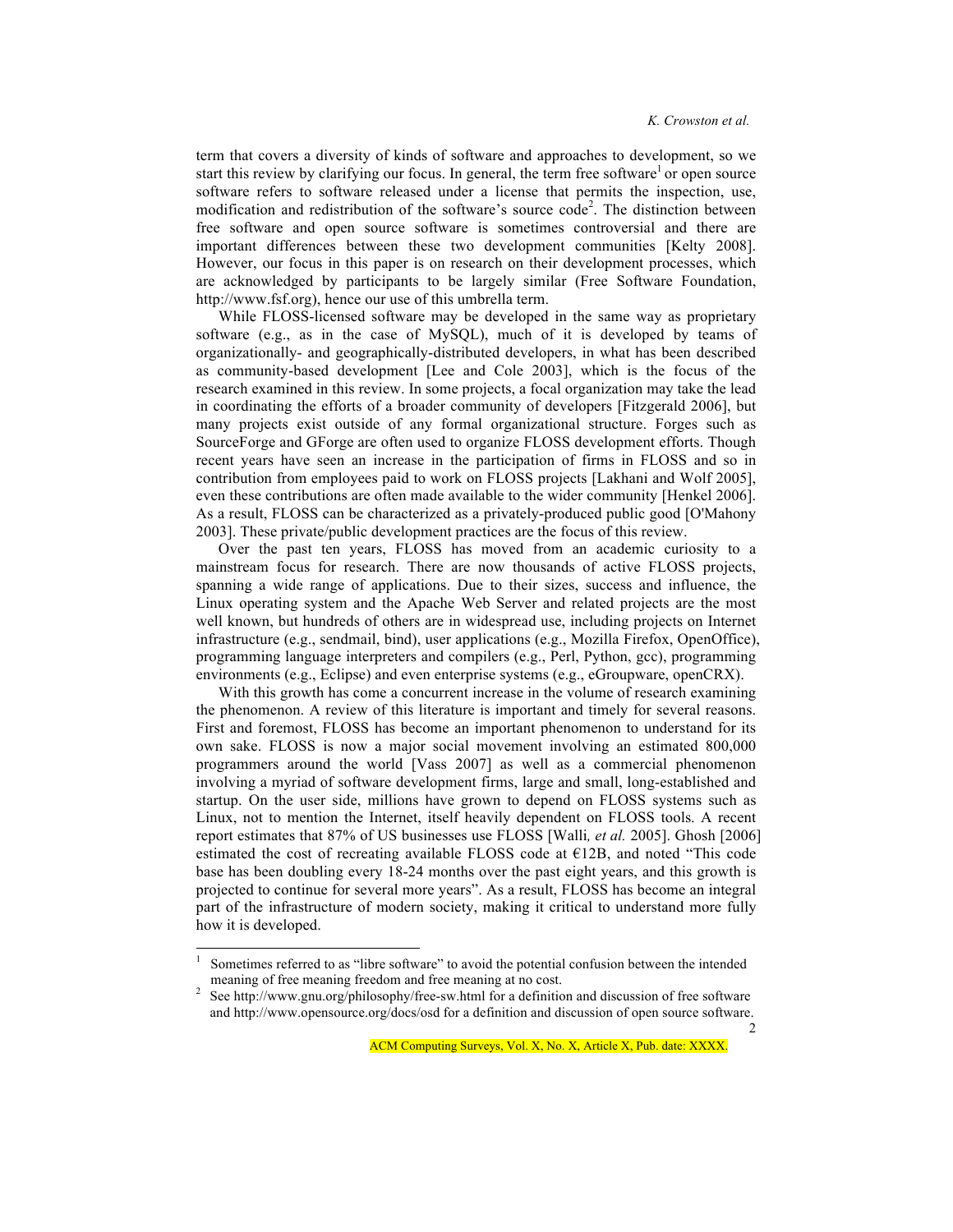term that covers a diversity of kinds of software and approaches to development, so we start this review by clarifying our focus. In general, the term free software[1] or open source software refers to software released under a license that permits the inspection, use, modification and redistribution of the software's source code[2]. The distinction between free software and open source software is sometimes controversial and there are important differences between these two development communities [Kelty 2008]. However, our focus in this paper is on research on their development processes, which are acknowledged by participants to be largely similar (Free Software Foundation, http://www.fsf.org), hence our use of this umbrella term.

While FLOSS-licensed software may be developed in the same way as proprietary software (e.g., as in the case of MySQL), much of it is developed by teams of organizationally- and geographically-distributed developers, in what has been described as community-based development [Lee and Cole 2003], which is the focus of the research examined in this review. In some projects, a focal organization may take the lead in coordinating the efforts of a broader community of developers [Fitzgerald 2006], but many projects exist outside of any formal organizational structure. Forges such as SourceForge and GForge are often used to organize FLOSS development efforts. Though recent years have seen an increase in the participation of firms in FLOSS and so in contribution from employees paid to work on FLOSS projects [Lakhani and Wolf 2005], even these contributions are often made available to the wider community [Henkel 2006]. As a result, FLOSS can be characterized as a privately-produced public good [O'Mahony 2003]. These private/public development practices are the focus of this review.

Over the past ten years, FLOSS has moved from an academic curiosity to a mainstream focus for research. There are now thousands of active FLOSS projects, spanning a wide range of applications. Due to their sizes, success and influence, the Linux operating system and the Apache Web Server and related projects are the most well known, but hundreds of others are in widespread use, including projects on Internet infrastructure (e.g., sendmail, bind), user applications (e.g., Mozilla Firefox, OpenOffice), programming language interpreters and compilers (e.g., Perl, Python, gcc), programming environments (e.g., Eclipse) and even enterprise systems (e.g., eGroupware, openCRX).

With this growth has come a concurrent increase in the volume of research examining the phenomenon. A review of this literature is important and timely for several reasons. First and foremost, FLOSS has become an important phenomenon to understand for its own sake. FLOSS is now a major social movement involving an estimated 800,000 programmers around the world [Vass 2007] as well as a commercial phenomenon involving a myriad of software development firms, large and small, long-established and startup. On the user side, millions have grown to depend on FLOSS systems such as Linux, not to mention the Internet, itself heavily dependent on FLOSS tools. A recent report estimates that 87% of US businesses use FLOSS [Walli, *et al.* 2005]. Ghosh [2006] estimated the cost of recreating available FLOSS code at €12B, and noted "This code base has been doubling every 18-24 months over the past eight years, and this growth is projected to continue for several more years". As a result, FLOSS has become an integral part of the infrastructure of modern society, making it critical to understand more fully how it is developed.

---

[1] Sometimes referred to as "libre software" to avoid the potential confusion between the intended meaning of free meaning freedom and free meaning at no cost.

[2] See http://www.gnu.org/philosophy/free-sw.html for a definition and discussion of free software and http://www.opensource.org/docs/osd for a definition and discussion of open source software.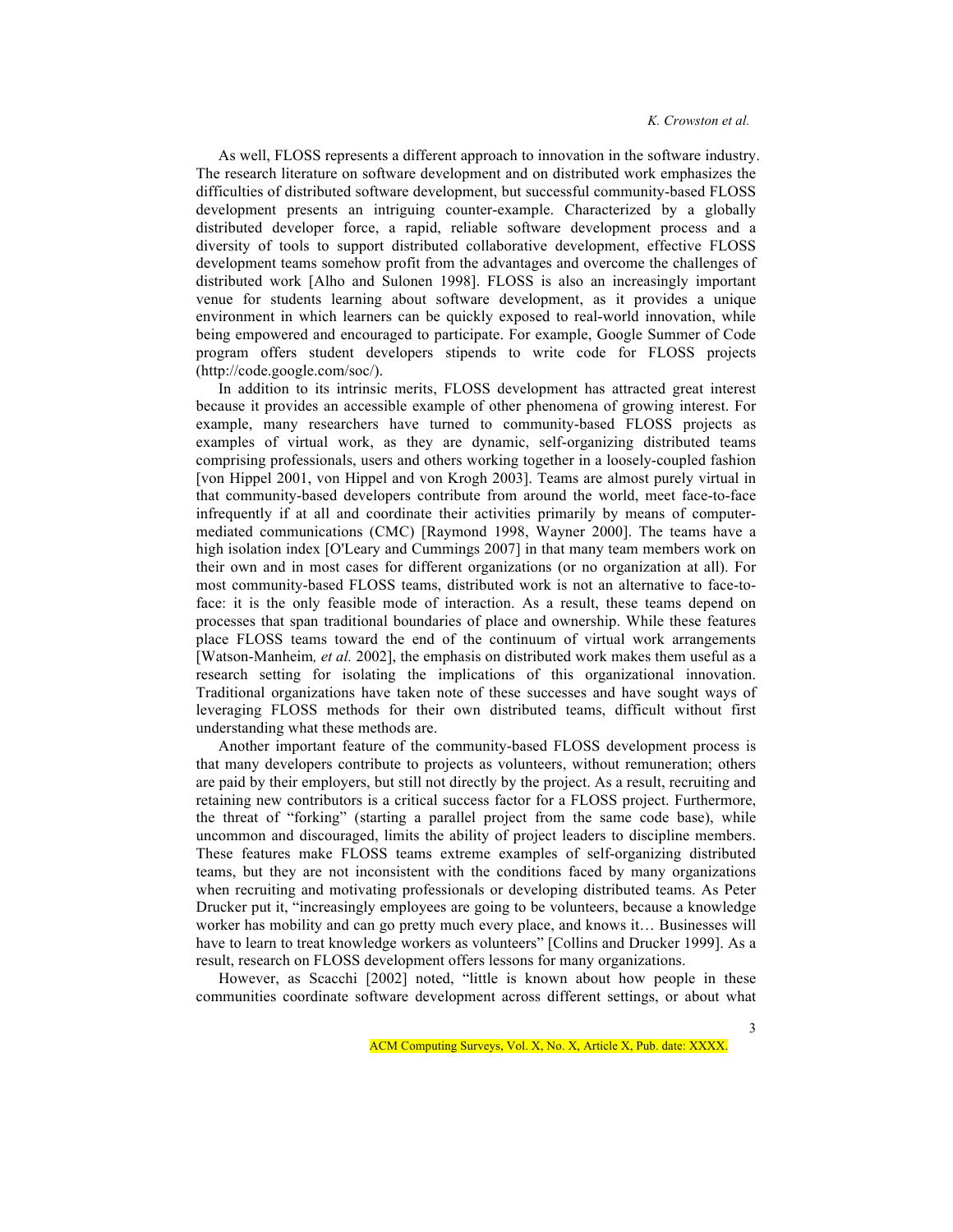As well, FLOSS represents a different approach to innovation in the software industry. The research literature on software development and on distributed work emphasizes the difficulties of distributed software development, but successful community-based FLOSS development presents an intriguing counter-example. Characterized by a globally distributed developer force, a rapid, reliable software development process and a diversity of tools to support distributed collaborative development, effective FLOSS development teams somehow profit from the advantages and overcome the challenges of distributed work [Alho and Sulonen 1998]. FLOSS is also an increasingly important venue for students learning about software development, as it provides a unique environment in which learners can be quickly exposed to real-world innovation, while being empowered and encouraged to participate. For example, Google Summer of Code program offers student developers stipends to write code for FLOSS projects (http://code.google.com/soc/).

In addition to its intrinsic merits, FLOSS development has attracted great interest because it provides an accessible example of other phenomena of growing interest. For example, many researchers have turned to community-based FLOSS projects as examples of virtual work, as they are dynamic, self-organizing distributed teams comprising professionals, users and others working together in a loosely-coupled fashion [von Hippel 2001, von Hippel and von Krogh 2003]. Teams are almost purely virtual in that community-based developers contribute from around the world, meet face-to-face infrequently if at all and coordinate their activities primarily by means of computer-mediated communications (CMC) [Raymond 1998, Wayner 2000]. The teams have a high isolation index [O'Leary and Cummings 2007] in that many team members work on their own and in most cases for different organizations (or no organization at all). For most community-based FLOSS teams, distributed work is not an alternative to face-to-face: it is the only feasible mode of interaction. As a result, these teams depend on processes that span traditional boundaries of place and ownership. While these features place FLOSS teams toward the end of the continuum of virtual work arrangements [Watson-Manheim*, et al.* 2002], the emphasis on distributed work makes them useful as a research setting for isolating the implications of this organizational innovation. Traditional organizations have taken note of these successes and have sought ways of leveraging FLOSS methods for their own distributed teams, difficult without first understanding what these methods are.

Another important feature of the community-based FLOSS development process is that many developers contribute to projects as volunteers, without remuneration; others are paid by their employers, but still not directly by the project. As a result, recruiting and retaining new contributors is a critical success factor for a FLOSS project. Furthermore, the threat of "forking" (starting a parallel project from the same code base), while uncommon and discouraged, limits the ability of project leaders to discipline members. These features make FLOSS teams extreme examples of self-organizing distributed teams, but they are not inconsistent with the conditions faced by many organizations when recruiting and motivating professionals or developing distributed teams. As Peter Drucker put it, "increasingly employees are going to be volunteers, because a knowledge worker has mobility and can go pretty much every place, and knows it… Businesses will have to learn to treat knowledge workers as volunteers" [Collins and Drucker 1999]. As a result, research on FLOSS development offers lessons for many organizations.

However, as Scacchi [2002] noted, "little is known about how people in these communities coordinate software development across different settings, or about what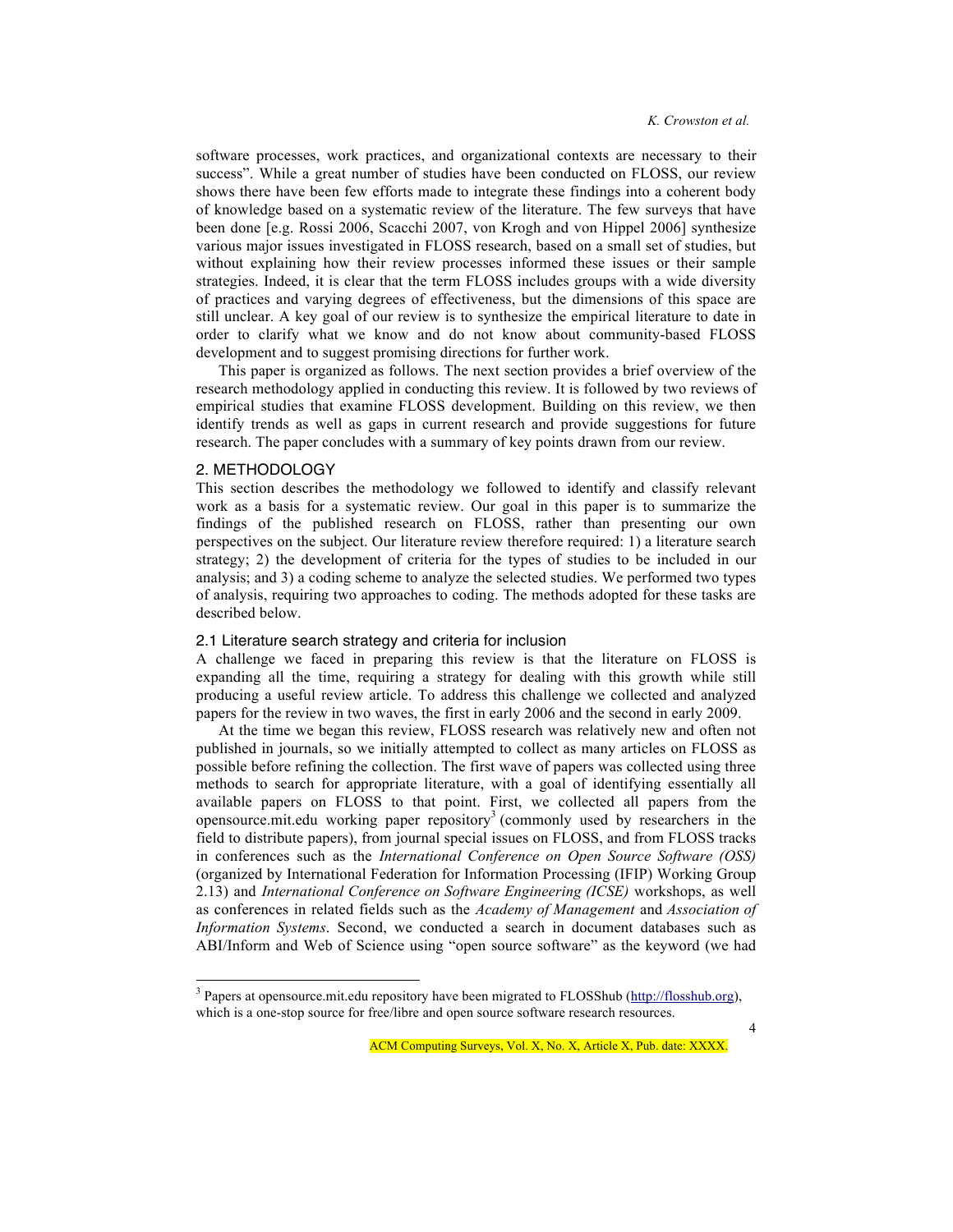software processes, work practices, and organizational contexts are necessary to their success". While a great number of studies have been conducted on FLOSS, our review shows there have been few efforts made to integrate these findings into a coherent body of knowledge based on a systematic review of the literature. The few surveys that have been done [e.g. Rossi 2006, Scacchi 2007, von Krogh and von Hippel 2006] synthesize various major issues investigated in FLOSS research, based on a small set of studies, but without explaining how their review processes informed these issues or their sample strategies. Indeed, it is clear that the term FLOSS includes groups with a wide diversity of practices and varying degrees of effectiveness, but the dimensions of this space are still unclear. A key goal of our review is to synthesize the empirical literature to date in order to clarify what we know and do not know about community-based FLOSS development and to suggest promising directions for further work.

This paper is organized as follows. The next section provides a brief overview of the research methodology applied in conducting this review. It is followed by two reviews of empirical studies that examine FLOSS development. Building on this review, we then identify trends as well as gaps in current research and provide suggestions for future research. The paper concludes with a summary of key points drawn from our review.

## 2. METHODOLOGY

This section describes the methodology we followed to identify and classify relevant work as a basis for a systematic review. Our goal in this paper is to summarize the findings of the published research on FLOSS, rather than presenting our own perspectives on the subject. Our literature review therefore required: 1) a literature search strategy; 2) the development of criteria for the types of studies to be included in our analysis; and 3) a coding scheme to analyze the selected studies. We performed two types of analysis, requiring two approaches to coding. The methods adopted for these tasks are described below.

### 2.1 Literature search strategy and criteria for inclusion

A challenge we faced in preparing this review is that the literature on FLOSS is expanding all the time, requiring a strategy for dealing with this growth while still producing a useful review article. To address this challenge we collected and analyzed papers for the review in two waves, the first in early 2006 and the second in early 2009.

At the time we began this review, FLOSS research was relatively new and often not published in journals, so we initially attempted to collect as many articles on FLOSS as possible before refining the collection. The first wave of papers was collected using three methods to search for appropriate literature, with a goal of identifying essentially all available papers on FLOSS to that point. First, we collected all papers from the opensource.mit.edu working paper repository[3] (commonly used by researchers in the field to distribute papers), from journal special issues on FLOSS, and from FLOSS tracks in conferences such as the *International Conference on Open Source Software (OSS)* (organized by International Federation for Information Processing (IFIP) Working Group 2.13) and *International Conference on Software Engineering (ICSE)* workshops, as well as conferences in related fields such as the *Academy of Management* and *Association of Information Systems*. Second, we conducted a search in document databases such as ABI/Inform and Web of Science using "open source software" as the keyword (we had

[3] Papers at opensource.mit.edu repository have been migrated to FLOSShub (http://flosshub.org), which is a one-stop source for free/libre and open source software research resources.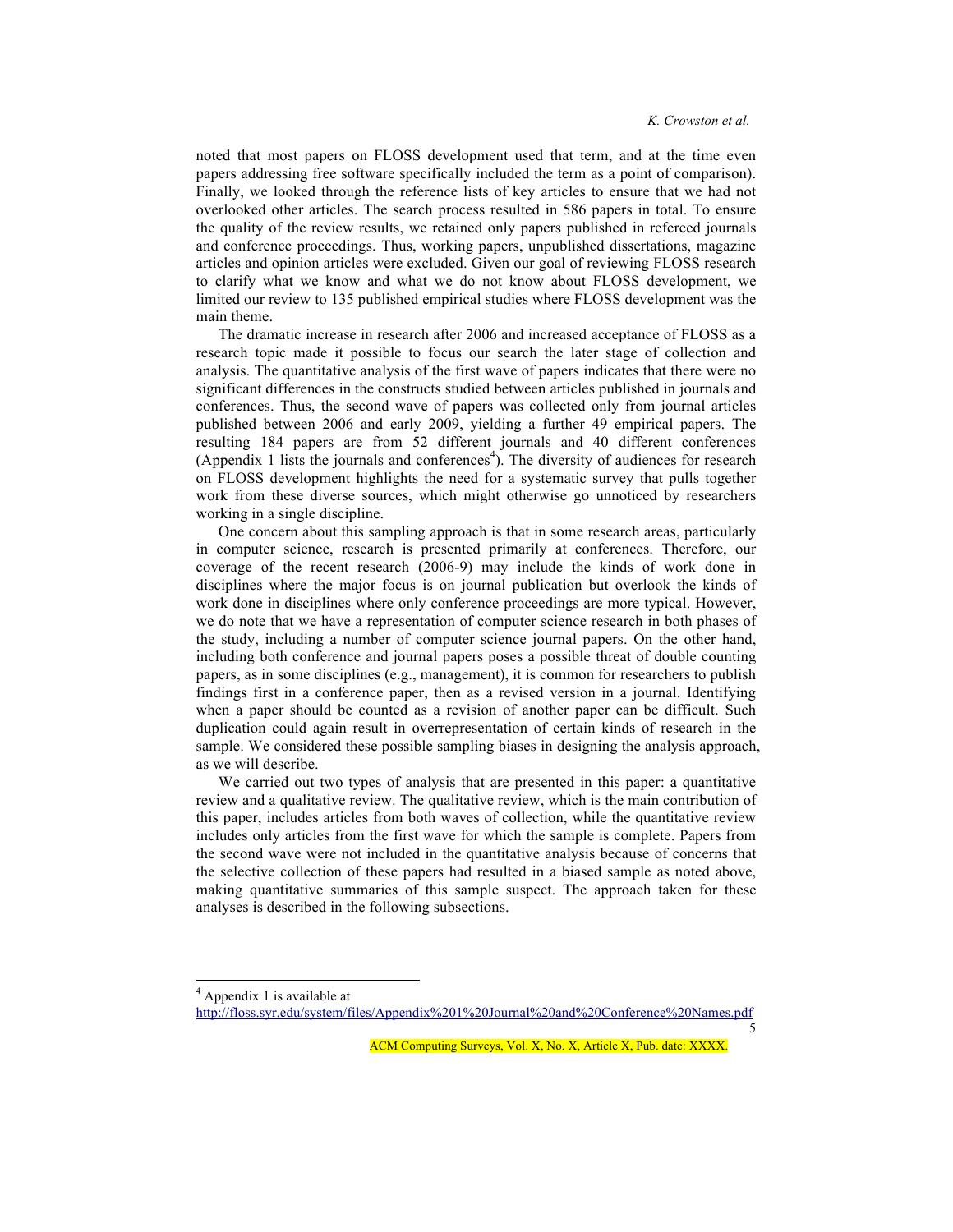noted that most papers on FLOSS development used that term, and at the time even papers addressing free software specifically included the term as a point of comparison). Finally, we looked through the reference lists of key articles to ensure that we had not overlooked other articles. The search process resulted in 586 papers in total. To ensure the quality of the review results, we retained only papers published in refereed journals and conference proceedings. Thus, working papers, unpublished dissertations, magazine articles and opinion articles were excluded. Given our goal of reviewing FLOSS research to clarify what we know and what we do not know about FLOSS development, we limited our review to 135 published empirical studies where FLOSS development was the main theme.

The dramatic increase in research after 2006 and increased acceptance of FLOSS as a research topic made it possible to focus our search the later stage of collection and analysis. The quantitative analysis of the first wave of papers indicates that there were no significant differences in the constructs studied between articles published in journals and conferences. Thus, the second wave of papers was collected only from journal articles published between 2006 and early 2009, yielding a further 49 empirical papers. The resulting 184 papers are from 52 different journals and 40 different conferences (Appendix 1 lists the journals and conferences[4]). The diversity of audiences for research on FLOSS development highlights the need for a systematic survey that pulls together work from these diverse sources, which might otherwise go unnoticed by researchers working in a single discipline.

One concern about this sampling approach is that in some research areas, particularly in computer science, research is presented primarily at conferences. Therefore, our coverage of the recent research (2006-9) may include the kinds of work done in disciplines where the major focus is on journal publication but overlook the kinds of work done in disciplines where only conference proceedings are more typical. However, we do note that we have a representation of computer science research in both phases of the study, including a number of computer science journal papers. On the other hand, including both conference and journal papers poses a possible threat of double counting papers, as in some disciplines (e.g., management), it is common for researchers to publish findings first in a conference paper, then as a revised version in a journal. Identifying when a paper should be counted as a revision of another paper can be difficult. Such duplication could again result in overrepresentation of certain kinds of research in the sample. We considered these possible sampling biases in designing the analysis approach, as we will describe.

We carried out two types of analysis that are presented in this paper: a quantitative review and a qualitative review. The qualitative review, which is the main contribution of this paper, includes articles from both waves of collection, while the quantitative review includes only articles from the first wave for which the sample is complete. Papers from the second wave were not included in the quantitative analysis because of concerns that the selective collection of these papers had resulted in a biased sample as noted above, making quantitative summaries of this sample suspect. The approach taken for these analyses is described in the following subsections.

[4] Appendix 1 is available at http://floss.syr.edu/system/files/Appendix%201%20Journal%20and%20Conference%20Names.pdf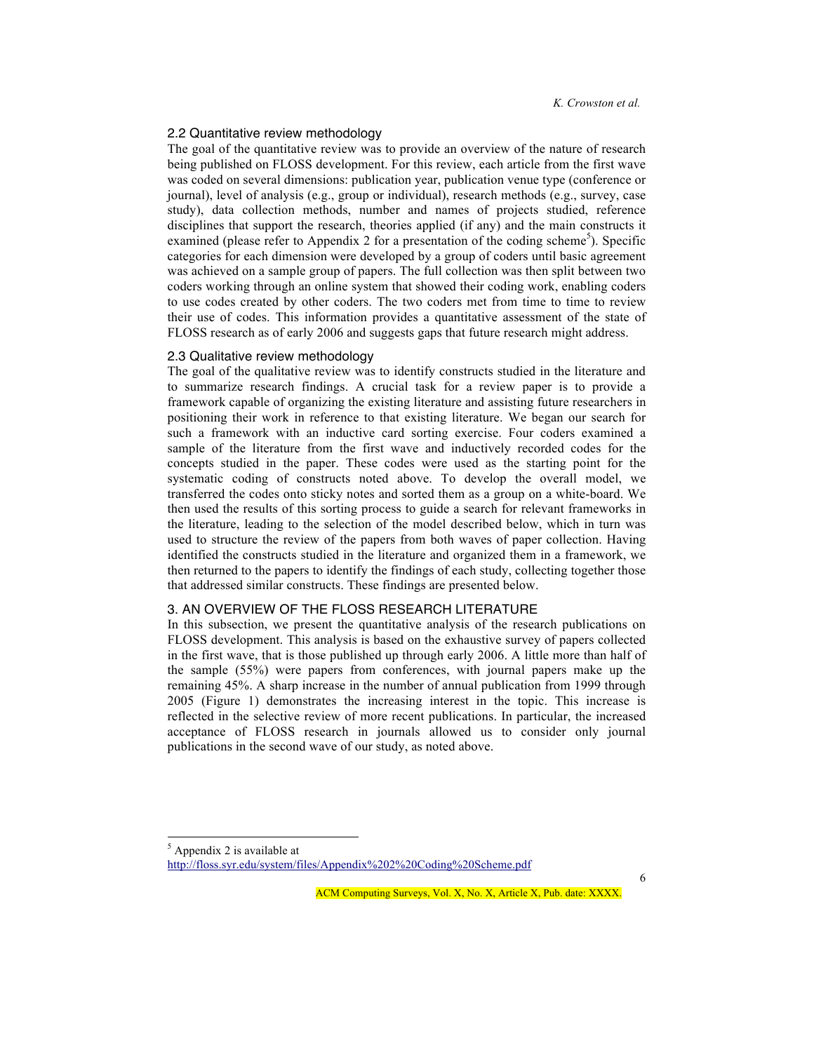### 2.2 Quantitative review methodology

The goal of the quantitative review was to provide an overview of the nature of research being published on FLOSS development. For this review, each article from the first wave was coded on several dimensions: publication year, publication venue type (conference or journal), level of analysis (e.g., group or individual), research methods (e.g., survey, case study), data collection methods, number and names of projects studied, reference disciplines that support the research, theories applied (if any) and the main constructs it examined (please refer to Appendix 2 for a presentation of the coding scheme[5]). Specific categories for each dimension were developed by a group of coders until basic agreement was achieved on a sample group of papers. The full collection was then split between two coders working through an online system that showed their coding work, enabling coders to use codes created by other coders. The two coders met from time to time to review their use of codes. This information provides a quantitative assessment of the state of FLOSS research as of early 2006 and suggests gaps that future research might address.

### 2.3 Qualitative review methodology

The goal of the qualitative review was to identify constructs studied in the literature and to summarize research findings. A crucial task for a review paper is to provide a framework capable of organizing the existing literature and assisting future researchers in positioning their work in reference to that existing literature. We began our search for such a framework with an inductive card sorting exercise. Four coders examined a sample of the literature from the first wave and inductively recorded codes for the concepts studied in the paper. These codes were used as the starting point for the systematic coding of constructs noted above. To develop the overall model, we transferred the codes onto sticky notes and sorted them as a group on a white-board. We then used the results of this sorting process to guide a search for relevant frameworks in the literature, leading to the selection of the model described below, which in turn was used to structure the review of the papers from both waves of paper collection. Having identified the constructs studied in the literature and organized them in a framework, we then returned to the papers to identify the findings of each study, collecting together those that addressed similar constructs. These findings are presented below.

## 3. AN OVERVIEW OF THE FLOSS RESEARCH LITERATURE

In this subsection, we present the quantitative analysis of the research publications on FLOSS development. This analysis is based on the exhaustive survey of papers collected in the first wave, that is those published up through early 2006. A little more than half of the sample (55%) were papers from conferences, with journal papers make up the remaining 45%. A sharp increase in the number of annual publication from 1999 through 2005 (Figure 1) demonstrates the increasing interest in the topic. This increase is reflected in the selective review of more recent publications. In particular, the increased acceptance of FLOSS research in journals allowed us to consider only journal publications in the second wave of our study, as noted above.

---

[5] Appendix 2 is available at http://floss.syr.edu/system/files/Appendix%202%20Coding%20Scheme.pdf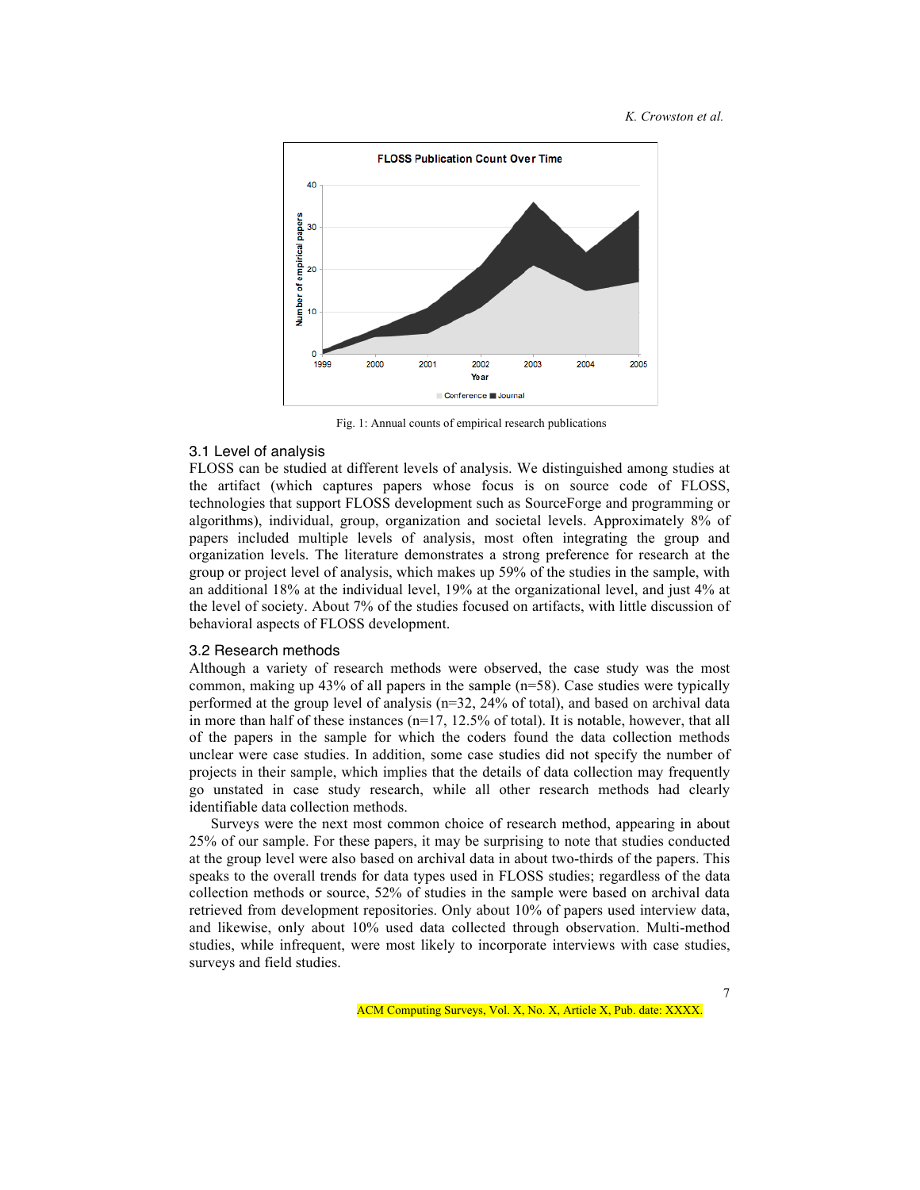Fig. 1: Annual counts of empirical research publications

### 3.1 Level of analysis

FLOSS can be studied at different levels of analysis. We distinguished among studies at the artifact (which captures papers whose focus is on source code of FLOSS, technologies that support FLOSS development such as SourceForge and programming or algorithms), individual, group, organization and societal levels. Approximately 8% of papers included multiple levels of analysis, most often integrating the group and organization levels. The literature demonstrates a strong preference for research at the group or project level of analysis, which makes up 59% of the studies in the sample, with an additional 18% at the individual level, 19% at the organizational level, and just 4% at the level of society. About 7% of the studies focused on artifacts, with little discussion of behavioral aspects of FLOSS development.

### 3.2 Research methods

Although a variety of research methods were observed, the case study was the most common, making up 43% of all papers in the sample (n=58). Case studies were typically performed at the group level of analysis (n=32, 24% of total), and based on archival data in more than half of these instances (n=17, 12.5% of total). It is notable, however, that all of the papers in the sample for which the coders found the data collection methods unclear were case studies. In addition, some case studies did not specify the number of projects in their sample, which implies that the details of data collection may frequently go unstated in case study research, while all other research methods had clearly identifiable data collection methods.

Surveys were the next most common choice of research method, appearing in about 25% of our sample. For these papers, it may be surprising to note that studies conducted at the group level were also based on archival data in about two-thirds of the papers. This speaks to the overall trends for data types used in FLOSS studies; regardless of the data collection methods or source, 52% of studies in the sample were based on archival data retrieved from development repositories. Only about 10% of papers used interview data, and likewise, only about 10% used data collected through observation. Multi-method studies, while infrequent, were most likely to incorporate interviews with case studies, surveys and field studies.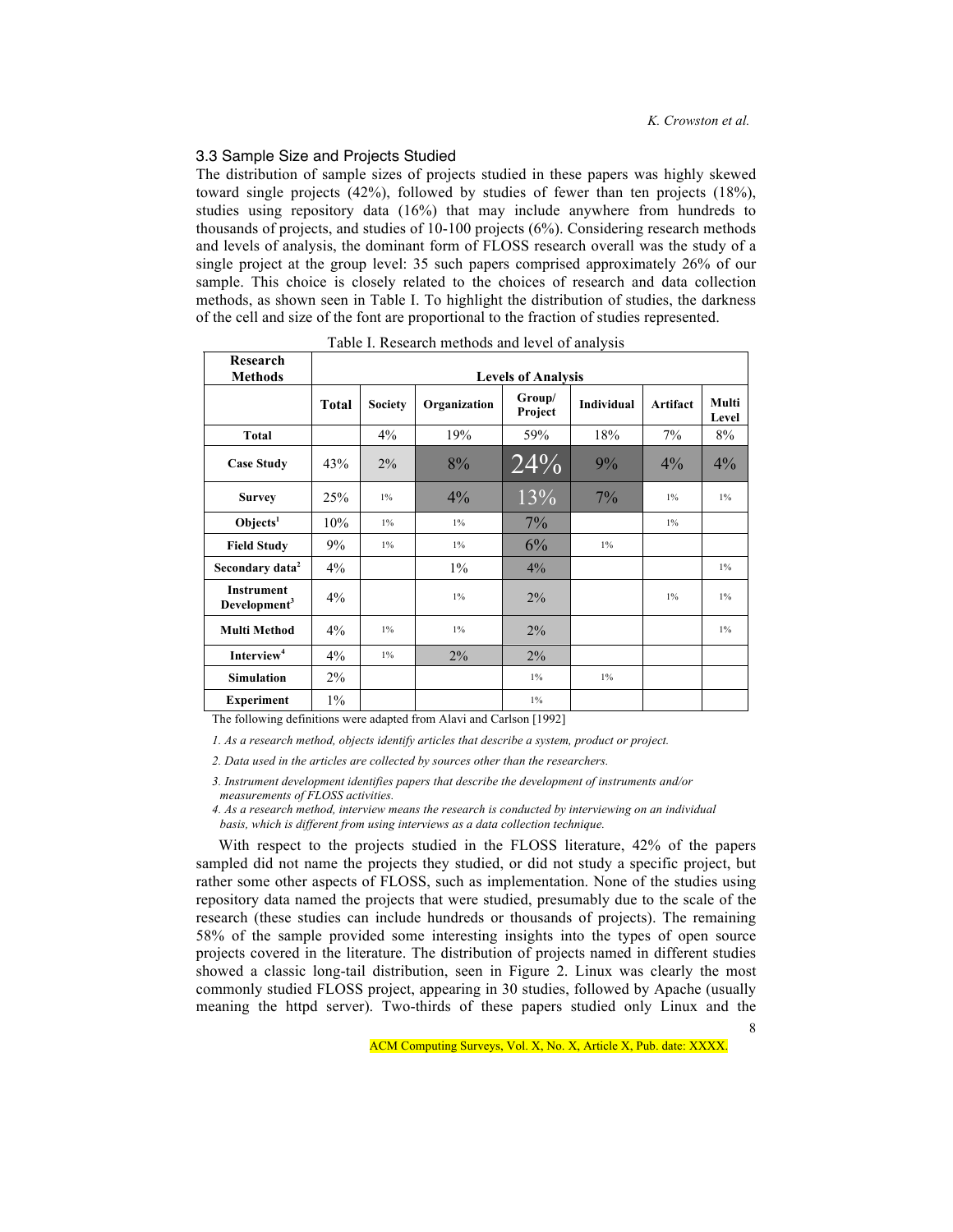### 3.3 Sample Size and Projects Studied

The distribution of sample sizes of projects studied in these papers was highly skewed toward single projects (42%), followed by studies of fewer than ten projects (18%), studies using repository data (16%) that may include anywhere from hundreds to thousands of projects, and studies of 10-100 projects (6%). Considering research methods and levels of analysis, the dominant form of FLOSS research overall was the study of a single project at the group level: 35 such papers comprised approximately 26% of our sample. This choice is closely related to the choices of research and data collection methods, as shown seen in Table I. To highlight the distribution of studies, the darkness of the cell and size of the font are proportional to the fraction of studies represented.

Table I. Research methods and level of analysis

| Research Methods | Levels of Analysis | | | | | | |
|---|---|---|---|---|---|---|---|
| | Total | Society | Organization | Group/ Project | Individual | Artifact | Multi Level |
| **Total** | | 4% | 19% | 59% | 18% | 7% | 8% |
| **Case Study** | 43% | 2% | 8% | 24% | 9% | 4% | 4% |
| **Survey** | 25% | 1% | 4% | 13% | 7% | 1% | 1% |
| **Objects[1]** | 10% | 1% | 1% | 7% | | 1% | |
| **Field Study** | 9% | 1% | 1% | 6% | 1% | | |
| **Secondary data[2]** | 4% | | 1% | 4% | | | 1% |
| **Instrument Development[3]** | 4% | | 1% | 2% | | 1% | 1% |
| **Multi Method** | 4% | 1% | 1% | 2% | | | 1% |
| **Interview[4]** | 4% | 1% | 2% | 2% | | | |
| **Simulation** | 2% | | | 1% | 1% | | |
| **Experiment** | 1% | | | 1% | | | |

The following definitions were adapted from Alavi and Carlson [1992]

*1. As a research method, objects identify articles that describe a system, product or project.*

*2. Data used in the articles are collected by sources other than the researchers.*

*3. Instrument development identifies papers that describe the development of instruments and/or measurements of FLOSS activities.*

*4. As a research method, interview means the research is conducted by interviewing on an individual basis, which is different from using interviews as a data collection technique.*

With respect to the projects studied in the FLOSS literature, 42% of the papers sampled did not name the projects they studied, or did not study a specific project, but rather some other aspects of FLOSS, such as implementation. None of the studies using repository data named the projects that were studied, presumably due to the scale of the research (these studies can include hundreds or thousands of projects). The remaining 58% of the sample provided some interesting insights into the types of open source projects covered in the literature. The distribution of projects named in different studies showed a classic long-tail distribution, seen in Figure 2. Linux was clearly the most commonly studied FLOSS project, appearing in 30 studies, followed by Apache (usually meaning the httpd server). Two-thirds of these papers studied only Linux and the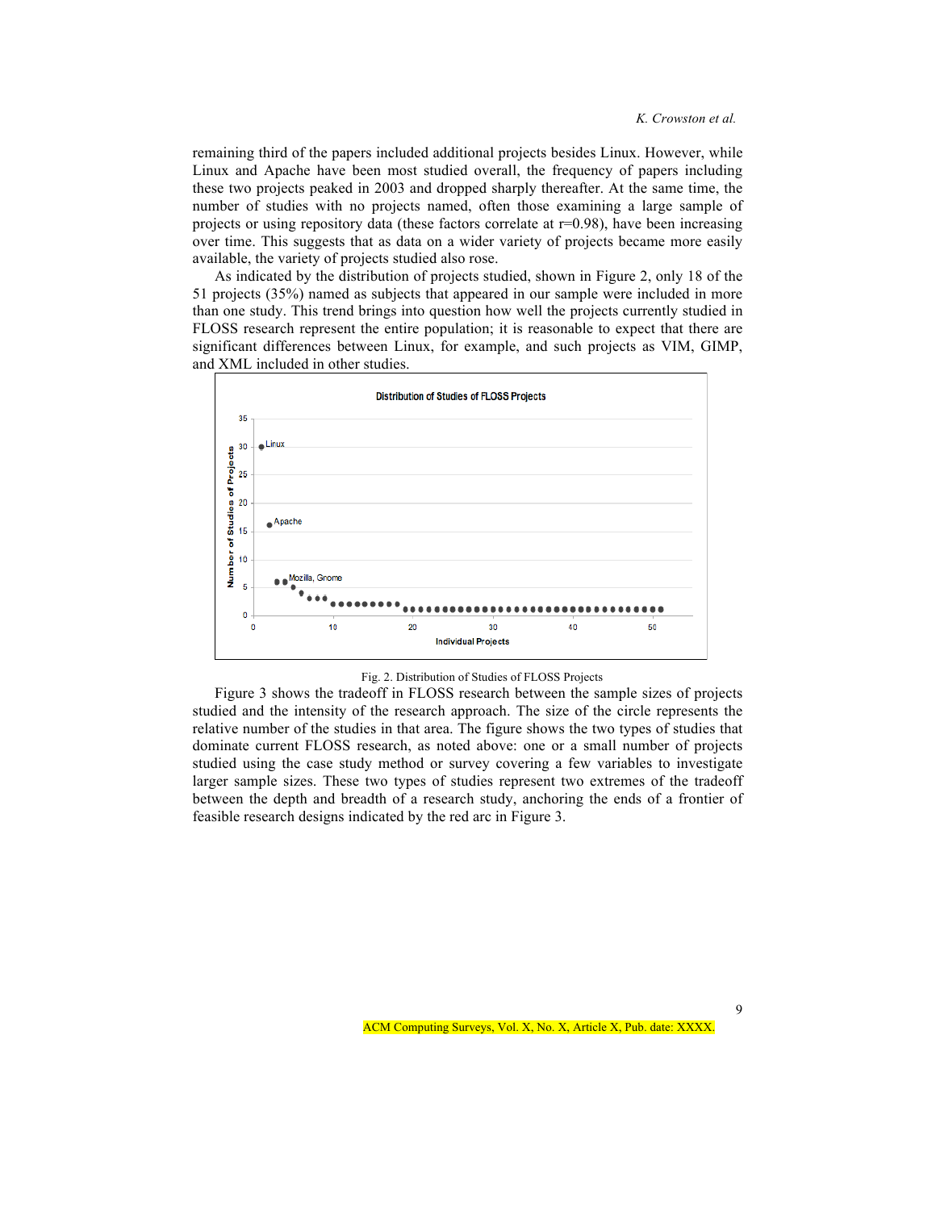remaining third of the papers included additional projects besides Linux. However, while Linux and Apache have been most studied overall, the frequency of papers including these two projects peaked in 2003 and dropped sharply thereafter. At the same time, the number of studies with no projects named, often those examining a large sample of projects or using repository data (these factors correlate at r=0.98), have been increasing over time. This suggests that as data on a wider variety of projects became more easily available, the variety of projects studied also rose.

As indicated by the distribution of projects studied, shown in Figure 2, only 18 of the 51 projects (35%) named as subjects that appeared in our sample were included in more than one study. This trend brings into question how well the projects currently studied in FLOSS research represent the entire population; it is reasonable to expect that there are significant differences between Linux, for example, and such projects as VIM, GIMP, and XML included in other studies.

Fig. 2. Distribution of Studies of FLOSS Projects

Figure 3 shows the tradeoff in FLOSS research between the sample sizes of projects studied and the intensity of the research approach. The size of the circle represents the relative number of the studies in that area. The figure shows the two types of studies that dominate current FLOSS research, as noted above: one or a small number of projects studied using the case study method or survey covering a few variables to investigate larger sample sizes. These two types of studies represent two extremes of the tradeoff between the depth and breadth of a research study, anchoring the ends of a frontier of feasible research designs indicated by the red arc in Figure 3.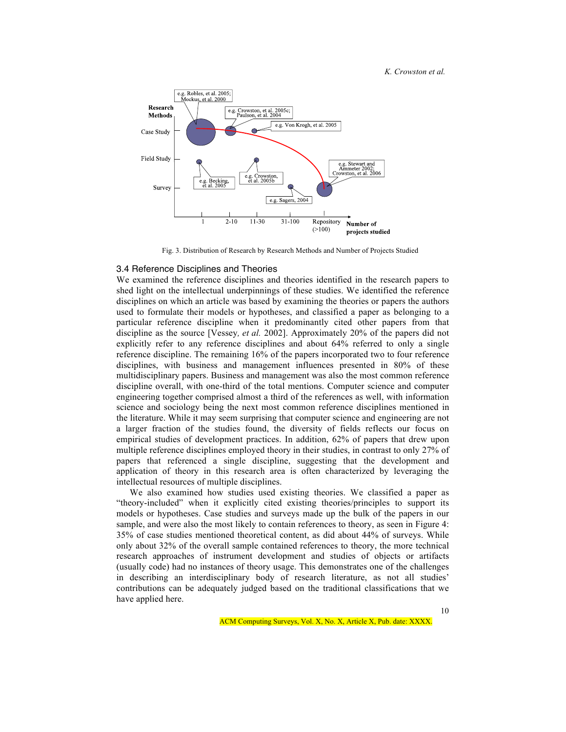Fig. 3. Distribution of Research by Research Methods and Number of Projects Studied

### 3.4 Reference Disciplines and Theories

We examined the reference disciplines and theories identified in the research papers to shed light on the intellectual underpinnings of these studies. We identified the reference disciplines on which an article was based by examining the theories or papers the authors used to formulate their models or hypotheses, and classified a paper as belonging to a particular reference discipline when it predominantly cited other papers from that discipline as the source [Vessey, *et al.* 2002]. Approximately 20% of the papers did not explicitly refer to any reference disciplines and about 64% referred to only a single reference discipline. The remaining 16% of the papers incorporated two to four reference disciplines, with business and management influences presented in 80% of these multidisciplinary papers. Business and management was also the most common reference discipline overall, with one-third of the total mentions. Computer science and computer engineering together comprised almost a third of the references as well, with information science and sociology being the next most common reference disciplines mentioned in the literature. While it may seem surprising that computer science and engineering are not a larger fraction of the studies found, the diversity of fields reflects our focus on empirical studies of development practices. In addition, 62% of papers that drew upon multiple reference disciplines employed theory in their studies, in contrast to only 27% of papers that referenced a single discipline, suggesting that the development and application of theory in this research area is often characterized by leveraging the intellectual resources of multiple disciplines.

We also examined how studies used existing theories. We classified a paper as "theory-included" when it explicitly cited existing theories/principles to support its models or hypotheses. Case studies and surveys made up the bulk of the papers in our sample, and were also the most likely to contain references to theory, as seen in Figure 4: 35% of case studies mentioned theoretical content, as did about 44% of surveys. While only about 32% of the overall sample contained references to theory, the more technical research approaches of instrument development and studies of objects or artifacts (usually code) had no instances of theory usage. This demonstrates one of the challenges in describing an interdisciplinary body of research literature, as not all studies' contributions can be adequately judged based on the traditional classifications that we have applied here.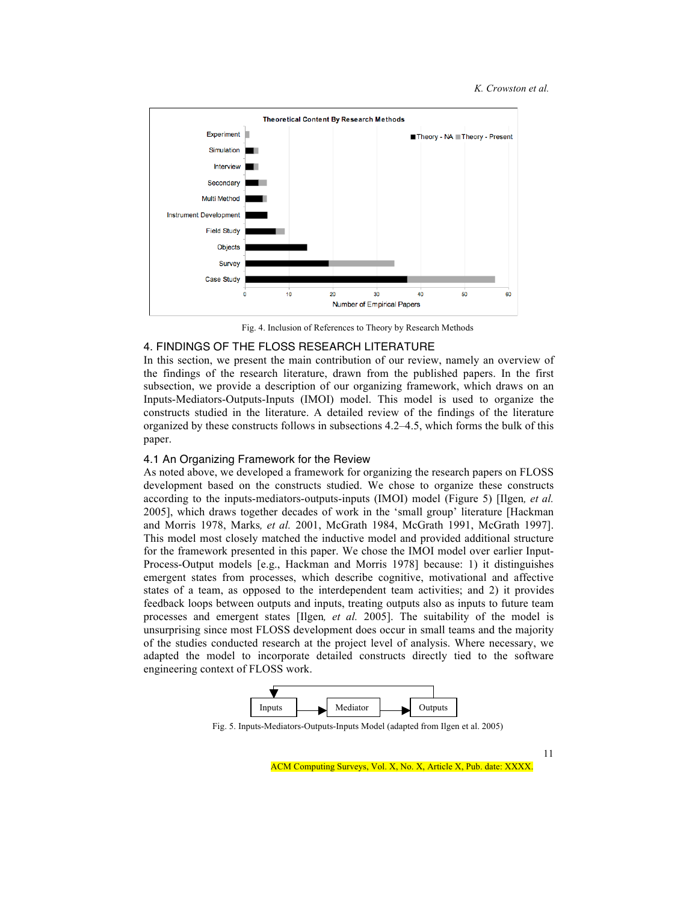Fig. 4. Inclusion of References to Theory by Research Methods

## 4. FINDINGS OF THE FLOSS RESEARCH LITERATURE

In this section, we present the main contribution of our review, namely an overview of the findings of the research literature, drawn from the published papers. In the first subsection, we provide a description of our organizing framework, which draws on an Inputs-Mediators-Outputs-Inputs (IMOI) model. This model is used to organize the constructs studied in the literature. A detailed review of the findings of the literature organized by these constructs follows in subsections 4.2–4.5, which forms the bulk of this paper.

### 4.1 An Organizing Framework for the Review

As noted above, we developed a framework for organizing the research papers on FLOSS development based on the constructs studied. We chose to organize these constructs according to the inputs-mediators-outputs-inputs (IMOI) model (Figure 5) [Ilgen*, et al.* 2005], which draws together decades of work in the 'small group' literature [Hackman and Morris 1978, Marks*, et al.* 2001, McGrath 1984, McGrath 1991, McGrath 1997]. This model most closely matched the inductive model and provided additional structure for the framework presented in this paper. We chose the IMOI model over earlier Input-Process-Output models [e.g., Hackman and Morris 1978] because: 1) it distinguishes emergent states from processes, which describe cognitive, motivational and affective states of a team, as opposed to the interdependent team activities; and 2) it provides feedback loops between outputs and inputs, treating outputs also as inputs to future team processes and emergent states [Ilgen*, et al.* 2005]. The suitability of the model is unsurprising since most FLOSS development does occur in small teams and the majority of the studies conducted research at the project level of analysis. Where necessary, we adapted the model to incorporate detailed constructs directly tied to the software engineering context of FLOSS work.

Fig. 5. Inputs-Mediators-Outputs-Inputs Model (adapted from Ilgen et al. 2005)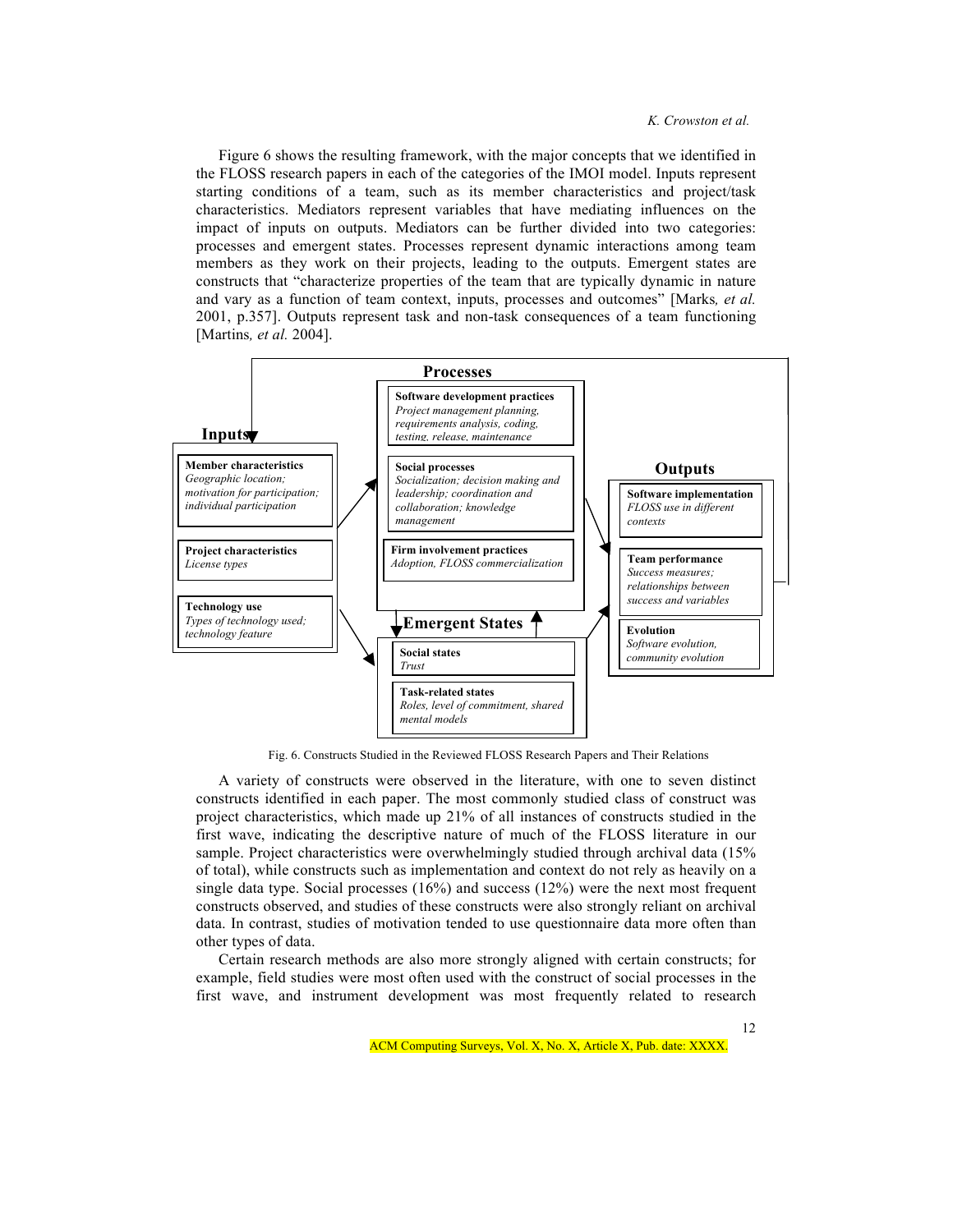Figure 6 shows the resulting framework, with the major concepts that we identified in the FLOSS research papers in each of the categories of the IMOI model. Inputs represent starting conditions of a team, such as its member characteristics and project/task characteristics. Mediators represent variables that have mediating influences on the impact of inputs on outputs. Mediators can be further divided into two categories: processes and emergent states. Processes represent dynamic interactions among team members as they work on their projects, leading to the outputs. Emergent states are constructs that "characterize properties of the team that are typically dynamic in nature and vary as a function of team context, inputs, processes and outcomes" [Marks*, et al.* 2001, p.357]. Outputs represent task and non-task consequences of a team functioning [Martins*, et al.* 2004].

**Inputs**

- **Member characteristics**
  *Geographic location; motivation for participation; individual participation*
- **Project characteristics**
  *License types*
- **Technology use**
  *Types of technology used; technology feature*

**Processes**

- **Software development practices**
  *Project management planning, requirements analysis, coding, testing, release, maintenance*
- **Social processes**
  *Socialization; decision making and leadership; coordination and collaboration; knowledge management*
- **Firm involvement practices**
  *Adoption, FLOSS commercialization*

**Emergent States**

- **Social states**
  *Trust*
- **Task-related states**
  *Roles, level of commitment, shared mental models*

**Outputs**

- **Software implementation**
  *FLOSS use in different contexts*
- **Team performance**
  *Success measures; relationships between success and variables*
- **Evolution**
  *Software evolution, community evolution*

Fig. 6. Constructs Studied in the Reviewed FLOSS Research Papers and Their Relations

A variety of constructs were observed in the literature, with one to seven distinct constructs identified in each paper. The most commonly studied class of construct was project characteristics, which made up 21% of all instances of constructs studied in the first wave, indicating the descriptive nature of much of the FLOSS literature in our sample. Project characteristics were overwhelmingly studied through archival data (15% of total), while constructs such as implementation and context do not rely as heavily on a single data type. Social processes (16%) and success (12%) were the next most frequent constructs observed, and studies of these constructs were also strongly reliant on archival data. In contrast, studies of motivation tended to use questionnaire data more often than other types of data.

Certain research methods are also more strongly aligned with certain constructs; for example, field studies were most often used with the construct of social processes in the first wave, and instrument development was most frequently related to research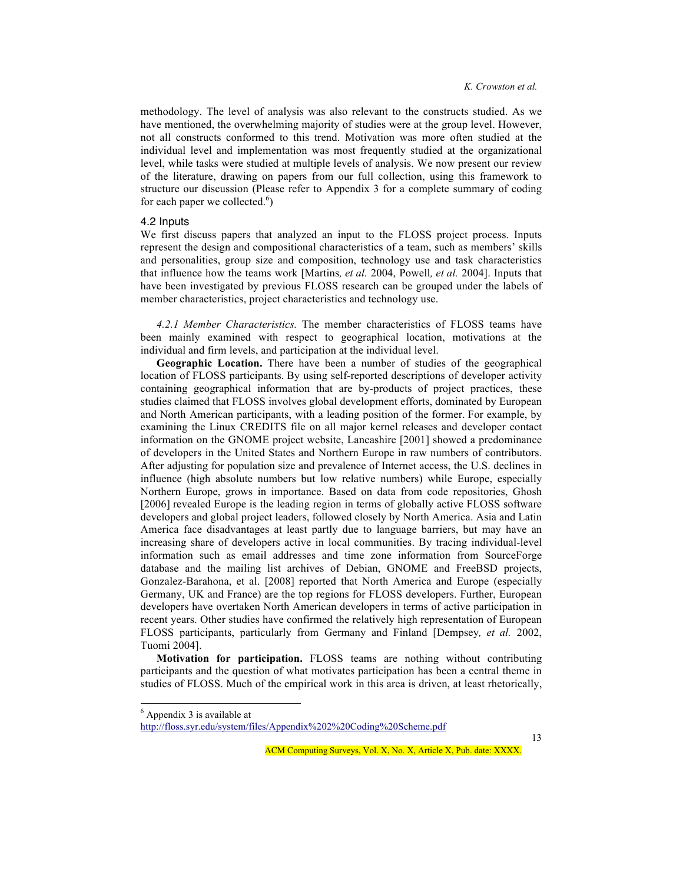methodology. The level of analysis was also relevant to the constructs studied. As we have mentioned, the overwhelming majority of studies were at the group level. However, not all constructs conformed to this trend. Motivation was more often studied at the individual level and implementation was most frequently studied at the organizational level, while tasks were studied at multiple levels of analysis. We now present our review of the literature, drawing on papers from our full collection, using this framework to structure our discussion (Please refer to Appendix 3 for a complete summary of coding for each paper we collected.[6])

## 4.2 Inputs

We first discuss papers that analyzed an input to the FLOSS project process. Inputs represent the design and compositional characteristics of a team, such as members' skills and personalities, group size and composition, technology use and task characteristics that influence how the teams work [Martins*, et al.* 2004, Powell*, et al.* 2004]. Inputs that have been investigated by previous FLOSS research can be grouped under the labels of member characteristics, project characteristics and technology use.

*4.2.1 Member Characteristics.* The member characteristics of FLOSS teams have been mainly examined with respect to geographical location, motivations at the individual and firm levels, and participation at the individual level.

**Geographic Location.** There have been a number of studies of the geographical location of FLOSS participants. By using self-reported descriptions of developer activity containing geographical information that are by-products of project practices, these studies claimed that FLOSS involves global development efforts, dominated by European and North American participants, with a leading position of the former. For example, by examining the Linux CREDITS file on all major kernel releases and developer contact information on the GNOME project website, Lancashire [2001] showed a predominance of developers in the United States and Northern Europe in raw numbers of contributors. After adjusting for population size and prevalence of Internet access, the U.S. declines in influence (high absolute numbers but low relative numbers) while Europe, especially Northern Europe, grows in importance. Based on data from code repositories, Ghosh [2006] revealed Europe is the leading region in terms of globally active FLOSS software developers and global project leaders, followed closely by North America. Asia and Latin America face disadvantages at least partly due to language barriers, but may have an increasing share of developers active in local communities. By tracing individual-level information such as email addresses and time zone information from SourceForge database and the mailing list archives of Debian, GNOME and FreeBSD projects, Gonzalez-Barahona, et al. [2008] reported that North America and Europe (especially Germany, UK and France) are the top regions for FLOSS developers. Further, European developers have overtaken North American developers in terms of active participation in recent years. Other studies have confirmed the relatively high representation of European FLOSS participants, particularly from Germany and Finland [Dempsey*, et al.* 2002, Tuomi 2004].

**Motivation for participation.** FLOSS teams are nothing without contributing participants and the question of what motivates participation has been a central theme in studies of FLOSS. Much of the empirical work in this area is driven, at least rhetorically,

---

[6] Appendix 3 is available at http://floss.syr.edu/system/files/Appendix%202%20Coding%20Scheme.pdf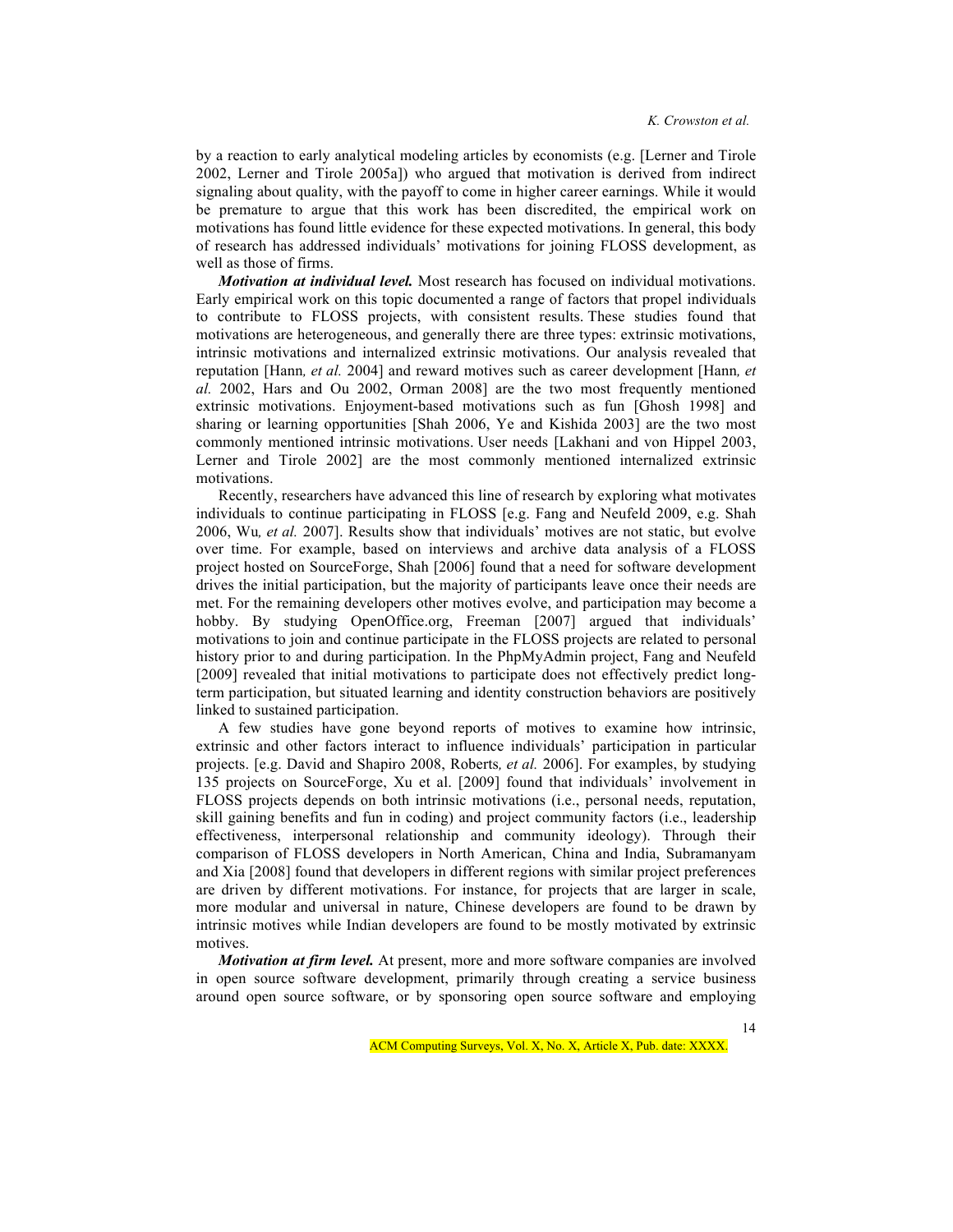by a reaction to early analytical modeling articles by economists (e.g. [Lerner and Tirole 2002, Lerner and Tirole 2005a]) who argued that motivation is derived from indirect signaling about quality, with the payoff to come in higher career earnings. While it would be premature to argue that this work has been discredited, the empirical work on motivations has found little evidence for these expected motivations. In general, this body of research has addressed individuals' motivations for joining FLOSS development, as well as those of firms.

***Motivation at individual level.*** Most research has focused on individual motivations. Early empirical work on this topic documented a range of factors that propel individuals to contribute to FLOSS projects, with consistent results. These studies found that motivations are heterogeneous, and generally there are three types: extrinsic motivations, intrinsic motivations and internalized extrinsic motivations. Our analysis revealed that reputation [Hann*, et al.* 2004] and reward motives such as career development [Hann*, et al.* 2002, Hars and Ou 2002, Orman 2008] are the two most frequently mentioned extrinsic motivations. Enjoyment-based motivations such as fun [Ghosh 1998] and sharing or learning opportunities [Shah 2006, Ye and Kishida 2003] are the two most commonly mentioned intrinsic motivations. User needs [Lakhani and von Hippel 2003, Lerner and Tirole 2002] are the most commonly mentioned internalized extrinsic motivations.

Recently, researchers have advanced this line of research by exploring what motivates individuals to continue participating in FLOSS [e.g. Fang and Neufeld 2009, e.g. Shah 2006, Wu*, et al.* 2007]. Results show that individuals' motives are not static, but evolve over time. For example, based on interviews and archive data analysis of a FLOSS project hosted on SourceForge, Shah [2006] found that a need for software development drives the initial participation, but the majority of participants leave once their needs are met. For the remaining developers other motives evolve, and participation may become a hobby. By studying OpenOffice.org, Freeman [2007] argued that individuals' motivations to join and continue participate in the FLOSS projects are related to personal history prior to and during participation. In the PhpMyAdmin project, Fang and Neufeld [2009] revealed that initial motivations to participate does not effectively predict long-term participation, but situated learning and identity construction behaviors are positively linked to sustained participation.

A few studies have gone beyond reports of motives to examine how intrinsic, extrinsic and other factors interact to influence individuals' participation in particular projects. [e.g. David and Shapiro 2008, Roberts*, et al.* 2006]. For examples, by studying 135 projects on SourceForge, Xu et al. [2009] found that individuals' involvement in FLOSS projects depends on both intrinsic motivations (i.e., personal needs, reputation, skill gaining benefits and fun in coding) and project community factors (i.e., leadership effectiveness, interpersonal relationship and community ideology). Through their comparison of FLOSS developers in North American, China and India, Subramanyam and Xia [2008] found that developers in different regions with similar project preferences are driven by different motivations. For instance, for projects that are larger in scale, more modular and universal in nature, Chinese developers are found to be drawn by intrinsic motives while Indian developers are found to be mostly motivated by extrinsic motives.

***Motivation at firm level.*** At present, more and more software companies are involved in open source software development, primarily through creating a service business around open source software, or by sponsoring open source software and employing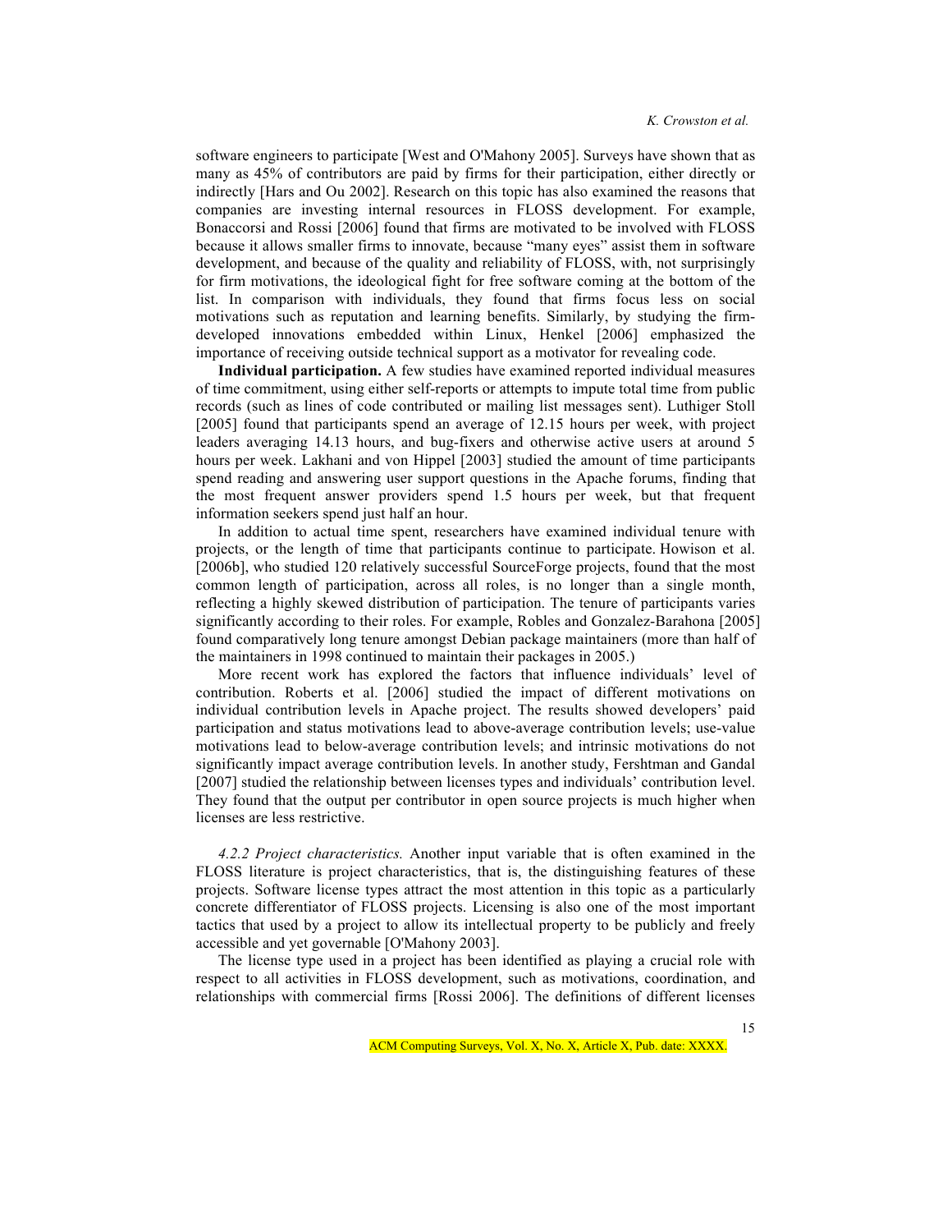software engineers to participate [West and O'Mahony 2005]. Surveys have shown that as many as 45% of contributors are paid by firms for their participation, either directly or indirectly [Hars and Ou 2002]. Research on this topic has also examined the reasons that companies are investing internal resources in FLOSS development. For example, Bonaccorsi and Rossi [2006] found that firms are motivated to be involved with FLOSS because it allows smaller firms to innovate, because "many eyes" assist them in software development, and because of the quality and reliability of FLOSS, with, not surprisingly for firm motivations, the ideological fight for free software coming at the bottom of the list. In comparison with individuals, they found that firms focus less on social motivations such as reputation and learning benefits. Similarly, by studying the firm-developed innovations embedded within Linux, Henkel [2006] emphasized the importance of receiving outside technical support as a motivator for revealing code.

**Individual participation.** A few studies have examined reported individual measures of time commitment, using either self-reports or attempts to impute total time from public records (such as lines of code contributed or mailing list messages sent). Luthiger Stoll [2005] found that participants spend an average of 12.15 hours per week, with project leaders averaging 14.13 hours, and bug-fixers and otherwise active users at around 5 hours per week. Lakhani and von Hippel [2003] studied the amount of time participants spend reading and answering user support questions in the Apache forums, finding that the most frequent answer providers spend 1.5 hours per week, but that frequent information seekers spend just half an hour.

In addition to actual time spent, researchers have examined individual tenure with projects, or the length of time that participants continue to participate. Howison et al. [2006b], who studied 120 relatively successful SourceForge projects, found that the most common length of participation, across all roles, is no longer than a single month, reflecting a highly skewed distribution of participation. The tenure of participants varies significantly according to their roles. For example, Robles and Gonzalez-Barahona [2005] found comparatively long tenure amongst Debian package maintainers (more than half of the maintainers in 1998 continued to maintain their packages in 2005.)

More recent work has explored the factors that influence individuals' level of contribution. Roberts et al. [2006] studied the impact of different motivations on individual contribution levels in Apache project. The results showed developers' paid participation and status motivations lead to above-average contribution levels; use-value motivations lead to below-average contribution levels; and intrinsic motivations do not significantly impact average contribution levels. In another study, Fershtman and Gandal [2007] studied the relationship between licenses types and individuals' contribution level. They found that the output per contributor in open source projects is much higher when licenses are less restrictive.

*4.2.2 Project characteristics.* Another input variable that is often examined in the FLOSS literature is project characteristics, that is, the distinguishing features of these projects. Software license types attract the most attention in this topic as a particularly concrete differentiator of FLOSS projects. Licensing is also one of the most important tactics that used by a project to allow its intellectual property to be publicly and freely accessible and yet governable [O'Mahony 2003].

The license type used in a project has been identified as playing a crucial role with respect to all activities in FLOSS development, such as motivations, coordination, and relationships with commercial firms [Rossi 2006]. The definitions of different licenses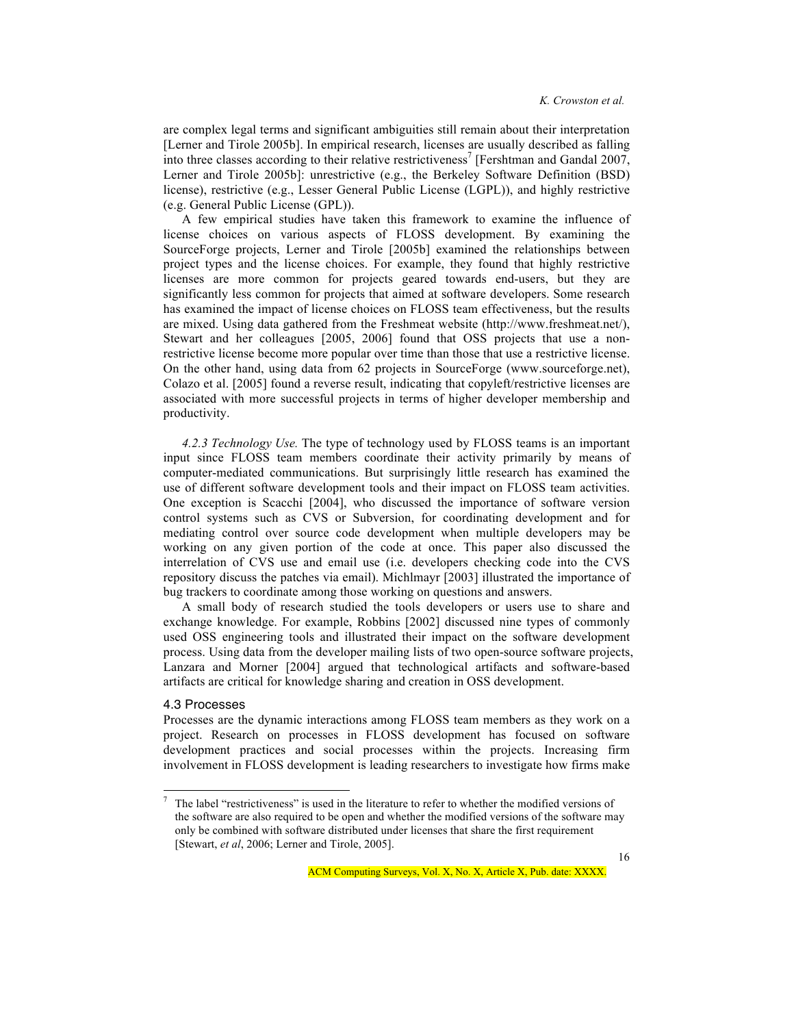are complex legal terms and significant ambiguities still remain about their interpretation [Lerner and Tirole 2005b]. In empirical research, licenses are usually described as falling into three classes according to their relative restrictiveness[7] [Fershtman and Gandal 2007, Lerner and Tirole 2005b]: unrestrictive (e.g., the Berkeley Software Definition (BSD) license), restrictive (e.g., Lesser General Public License (LGPL)), and highly restrictive (e.g. General Public License (GPL)).

A few empirical studies have taken this framework to examine the influence of license choices on various aspects of FLOSS development. By examining the SourceForge projects, Lerner and Tirole [2005b] examined the relationships between project types and the license choices. For example, they found that highly restrictive licenses are more common for projects geared towards end-users, but they are significantly less common for projects that aimed at software developers. Some research has examined the impact of license choices on FLOSS team effectiveness, but the results are mixed. Using data gathered from the Freshmeat website (http://www.freshmeat.net/), Stewart and her colleagues [2005, 2006] found that OSS projects that use a non-restrictive license become more popular over time than those that use a restrictive license. On the other hand, using data from 62 projects in SourceForge (www.sourceforge.net), Colazo et al. [2005] found a reverse result, indicating that copyleft/restrictive licenses are associated with more successful projects in terms of higher developer membership and productivity.

*4.2.3 Technology Use.* The type of technology used by FLOSS teams is an important input since FLOSS team members coordinate their activity primarily by means of computer-mediated communications. But surprisingly little research has examined the use of different software development tools and their impact on FLOSS team activities. One exception is Scacchi [2004], who discussed the importance of software version control systems such as CVS or Subversion, for coordinating development and for mediating control over source code development when multiple developers may be working on any given portion of the code at once. This paper also discussed the interrelation of CVS use and email use (i.e. developers checking code into the CVS repository discuss the patches via email). Michlmayr [2003] illustrated the importance of bug trackers to coordinate among those working on questions and answers.

A small body of research studied the tools developers or users use to share and exchange knowledge. For example, Robbins [2002] discussed nine types of commonly used OSS engineering tools and illustrated their impact on the software development process. Using data from the developer mailing lists of two open-source software projects, Lanzara and Morner [2004] argued that technological artifacts and software-based artifacts are critical for knowledge sharing and creation in OSS development.

### 4.3 Processes

Processes are the dynamic interactions among FLOSS team members as they work on a project. Research on processes in FLOSS development has focused on software development practices and social processes within the projects. Increasing firm involvement in FLOSS development is leading researchers to investigate how firms make

---

[7] The label "restrictiveness" is used in the literature to refer to whether the modified versions of the software are also required to be open and whether the modified versions of the software may only be combined with software distributed under licenses that share the first requirement [Stewart, *et al*, 2006; Lerner and Tirole, 2005].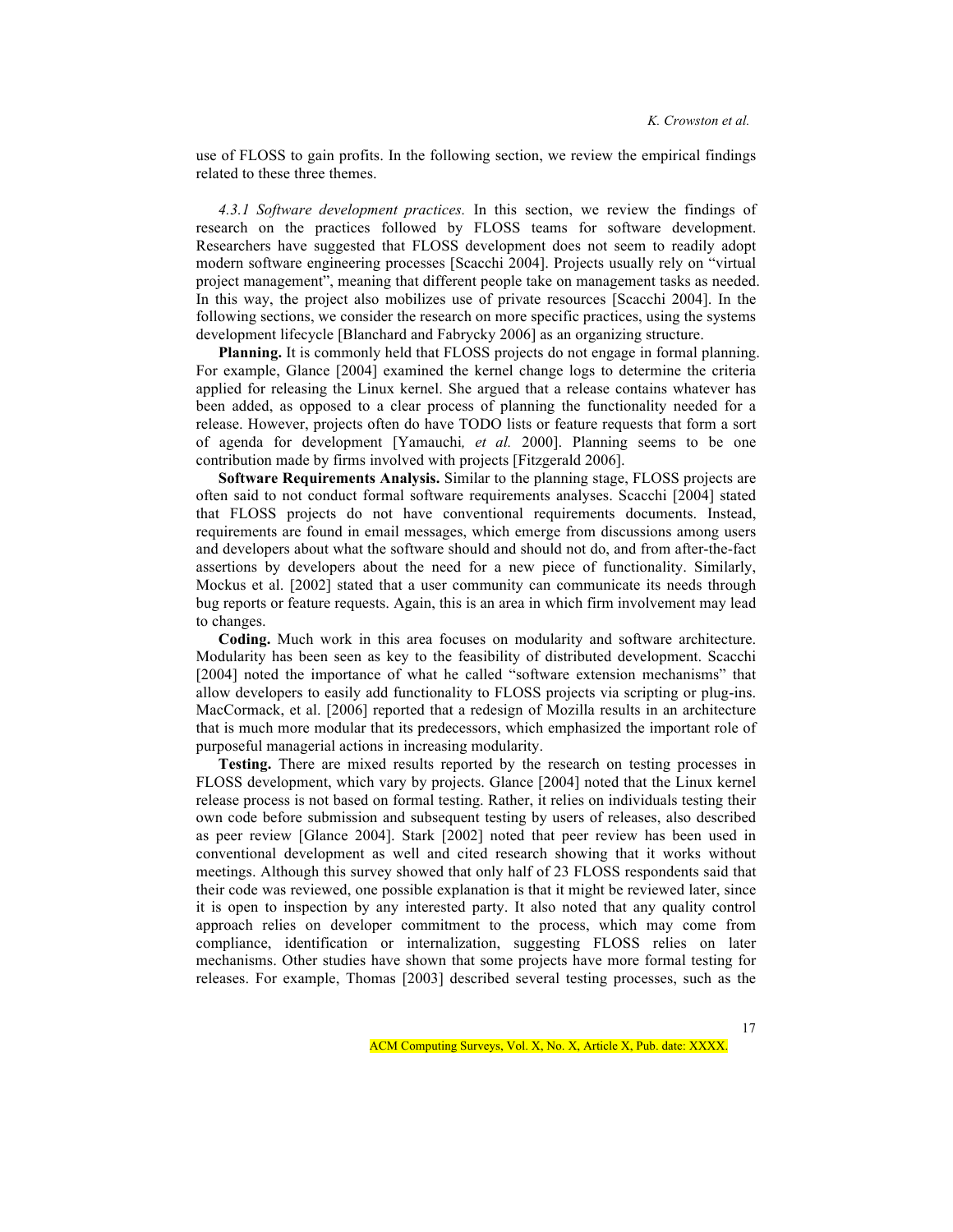use of FLOSS to gain profits. In the following section, we review the empirical findings related to these three themes.

*4.3.1 Software development practices.* In this section, we review the findings of research on the practices followed by FLOSS teams for software development. Researchers have suggested that FLOSS development does not seem to readily adopt modern software engineering processes [Scacchi 2004]. Projects usually rely on "virtual project management", meaning that different people take on management tasks as needed. In this way, the project also mobilizes use of private resources [Scacchi 2004]. In the following sections, we consider the research on more specific practices, using the systems development lifecycle [Blanchard and Fabrycky 2006] as an organizing structure.

**Planning.** It is commonly held that FLOSS projects do not engage in formal planning. For example, Glance [2004] examined the kernel change logs to determine the criteria applied for releasing the Linux kernel. She argued that a release contains whatever has been added, as opposed to a clear process of planning the functionality needed for a release. However, projects often do have TODO lists or feature requests that form a sort of agenda for development [Yamauchi*, et al.* 2000]. Planning seems to be one contribution made by firms involved with projects [Fitzgerald 2006].

**Software Requirements Analysis.** Similar to the planning stage, FLOSS projects are often said to not conduct formal software requirements analyses. Scacchi [2004] stated that FLOSS projects do not have conventional requirements documents. Instead, requirements are found in email messages, which emerge from discussions among users and developers about what the software should and should not do, and from after-the-fact assertions by developers about the need for a new piece of functionality. Similarly, Mockus et al. [2002] stated that a user community can communicate its needs through bug reports or feature requests. Again, this is an area in which firm involvement may lead to changes.

**Coding.** Much work in this area focuses on modularity and software architecture. Modularity has been seen as key to the feasibility of distributed development. Scacchi [2004] noted the importance of what he called "software extension mechanisms" that allow developers to easily add functionality to FLOSS projects via scripting or plug-ins. MacCormack, et al. [2006] reported that a redesign of Mozilla results in an architecture that is much more modular that its predecessors, which emphasized the important role of purposeful managerial actions in increasing modularity.

**Testing.** There are mixed results reported by the research on testing processes in FLOSS development, which vary by projects. Glance [2004] noted that the Linux kernel release process is not based on formal testing. Rather, it relies on individuals testing their own code before submission and subsequent testing by users of releases, also described as peer review [Glance 2004]. Stark [2002] noted that peer review has been used in conventional development as well and cited research showing that it works without meetings. Although this survey showed that only half of 23 FLOSS respondents said that their code was reviewed, one possible explanation is that it might be reviewed later, since it is open to inspection by any interested party. It also noted that any quality control approach relies on developer commitment to the process, which may come from compliance, identification or internalization, suggesting FLOSS relies on later mechanisms. Other studies have shown that some projects have more formal testing for releases. For example, Thomas [2003] described several testing processes, such as the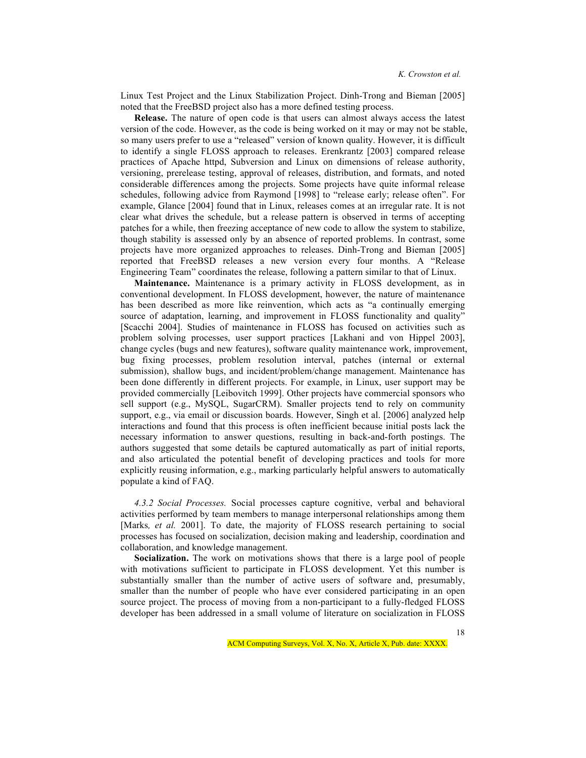Linux Test Project and the Linux Stabilization Project. Dinh-Trong and Bieman [2005] noted that the FreeBSD project also has a more defined testing process.

**Release.** The nature of open code is that users can almost always access the latest version of the code. However, as the code is being worked on it may or may not be stable, so many users prefer to use a "released" version of known quality. However, it is difficult to identify a single FLOSS approach to releases. Erenkrantz [2003] compared release practices of Apache httpd, Subversion and Linux on dimensions of release authority, versioning, prerelease testing, approval of releases, distribution, and formats, and noted considerable differences among the projects. Some projects have quite informal release schedules, following advice from Raymond [1998] to "release early; release often". For example, Glance [2004] found that in Linux, releases comes at an irregular rate. It is not clear what drives the schedule, but a release pattern is observed in terms of accepting patches for a while, then freezing acceptance of new code to allow the system to stabilize, though stability is assessed only by an absence of reported problems. In contrast, some projects have more organized approaches to releases. Dinh-Trong and Bieman [2005] reported that FreeBSD releases a new version every four months. A "Release Engineering Team" coordinates the release, following a pattern similar to that of Linux.

**Maintenance.** Maintenance is a primary activity in FLOSS development, as in conventional development. In FLOSS development, however, the nature of maintenance has been described as more like reinvention, which acts as "a continually emerging source of adaptation, learning, and improvement in FLOSS functionality and quality" [Scacchi 2004]. Studies of maintenance in FLOSS has focused on activities such as problem solving processes, user support practices [Lakhani and von Hippel 2003], change cycles (bugs and new features), software quality maintenance work, improvement, bug fixing processes, problem resolution interval, patches (internal or external submission), shallow bugs, and incident/problem/change management. Maintenance has been done differently in different projects. For example, in Linux, user support may be provided commercially [Leibovitch 1999]. Other projects have commercial sponsors who sell support (e.g., MySQL, SugarCRM). Smaller projects tend to rely on community support, e.g., via email or discussion boards. However, Singh et al. [2006] analyzed help interactions and found that this process is often inefficient because initial posts lack the necessary information to answer questions, resulting in back-and-forth postings. The authors suggested that some details be captured automatically as part of initial reports, and also articulated the potential benefit of developing practices and tools for more explicitly reusing information, e.g., marking particularly helpful answers to automatically populate a kind of FAQ.

*4.3.2 Social Processes.* Social processes capture cognitive, verbal and behavioral activities performed by team members to manage interpersonal relationships among them [Marks*, et al.* 2001]. To date, the majority of FLOSS research pertaining to social processes has focused on socialization, decision making and leadership, coordination and collaboration, and knowledge management.

**Socialization.** The work on motivations shows that there is a large pool of people with motivations sufficient to participate in FLOSS development. Yet this number is substantially smaller than the number of active users of software and, presumably, smaller than the number of people who have ever considered participating in an open source project. The process of moving from a non-participant to a fully-fledged FLOSS developer has been addressed in a small volume of literature on socialization in FLOSS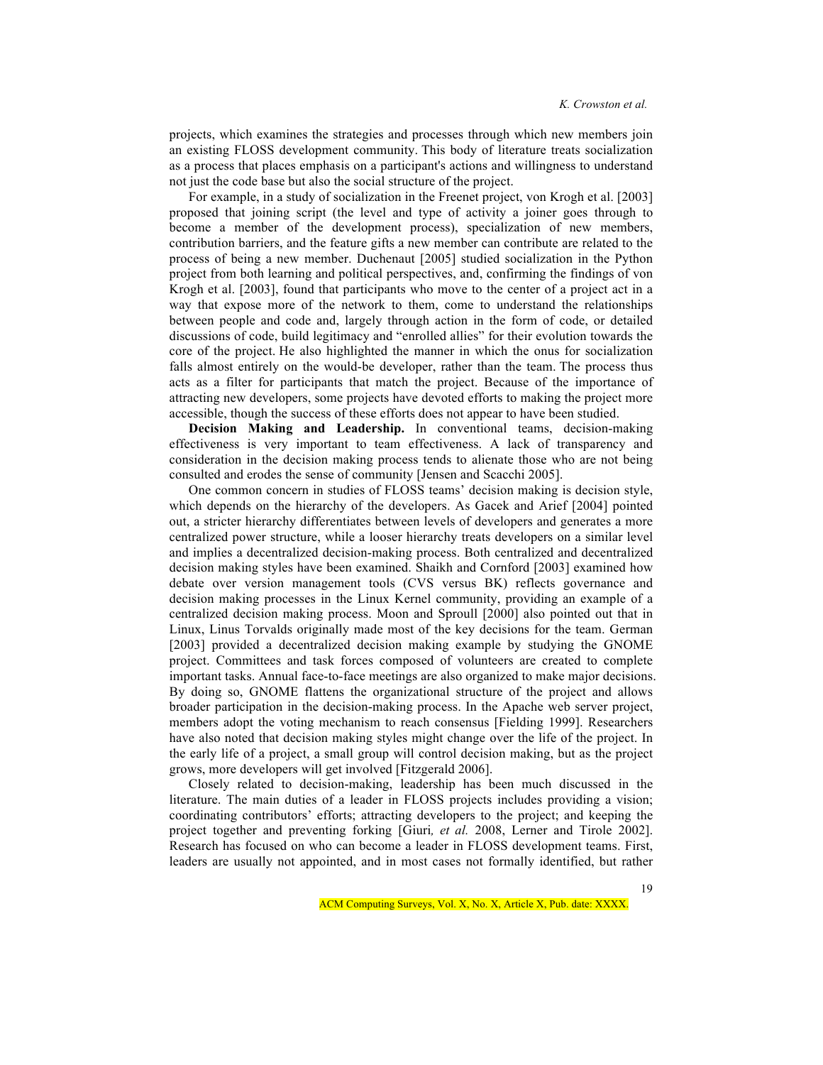projects, which examines the strategies and processes through which new members join an existing FLOSS development community. This body of literature treats socialization as a process that places emphasis on a participant's actions and willingness to understand not just the code base but also the social structure of the project.

For example, in a study of socialization in the Freenet project, von Krogh et al. [2003] proposed that joining script (the level and type of activity a joiner goes through to become a member of the development process), specialization of new members, contribution barriers, and the feature gifts a new member can contribute are related to the process of being a new member. Duchenaut [2005] studied socialization in the Python project from both learning and political perspectives, and, confirming the findings of von Krogh et al. [2003], found that participants who move to the center of a project act in a way that expose more of the network to them, come to understand the relationships between people and code and, largely through action in the form of code, or detailed discussions of code, build legitimacy and "enrolled allies" for their evolution towards the core of the project. He also highlighted the manner in which the onus for socialization falls almost entirely on the would-be developer, rather than the team. The process thus acts as a filter for participants that match the project. Because of the importance of attracting new developers, some projects have devoted efforts to making the project more accessible, though the success of these efforts does not appear to have been studied.

**Decision Making and Leadership.** In conventional teams, decision-making effectiveness is very important to team effectiveness. A lack of transparency and consideration in the decision making process tends to alienate those who are not being consulted and erodes the sense of community [Jensen and Scacchi 2005].

One common concern in studies of FLOSS teams' decision making is decision style, which depends on the hierarchy of the developers. As Gacek and Arief [2004] pointed out, a stricter hierarchy differentiates between levels of developers and generates a more centralized power structure, while a looser hierarchy treats developers on a similar level and implies a decentralized decision-making process. Both centralized and decentralized decision making styles have been examined. Shaikh and Cornford [2003] examined how debate over version management tools (CVS versus BK) reflects governance and decision making processes in the Linux Kernel community, providing an example of a centralized decision making process. Moon and Sproull [2000] also pointed out that in Linux, Linus Torvalds originally made most of the key decisions for the team. German [2003] provided a decentralized decision making example by studying the GNOME project. Committees and task forces composed of volunteers are created to complete important tasks. Annual face-to-face meetings are also organized to make major decisions. By doing so, GNOME flattens the organizational structure of the project and allows broader participation in the decision-making process. In the Apache web server project, members adopt the voting mechanism to reach consensus [Fielding 1999]. Researchers have also noted that decision making styles might change over the life of the project. In the early life of a project, a small group will control decision making, but as the project grows, more developers will get involved [Fitzgerald 2006].

Closely related to decision-making, leadership has been much discussed in the literature. The main duties of a leader in FLOSS projects includes providing a vision; coordinating contributors' efforts; attracting developers to the project; and keeping the project together and preventing forking [Giuri*, et al.* 2008, Lerner and Tirole 2002]. Research has focused on who can become a leader in FLOSS development teams. First, leaders are usually not appointed, and in most cases not formally identified, but rather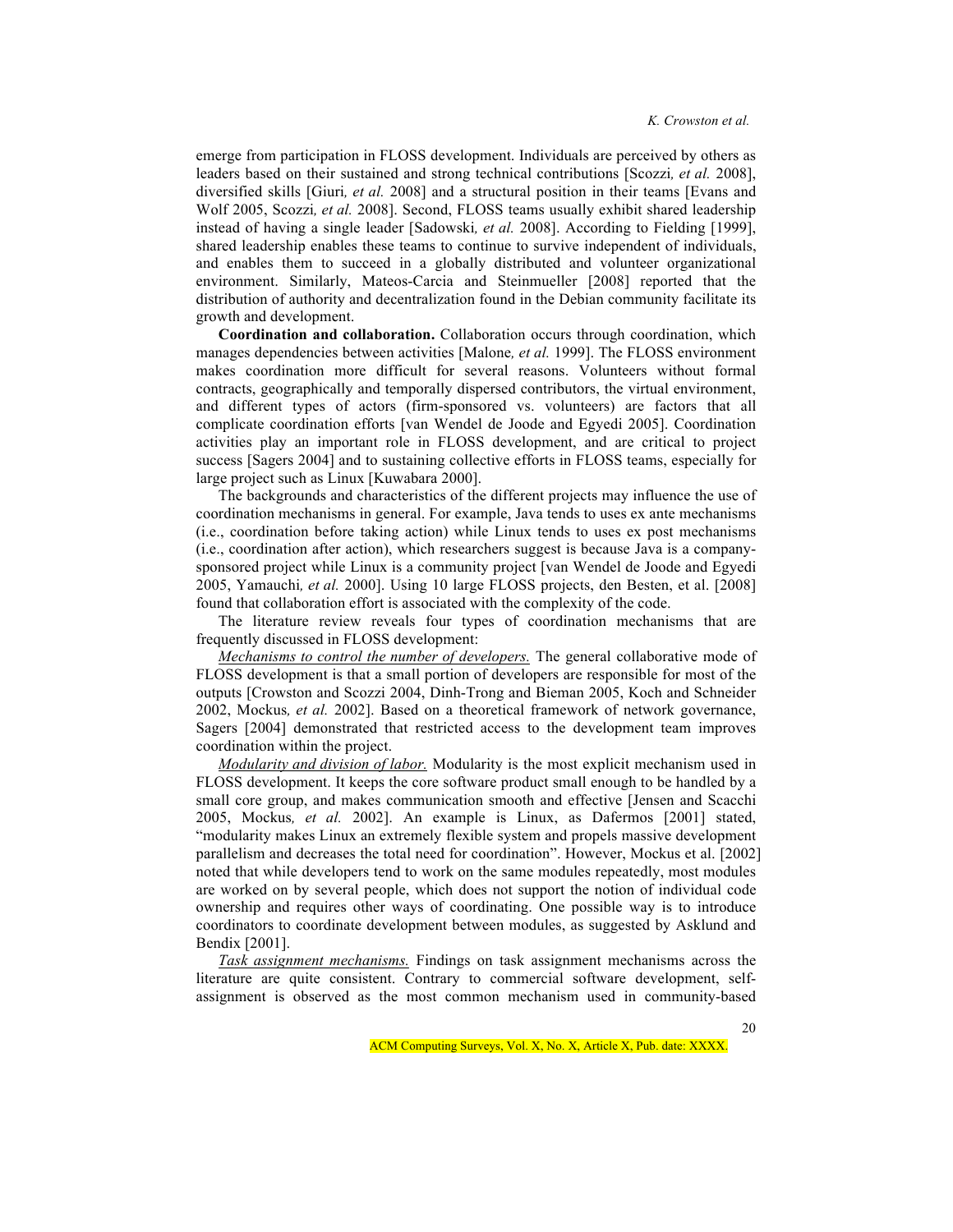emerge from participation in FLOSS development. Individuals are perceived by others as leaders based on their sustained and strong technical contributions [Scozzi*, et al.* 2008], diversified skills [Giuri*, et al.* 2008] and a structural position in their teams [Evans and Wolf 2005, Scozzi*, et al.* 2008]. Second, FLOSS teams usually exhibit shared leadership instead of having a single leader [Sadowski*, et al.* 2008]. According to Fielding [1999], shared leadership enables these teams to continue to survive independent of individuals, and enables them to succeed in a globally distributed and volunteer organizational environment. Similarly, Mateos-Carcia and Steinmueller [2008] reported that the distribution of authority and decentralization found in the Debian community facilitate its growth and development.

**Coordination and collaboration.** Collaboration occurs through coordination, which manages dependencies between activities [Malone*, et al.* 1999]. The FLOSS environment makes coordination more difficult for several reasons. Volunteers without formal contracts, geographically and temporally dispersed contributors, the virtual environment, and different types of actors (firm-sponsored vs. volunteers) are factors that all complicate coordination efforts [van Wendel de Joode and Egyedi 2005]. Coordination activities play an important role in FLOSS development, and are critical to project success [Sagers 2004] and to sustaining collective efforts in FLOSS teams, especially for large project such as Linux [Kuwabara 2000].

The backgrounds and characteristics of the different projects may influence the use of coordination mechanisms in general. For example, Java tends to uses ex ante mechanisms (i.e., coordination before taking action) while Linux tends to uses ex post mechanisms (i.e., coordination after action), which researchers suggest is because Java is a company-sponsored project while Linux is a community project [van Wendel de Joode and Egyedi 2005, Yamauchi*, et al.* 2000]. Using 10 large FLOSS projects, den Besten, et al. [2008] found that collaboration effort is associated with the complexity of the code.

The literature review reveals four types of coordination mechanisms that are frequently discussed in FLOSS development:

*Mechanisms to control the number of developers.* The general collaborative mode of FLOSS development is that a small portion of developers are responsible for most of the outputs [Crowston and Scozzi 2004, Dinh-Trong and Bieman 2005, Koch and Schneider 2002, Mockus*, et al.* 2002]. Based on a theoretical framework of network governance, Sagers [2004] demonstrated that restricted access to the development team improves coordination within the project.

*Modularity and division of labor.* Modularity is the most explicit mechanism used in FLOSS development. It keeps the core software product small enough to be handled by a small core group, and makes communication smooth and effective [Jensen and Scacchi 2005, Mockus*, et al.* 2002]. An example is Linux, as Dafermos [2001] stated, "modularity makes Linux an extremely flexible system and propels massive development parallelism and decreases the total need for coordination". However, Mockus et al. [2002] noted that while developers tend to work on the same modules repeatedly, most modules are worked on by several people, which does not support the notion of individual code ownership and requires other ways of coordinating. One possible way is to introduce coordinators to coordinate development between modules, as suggested by Asklund and Bendix [2001].

*Task assignment mechanisms.* Findings on task assignment mechanisms across the literature are quite consistent. Contrary to commercial software development, self-assignment is observed as the most common mechanism used in community-based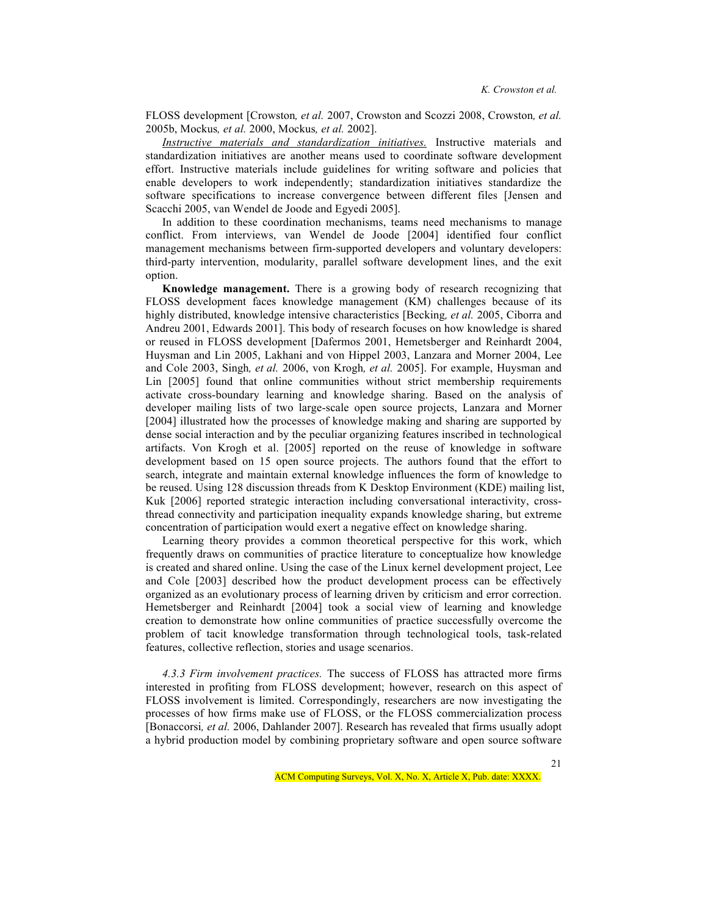FLOSS development [Crowston*, et al.* 2007, Crowston and Scozzi 2008, Crowston*, et al.* 2005b, Mockus*, et al.* 2000, Mockus*, et al.* 2002].

*Instructive materials and standardization initiatives.* Instructive materials and standardization initiatives are another means used to coordinate software development effort. Instructive materials include guidelines for writing software and policies that enable developers to work independently; standardization initiatives standardize the software specifications to increase convergence between different files [Jensen and Scacchi 2005, van Wendel de Joode and Egyedi 2005].

In addition to these coordination mechanisms, teams need mechanisms to manage conflict. From interviews, van Wendel de Joode [2004] identified four conflict management mechanisms between firm-supported developers and voluntary developers: third-party intervention, modularity, parallel software development lines, and the exit option.

**Knowledge management.** There is a growing body of research recognizing that FLOSS development faces knowledge management (KM) challenges because of its highly distributed, knowledge intensive characteristics [Becking*, et al.* 2005, Ciborra and Andreu 2001, Edwards 2001]. This body of research focuses on how knowledge is shared or reused in FLOSS development [Dafermos 2001, Hemetsberger and Reinhardt 2004, Huysman and Lin 2005, Lakhani and von Hippel 2003, Lanzara and Morner 2004, Lee and Cole 2003, Singh*, et al.* 2006, von Krogh*, et al.* 2005]. For example, Huysman and Lin [2005] found that online communities without strict membership requirements activate cross-boundary learning and knowledge sharing. Based on the analysis of developer mailing lists of two large-scale open source projects, Lanzara and Morner [2004] illustrated how the processes of knowledge making and sharing are supported by dense social interaction and by the peculiar organizing features inscribed in technological artifacts. Von Krogh et al. [2005] reported on the reuse of knowledge in software development based on 15 open source projects. The authors found that the effort to search, integrate and maintain external knowledge influences the form of knowledge to be reused. Using 128 discussion threads from K Desktop Environment (KDE) mailing list, Kuk [2006] reported strategic interaction including conversational interactivity, cross-thread connectivity and participation inequality expands knowledge sharing, but extreme concentration of participation would exert a negative effect on knowledge sharing.

Learning theory provides a common theoretical perspective for this work, which frequently draws on communities of practice literature to conceptualize how knowledge is created and shared online. Using the case of the Linux kernel development project, Lee and Cole [2003] described how the product development process can be effectively organized as an evolutionary process of learning driven by criticism and error correction. Hemetsberger and Reinhardt [2004] took a social view of learning and knowledge creation to demonstrate how online communities of practice successfully overcome the problem of tacit knowledge transformation through technological tools, task-related features, collective reflection, stories and usage scenarios.

*4.3.3 Firm involvement practices.* The success of FLOSS has attracted more firms interested in profiting from FLOSS development; however, research on this aspect of FLOSS involvement is limited. Correspondingly, researchers are now investigating the processes of how firms make use of FLOSS, or the FLOSS commercialization process [Bonaccorsi*, et al.* 2006, Dahlander 2007]. Research has revealed that firms usually adopt a hybrid production model by combining proprietary software and open source software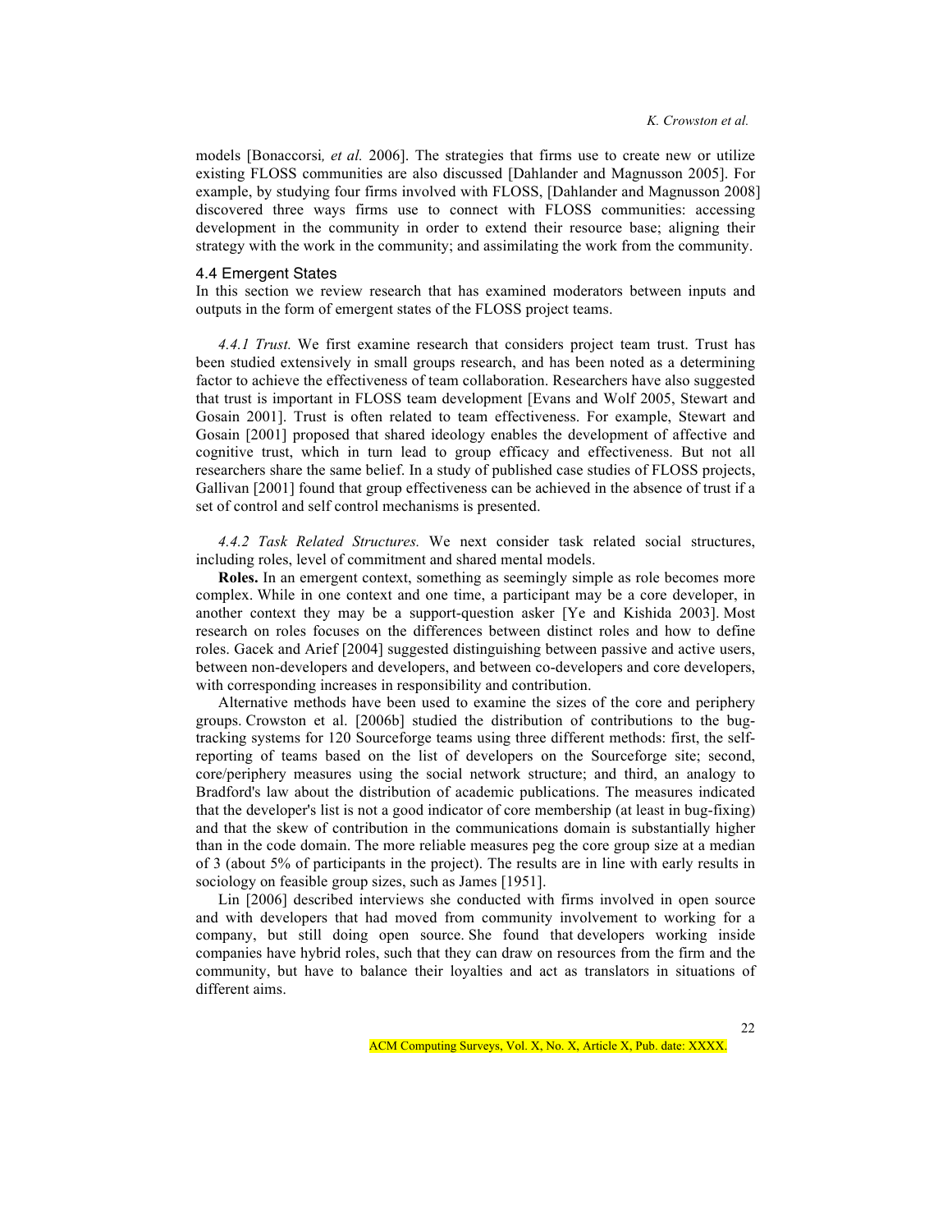models [Bonaccorsi*, et al.* 2006]. The strategies that firms use to create new or utilize existing FLOSS communities are also discussed [Dahlander and Magnusson 2005]. For example, by studying four firms involved with FLOSS, [Dahlander and Magnusson 2008] discovered three ways firms use to connect with FLOSS communities: accessing development in the community in order to extend their resource base; aligning their strategy with the work in the community; and assimilating the work from the community.

## 4.4 Emergent States

In this section we review research that has examined moderators between inputs and outputs in the form of emergent states of the FLOSS project teams.

*4.4.1 Trust.* We first examine research that considers project team trust. Trust has been studied extensively in small groups research, and has been noted as a determining factor to achieve the effectiveness of team collaboration. Researchers have also suggested that trust is important in FLOSS team development [Evans and Wolf 2005, Stewart and Gosain 2001]. Trust is often related to team effectiveness. For example, Stewart and Gosain [2001] proposed that shared ideology enables the development of affective and cognitive trust, which in turn lead to group efficacy and effectiveness. But not all researchers share the same belief. In a study of published case studies of FLOSS projects, Gallivan [2001] found that group effectiveness can be achieved in the absence of trust if a set of control and self control mechanisms is presented.

*4.4.2 Task Related Structures.* We next consider task related social structures, including roles, level of commitment and shared mental models.

**Roles.** In an emergent context, something as seemingly simple as role becomes more complex. While in one context and one time, a participant may be a core developer, in another context they may be a support-question asker [Ye and Kishida 2003]. Most research on roles focuses on the differences between distinct roles and how to define roles. Gacek and Arief [2004] suggested distinguishing between passive and active users, between non-developers and developers, and between co-developers and core developers, with corresponding increases in responsibility and contribution.

Alternative methods have been used to examine the sizes of the core and periphery groups. Crowston et al. [2006b] studied the distribution of contributions to the bug-tracking systems for 120 Sourceforge teams using three different methods: first, the self-reporting of teams based on the list of developers on the Sourceforge site; second, core/periphery measures using the social network structure; and third, an analogy to Bradford's law about the distribution of academic publications. The measures indicated that the developer's list is not a good indicator of core membership (at least in bug-fixing) and that the skew of contribution in the communications domain is substantially higher than in the code domain. The more reliable measures peg the core group size at a median of 3 (about 5% of participants in the project). The results are in line with early results in sociology on feasible group sizes, such as James [1951].

Lin [2006] described interviews she conducted with firms involved in open source and with developers that had moved from community involvement to working for a company, but still doing open source. She found that developers working inside companies have hybrid roles, such that they can draw on resources from the firm and the community, but have to balance their loyalties and act as translators in situations of different aims.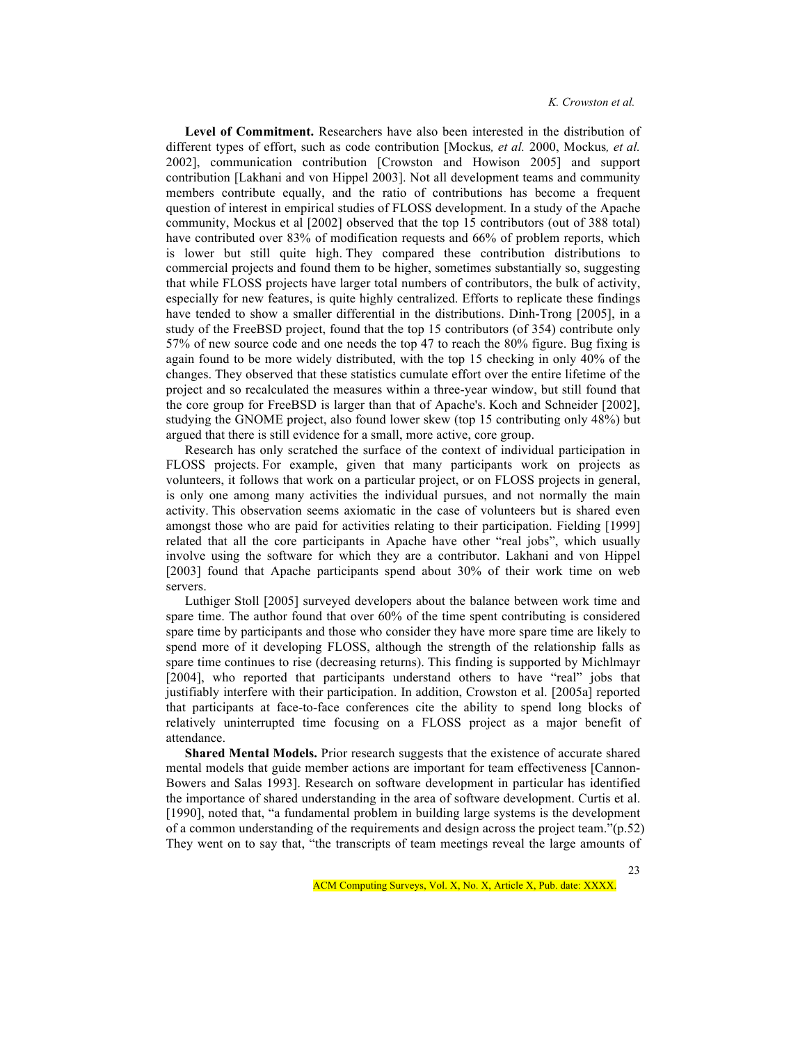**Level of Commitment.** Researchers have also been interested in the distribution of different types of effort, such as code contribution [Mockus*, et al.* 2000, Mockus*, et al.* 2002], communication contribution [Crowston and Howison 2005] and support contribution [Lakhani and von Hippel 2003]. Not all development teams and community members contribute equally, and the ratio of contributions has become a frequent question of interest in empirical studies of FLOSS development. In a study of the Apache community, Mockus et al [2002] observed that the top 15 contributors (out of 388 total) have contributed over 83% of modification requests and 66% of problem reports, which is lower but still quite high. They compared these contribution distributions to commercial projects and found them to be higher, sometimes substantially so, suggesting that while FLOSS projects have larger total numbers of contributors, the bulk of activity, especially for new features, is quite highly centralized. Efforts to replicate these findings have tended to show a smaller differential in the distributions. Dinh-Trong [2005], in a study of the FreeBSD project, found that the top 15 contributors (of 354) contribute only 57% of new source code and one needs the top 47 to reach the 80% figure. Bug fixing is again found to be more widely distributed, with the top 15 checking in only 40% of the changes. They observed that these statistics cumulate effort over the entire lifetime of the project and so recalculated the measures within a three-year window, but still found that the core group for FreeBSD is larger than that of Apache's. Koch and Schneider [2002], studying the GNOME project, also found lower skew (top 15 contributing only 48%) but argued that there is still evidence for a small, more active, core group.

Research has only scratched the surface of the context of individual participation in FLOSS projects. For example, given that many participants work on projects as volunteers, it follows that work on a particular project, or on FLOSS projects in general, is only one among many activities the individual pursues, and not normally the main activity. This observation seems axiomatic in the case of volunteers but is shared even amongst those who are paid for activities relating to their participation. Fielding [1999] related that all the core participants in Apache have other "real jobs", which usually involve using the software for which they are a contributor. Lakhani and von Hippel [2003] found that Apache participants spend about 30% of their work time on web servers.

Luthiger Stoll [2005] surveyed developers about the balance between work time and spare time. The author found that over 60% of the time spent contributing is considered spare time by participants and those who consider they have more spare time are likely to spend more of it developing FLOSS, although the strength of the relationship falls as spare time continues to rise (decreasing returns). This finding is supported by Michlmayr [2004], who reported that participants understand others to have "real" jobs that justifiably interfere with their participation. In addition, Crowston et al. [2005a] reported that participants at face-to-face conferences cite the ability to spend long blocks of relatively uninterrupted time focusing on a FLOSS project as a major benefit of attendance.

**Shared Mental Models.** Prior research suggests that the existence of accurate shared mental models that guide member actions are important for team effectiveness [Cannon-Bowers and Salas 1993]. Research on software development in particular has identified the importance of shared understanding in the area of software development. Curtis et al. [1990], noted that, "a fundamental problem in building large systems is the development of a common understanding of the requirements and design across the project team."(p.52) They went on to say that, "the transcripts of team meetings reveal the large amounts of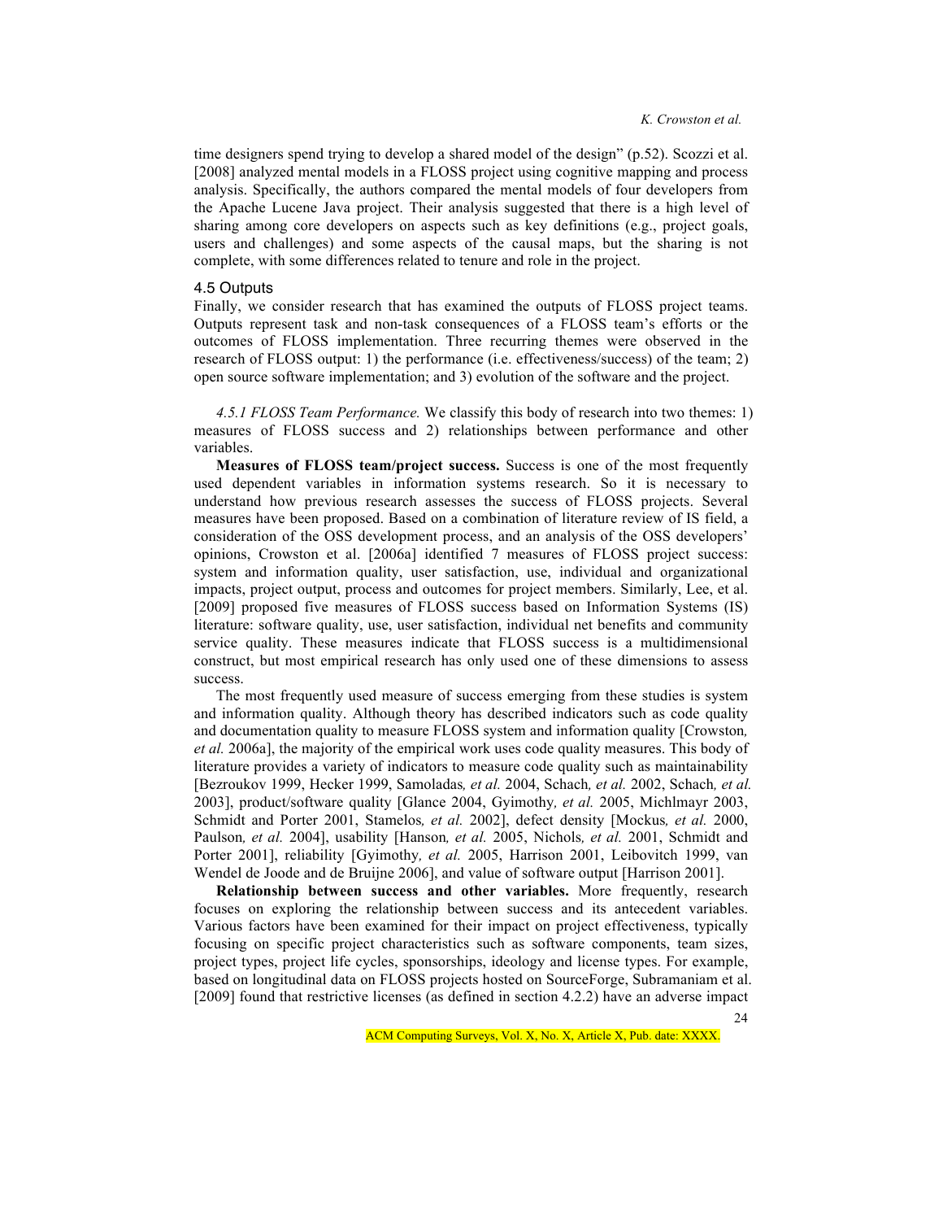time designers spend trying to develop a shared model of the design" (p.52). Scozzi et al. [2008] analyzed mental models in a FLOSS project using cognitive mapping and process analysis. Specifically, the authors compared the mental models of four developers from the Apache Lucene Java project. Their analysis suggested that there is a high level of sharing among core developers on aspects such as key definitions (e.g., project goals, users and challenges) and some aspects of the causal maps, but the sharing is not complete, with some differences related to tenure and role in the project.

### 4.5 Outputs

Finally, we consider research that has examined the outputs of FLOSS project teams. Outputs represent task and non-task consequences of a FLOSS team's efforts or the outcomes of FLOSS implementation. Three recurring themes were observed in the research of FLOSS output: 1) the performance (i.e. effectiveness/success) of the team; 2) open source software implementation; and 3) evolution of the software and the project.

*4.5.1 FLOSS Team Performance.* We classify this body of research into two themes: 1) measures of FLOSS success and 2) relationships between performance and other variables.

**Measures of FLOSS team/project success.** Success is one of the most frequently used dependent variables in information systems research. So it is necessary to understand how previous research assesses the success of FLOSS projects. Several measures have been proposed. Based on a combination of literature review of IS field, a consideration of the OSS development process, and an analysis of the OSS developers' opinions, Crowston et al. [2006a] identified 7 measures of FLOSS project success: system and information quality, user satisfaction, use, individual and organizational impacts, project output, process and outcomes for project members. Similarly, Lee, et al. [2009] proposed five measures of FLOSS success based on Information Systems (IS) literature: software quality, use, user satisfaction, individual net benefits and community service quality. These measures indicate that FLOSS success is a multidimensional construct, but most empirical research has only used one of these dimensions to assess success.

The most frequently used measure of success emerging from these studies is system and information quality. Although theory has described indicators such as code quality and documentation quality to measure FLOSS system and information quality [Crowston*, et al.* 2006a], the majority of the empirical work uses code quality measures. This body of literature provides a variety of indicators to measure code quality such as maintainability [Bezroukov 1999, Hecker 1999, Samoladas*, et al.* 2004, Schach*, et al.* 2002, Schach*, et al.* 2003], product/software quality [Glance 2004, Gyimothy*, et al.* 2005, Michlmayr 2003, Schmidt and Porter 2001, Stamelos*, et al.* 2002], defect density [Mockus*, et al.* 2000, Paulson*, et al.* 2004], usability [Hanson*, et al.* 2005, Nichols*, et al.* 2001, Schmidt and Porter 2001], reliability [Gyimothy*, et al.* 2005, Harrison 2001, Leibovitch 1999, van Wendel de Joode and de Bruijne 2006], and value of software output [Harrison 2001].

**Relationship between success and other variables.** More frequently, research focuses on exploring the relationship between success and its antecedent variables. Various factors have been examined for their impact on project effectiveness, typically focusing on specific project characteristics such as software components, team sizes, project types, project life cycles, sponsorships, ideology and license types. For example, based on longitudinal data on FLOSS projects hosted on SourceForge, Subramaniam et al. [2009] found that restrictive licenses (as defined in section 4.2.2) have an adverse impact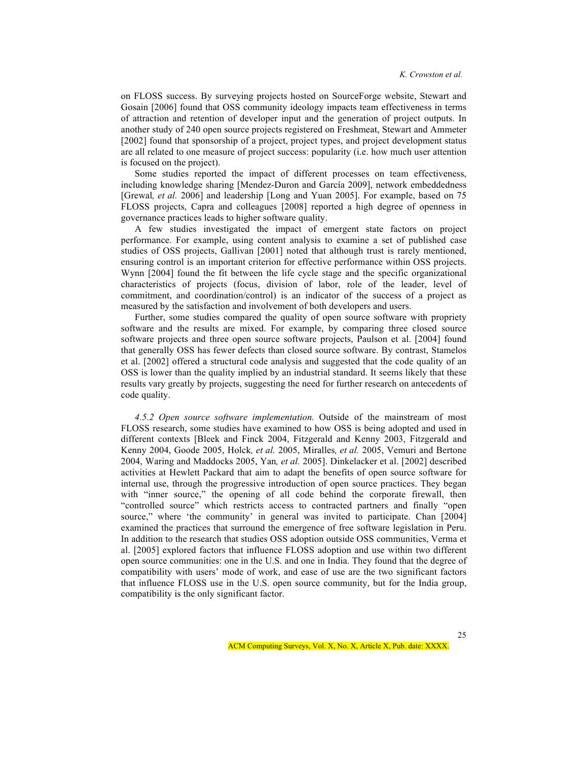on FLOSS success. By surveying projects hosted on SourceForge website, Stewart and Gosain [2006] found that OSS community ideology impacts team effectiveness in terms of attraction and retention of developer input and the generation of project outputs. In another study of 240 open source projects registered on Freshmeat, Stewart and Ammeter [2002] found that sponsorship of a project, project types, and project development status are all related to one measure of project success: popularity (i.e. how much user attention is focused on the project).

Some studies reported the impact of different processes on team effectiveness, including knowledge sharing [Mendez-Duron and García 2009], network embeddedness [Grewal*, et al.* 2006] and leadership [Long and Yuan 2005]. For example, based on 75 FLOSS projects, Capra and colleagues [2008] reported a high degree of openness in governance practices leads to higher software quality.

A few studies investigated the impact of emergent state factors on project performance. For example, using content analysis to examine a set of published case studies of OSS projects, Gallivan [2001] noted that although trust is rarely mentioned, ensuring control is an important criterion for effective performance within OSS projects. Wynn [2004] found the fit between the life cycle stage and the specific organizational characteristics of projects (focus, division of labor, role of the leader, level of commitment, and coordination/control) is an indicator of the success of a project as measured by the satisfaction and involvement of both developers and users.

Further, some studies compared the quality of open source software with propriety software and the results are mixed. For example, by comparing three closed source software projects and three open source software projects, Paulson et al. [2004] found that generally OSS has fewer defects than closed source software. By contrast, Stamelos et al. [2002] offered a structural code analysis and suggested that the code quality of an OSS is lower than the quality implied by an industrial standard. It seems likely that these results vary greatly by projects, suggesting the need for further research on antecedents of code quality.

*4.5.2 Open source software implementation.* Outside of the mainstream of most FLOSS research, some studies have examined to how OSS is being adopted and used in different contexts [Bleek and Finck 2004, Fitzgerald and Kenny 2003, Fitzgerald and Kenny 2004, Goode 2005, Holck*, et al.* 2005, Miralles*, et al.* 2005, Vemuri and Bertone 2004, Waring and Maddocks 2005, Yan*, et al.* 2005]. Dinkelacker et al. [2002] described activities at Hewlett Packard that aim to adapt the benefits of open source software for internal use, through the progressive introduction of open source practices. They began with "inner source," the opening of all code behind the corporate firewall, then "controlled source" which restricts access to contracted partners and finally "open source," where 'the community' in general was invited to participate. Chan [2004] examined the practices that surround the emergence of free software legislation in Peru. In addition to the research that studies OSS adoption outside OSS communities, Verma et al. [2005] explored factors that influence FLOSS adoption and use within two different open source communities: one in the U.S. and one in India. They found that the degree of compatibility with users' mode of work, and ease of use are the two significant factors that influence FLOSS use in the U.S. open source community, but for the India group, compatibility is the only significant factor.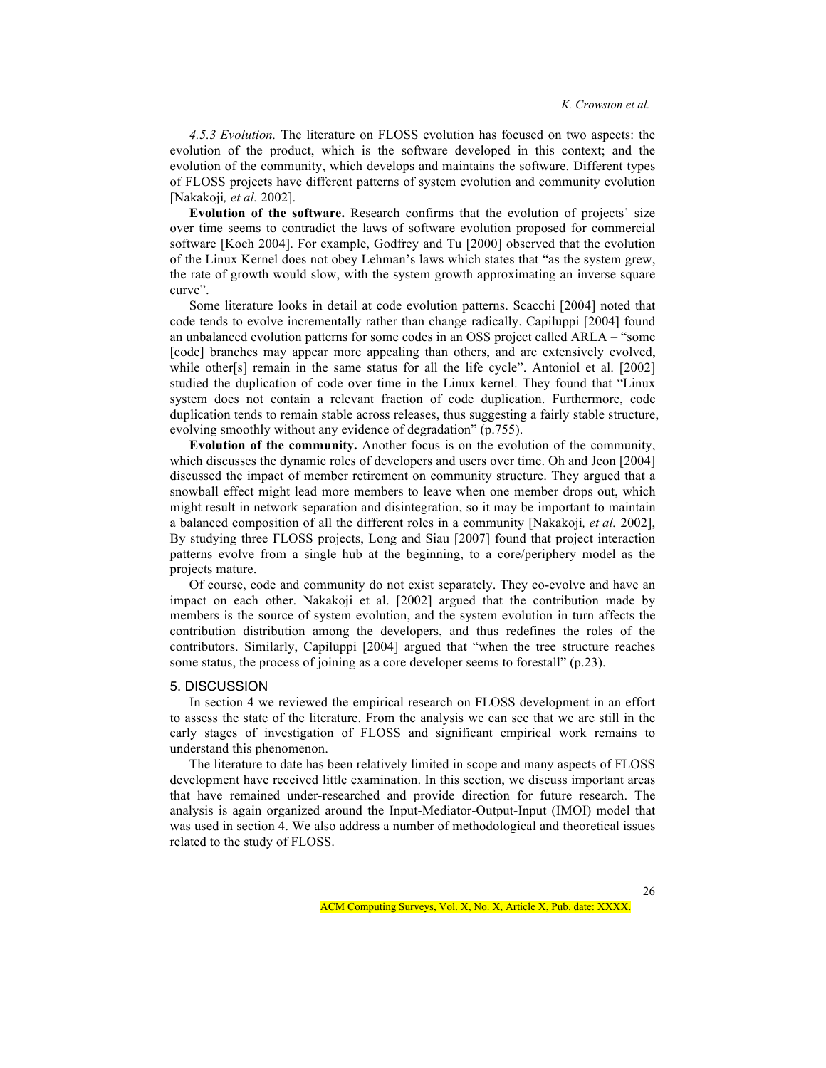*4.5.3 Evolution.* The literature on FLOSS evolution has focused on two aspects: the evolution of the product, which is the software developed in this context; and the evolution of the community, which develops and maintains the software. Different types of FLOSS projects have different patterns of system evolution and community evolution [Nakakoji*, et al.* 2002].

**Evolution of the software.** Research confirms that the evolution of projects' size over time seems to contradict the laws of software evolution proposed for commercial software [Koch 2004]. For example, Godfrey and Tu [2000] observed that the evolution of the Linux Kernel does not obey Lehman's laws which states that "as the system grew, the rate of growth would slow, with the system growth approximating an inverse square curve".

Some literature looks in detail at code evolution patterns. Scacchi [2004] noted that code tends to evolve incrementally rather than change radically. Capiluppi [2004] found an unbalanced evolution patterns for some codes in an OSS project called ARLA – "some [code] branches may appear more appealing than others, and are extensively evolved, while other[s] remain in the same status for all the life cycle". Antoniol et al. [2002] studied the duplication of code over time in the Linux kernel. They found that "Linux system does not contain a relevant fraction of code duplication. Furthermore, code duplication tends to remain stable across releases, thus suggesting a fairly stable structure, evolving smoothly without any evidence of degradation" (p.755).

**Evolution of the community.** Another focus is on the evolution of the community, which discusses the dynamic roles of developers and users over time. Oh and Jeon [2004] discussed the impact of member retirement on community structure. They argued that a snowball effect might lead more members to leave when one member drops out, which might result in network separation and disintegration, so it may be important to maintain a balanced composition of all the different roles in a community [Nakakoji*, et al.* 2002], By studying three FLOSS projects, Long and Siau [2007] found that project interaction patterns evolve from a single hub at the beginning, to a core/periphery model as the projects mature.

Of course, code and community do not exist separately. They co-evolve and have an impact on each other. Nakakoji et al. [2002] argued that the contribution made by members is the source of system evolution, and the system evolution in turn affects the contribution distribution among the developers, and thus redefines the roles of the contributors. Similarly, Capiluppi [2004] argued that "when the tree structure reaches some status, the process of joining as a core developer seems to forestall" (p.23).

## 5. DISCUSSION

In section 4 we reviewed the empirical research on FLOSS development in an effort to assess the state of the literature. From the analysis we can see that we are still in the early stages of investigation of FLOSS and significant empirical work remains to understand this phenomenon.

The literature to date has been relatively limited in scope and many aspects of FLOSS development have received little examination. In this section, we discuss important areas that have remained under-researched and provide direction for future research. The analysis is again organized around the Input-Mediator-Output-Input (IMOI) model that was used in section 4. We also address a number of methodological and theoretical issues related to the study of FLOSS.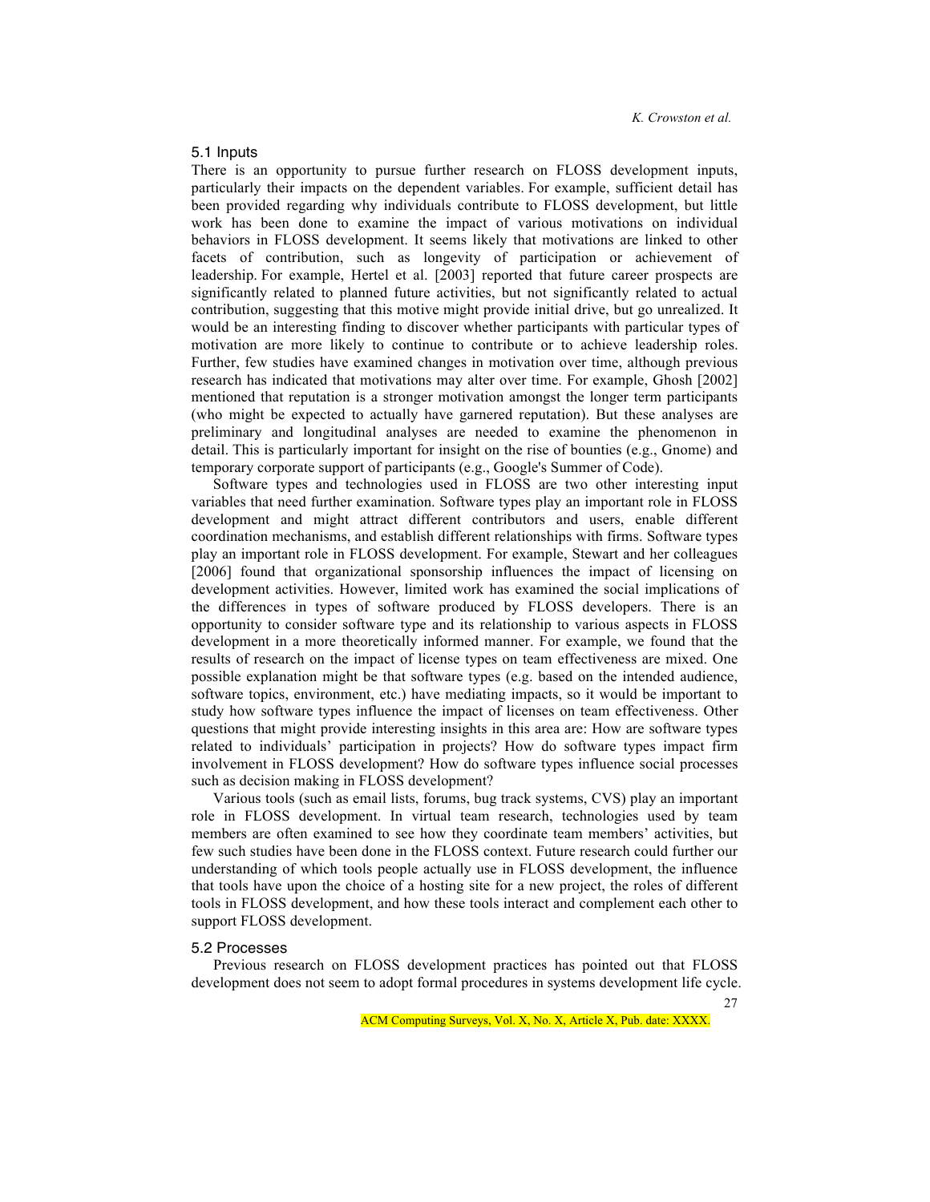## 5.1 Inputs

There is an opportunity to pursue further research on FLOSS development inputs, particularly their impacts on the dependent variables. For example, sufficient detail has been provided regarding why individuals contribute to FLOSS development, but little work has been done to examine the impact of various motivations on individual behaviors in FLOSS development. It seems likely that motivations are linked to other facets of contribution, such as longevity of participation or achievement of leadership. For example, Hertel et al. [2003] reported that future career prospects are significantly related to planned future activities, but not significantly related to actual contribution, suggesting that this motive might provide initial drive, but go unrealized. It would be an interesting finding to discover whether participants with particular types of motivation are more likely to continue to contribute or to achieve leadership roles. Further, few studies have examined changes in motivation over time, although previous research has indicated that motivations may alter over time. For example, Ghosh [2002] mentioned that reputation is a stronger motivation amongst the longer term participants (who might be expected to actually have garnered reputation). But these analyses are preliminary and longitudinal analyses are needed to examine the phenomenon in detail. This is particularly important for insight on the rise of bounties (e.g., Gnome) and temporary corporate support of participants (e.g., Google's Summer of Code).

Software types and technologies used in FLOSS are two other interesting input variables that need further examination. Software types play an important role in FLOSS development and might attract different contributors and users, enable different coordination mechanisms, and establish different relationships with firms. Software types play an important role in FLOSS development. For example, Stewart and her colleagues [2006] found that organizational sponsorship influences the impact of licensing on development activities. However, limited work has examined the social implications of the differences in types of software produced by FLOSS developers. There is an opportunity to consider software type and its relationship to various aspects in FLOSS development in a more theoretically informed manner. For example, we found that the results of research on the impact of license types on team effectiveness are mixed. One possible explanation might be that software types (e.g. based on the intended audience, software topics, environment, etc.) have mediating impacts, so it would be important to study how software types influence the impact of licenses on team effectiveness. Other questions that might provide interesting insights in this area are: How are software types related to individuals' participation in projects? How do software types impact firm involvement in FLOSS development? How do software types influence social processes such as decision making in FLOSS development?

Various tools (such as email lists, forums, bug track systems, CVS) play an important role in FLOSS development. In virtual team research, technologies used by team members are often examined to see how they coordinate team members' activities, but few such studies have been done in the FLOSS context. Future research could further our understanding of which tools people actually use in FLOSS development, the influence that tools have upon the choice of a hosting site for a new project, the roles of different tools in FLOSS development, and how these tools interact and complement each other to support FLOSS development.

## 5.2 Processes

Previous research on FLOSS development practices has pointed out that FLOSS development does not seem to adopt formal procedures in systems development life cycle.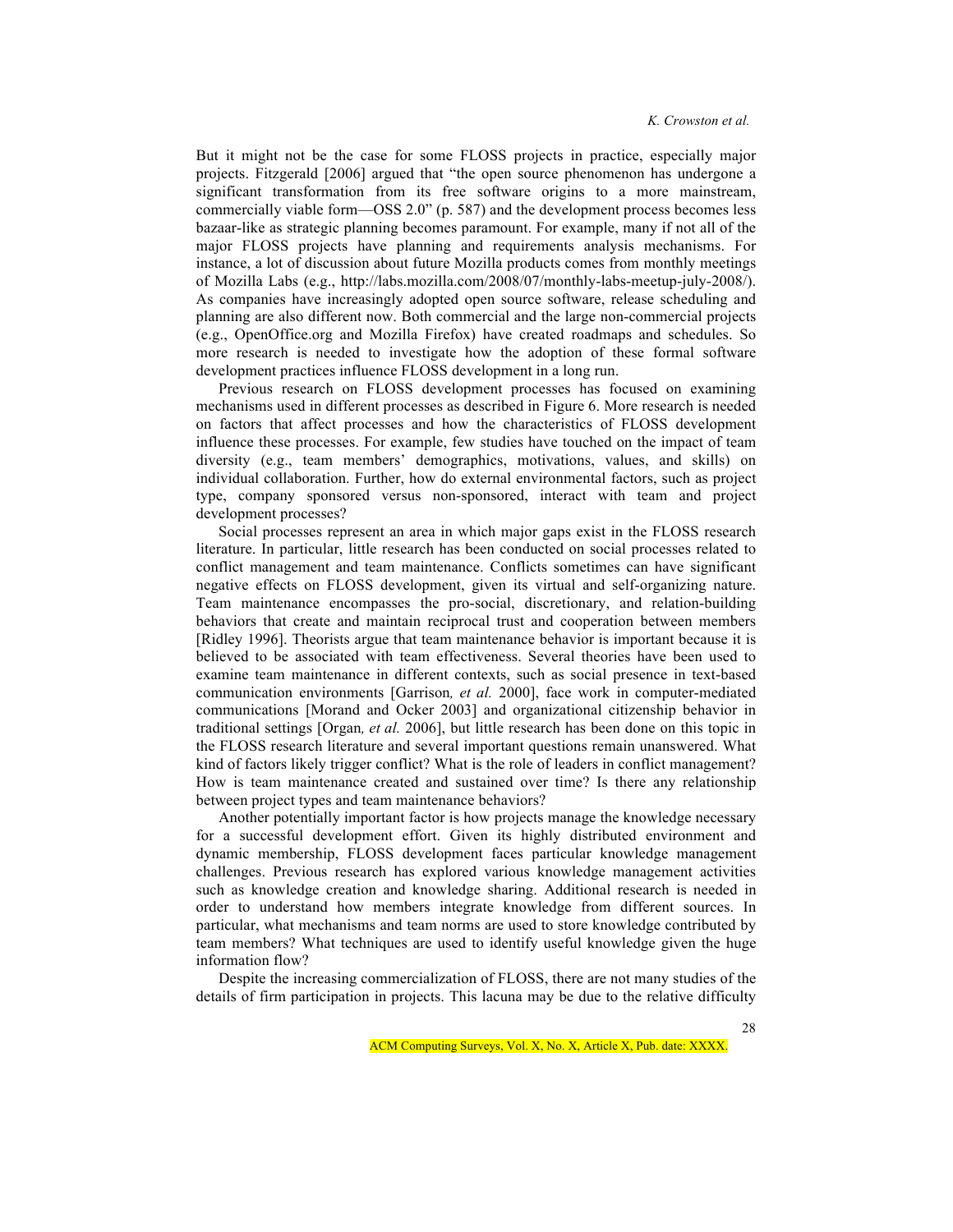But it might not be the case for some FLOSS projects in practice, especially major projects. Fitzgerald [2006] argued that "the open source phenomenon has undergone a significant transformation from its free software origins to a more mainstream, commercially viable form—OSS 2.0" (p. 587) and the development process becomes less bazaar-like as strategic planning becomes paramount. For example, many if not all of the major FLOSS projects have planning and requirements analysis mechanisms. For instance, a lot of discussion about future Mozilla products comes from monthly meetings of Mozilla Labs (e.g., http://labs.mozilla.com/2008/07/monthly-labs-meetup-july-2008/). As companies have increasingly adopted open source software, release scheduling and planning are also different now. Both commercial and the large non-commercial projects (e.g., OpenOffice.org and Mozilla Firefox) have created roadmaps and schedules. So more research is needed to investigate how the adoption of these formal software development practices influence FLOSS development in a long run.

Previous research on FLOSS development processes has focused on examining mechanisms used in different processes as described in Figure 6. More research is needed on factors that affect processes and how the characteristics of FLOSS development influence these processes. For example, few studies have touched on the impact of team diversity (e.g., team members' demographics, motivations, values, and skills) on individual collaboration. Further, how do external environmental factors, such as project type, company sponsored versus non-sponsored, interact with team and project development processes?

Social processes represent an area in which major gaps exist in the FLOSS research literature. In particular, little research has been conducted on social processes related to conflict management and team maintenance. Conflicts sometimes can have significant negative effects on FLOSS development, given its virtual and self-organizing nature. Team maintenance encompasses the pro-social, discretionary, and relation-building behaviors that create and maintain reciprocal trust and cooperation between members [Ridley 1996]. Theorists argue that team maintenance behavior is important because it is believed to be associated with team effectiveness. Several theories have been used to examine team maintenance in different contexts, such as social presence in text-based communication environments [Garrison*, et al.* 2000], face work in computer-mediated communications [Morand and Ocker 2003] and organizational citizenship behavior in traditional settings [Organ*, et al.* 2006], but little research has been done on this topic in the FLOSS research literature and several important questions remain unanswered. What kind of factors likely trigger conflict? What is the role of leaders in conflict management? How is team maintenance created and sustained over time? Is there any relationship between project types and team maintenance behaviors?

Another potentially important factor is how projects manage the knowledge necessary for a successful development effort. Given its highly distributed environment and dynamic membership, FLOSS development faces particular knowledge management challenges. Previous research has explored various knowledge management activities such as knowledge creation and knowledge sharing. Additional research is needed in order to understand how members integrate knowledge from different sources. In particular, what mechanisms and team norms are used to store knowledge contributed by team members? What techniques are used to identify useful knowledge given the huge information flow?

Despite the increasing commercialization of FLOSS, there are not many studies of the details of firm participation in projects. This lacuna may be due to the relative difficulty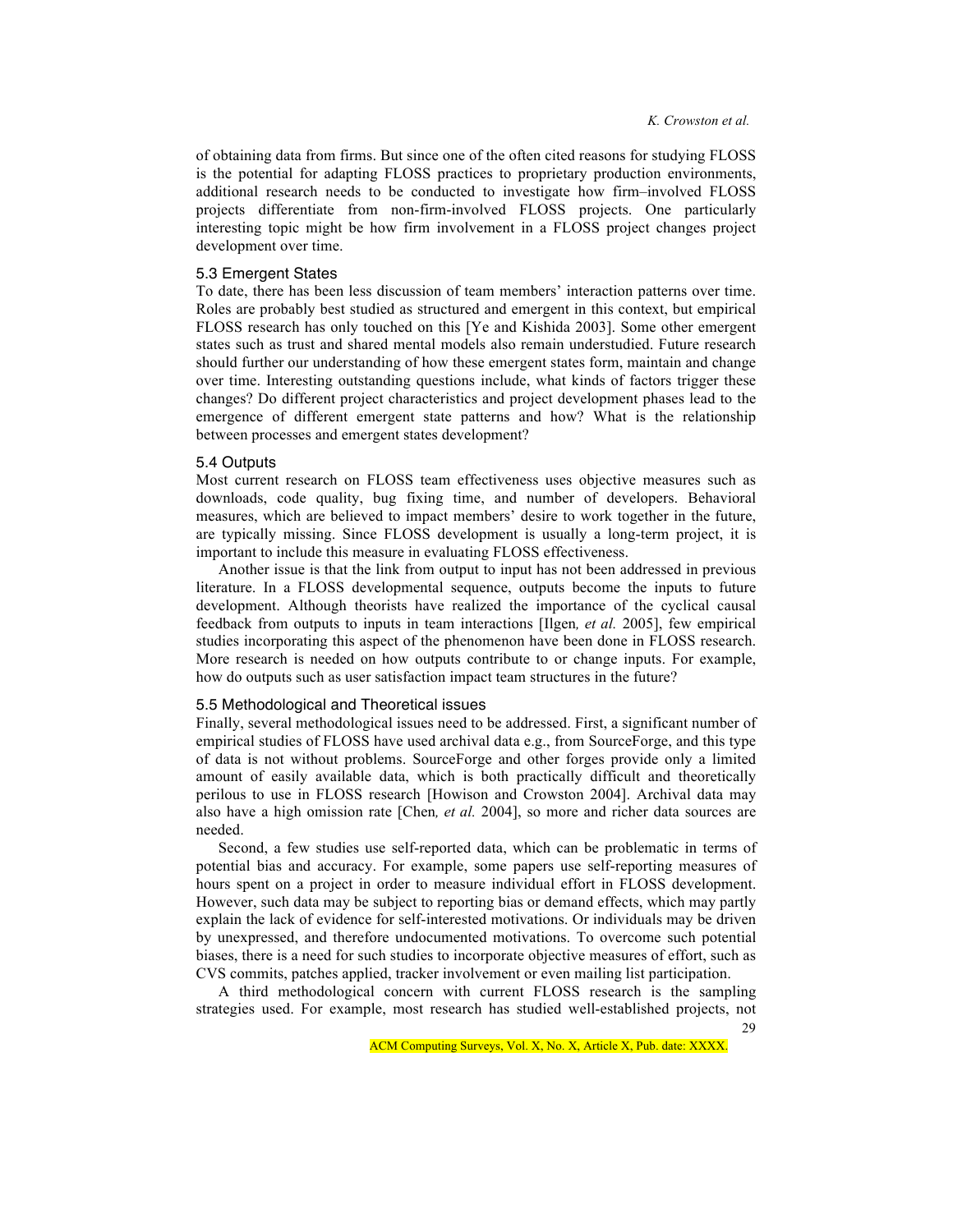of obtaining data from firms. But since one of the often cited reasons for studying FLOSS is the potential for adapting FLOSS practices to proprietary production environments, additional research needs to be conducted to investigate how firm–involved FLOSS projects differentiate from non-firm-involved FLOSS projects. One particularly interesting topic might be how firm involvement in a FLOSS project changes project development over time.

### 5.3 Emergent States

To date, there has been less discussion of team members' interaction patterns over time. Roles are probably best studied as structured and emergent in this context, but empirical FLOSS research has only touched on this [Ye and Kishida 2003]. Some other emergent states such as trust and shared mental models also remain understudied. Future research should further our understanding of how these emergent states form, maintain and change over time. Interesting outstanding questions include, what kinds of factors trigger these changes? Do different project characteristics and project development phases lead to the emergence of different emergent state patterns and how? What is the relationship between processes and emergent states development?

### 5.4 Outputs

Most current research on FLOSS team effectiveness uses objective measures such as downloads, code quality, bug fixing time, and number of developers. Behavioral measures, which are believed to impact members' desire to work together in the future, are typically missing. Since FLOSS development is usually a long-term project, it is important to include this measure in evaluating FLOSS effectiveness.

Another issue is that the link from output to input has not been addressed in previous literature. In a FLOSS developmental sequence, outputs become the inputs to future development. Although theorists have realized the importance of the cyclical causal feedback from outputs to inputs in team interactions [Ilgen*, et al.* 2005], few empirical studies incorporating this aspect of the phenomenon have been done in FLOSS research. More research is needed on how outputs contribute to or change inputs. For example, how do outputs such as user satisfaction impact team structures in the future?

### 5.5 Methodological and Theoretical issues

Finally, several methodological issues need to be addressed. First, a significant number of empirical studies of FLOSS have used archival data e.g., from SourceForge, and this type of data is not without problems. SourceForge and other forges provide only a limited amount of easily available data, which is both practically difficult and theoretically perilous to use in FLOSS research [Howison and Crowston 2004]. Archival data may also have a high omission rate [Chen*, et al.* 2004], so more and richer data sources are needed.

Second, a few studies use self-reported data, which can be problematic in terms of potential bias and accuracy. For example, some papers use self-reporting measures of hours spent on a project in order to measure individual effort in FLOSS development. However, such data may be subject to reporting bias or demand effects, which may partly explain the lack of evidence for self-interested motivations. Or individuals may be driven by unexpressed, and therefore undocumented motivations. To overcome such potential biases, there is a need for such studies to incorporate objective measures of effort, such as CVS commits, patches applied, tracker involvement or even mailing list participation.

A third methodological concern with current FLOSS research is the sampling strategies used. For example, most research has studied well-established projects, not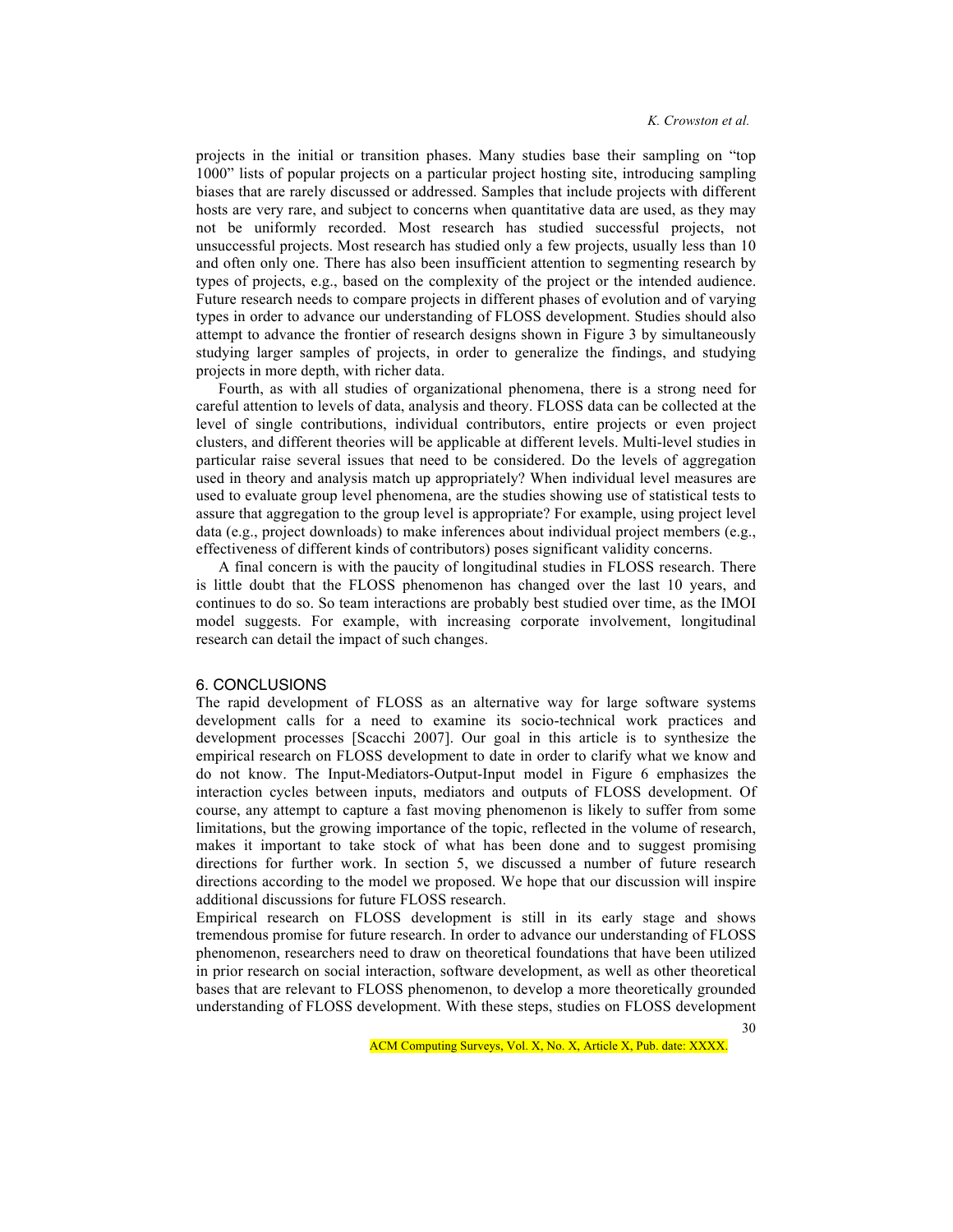projects in the initial or transition phases. Many studies base their sampling on "top 1000" lists of popular projects on a particular project hosting site, introducing sampling biases that are rarely discussed or addressed. Samples that include projects with different hosts are very rare, and subject to concerns when quantitative data are used, as they may not be uniformly recorded. Most research has studied successful projects, not unsuccessful projects. Most research has studied only a few projects, usually less than 10 and often only one. There has also been insufficient attention to segmenting research by types of projects, e.g., based on the complexity of the project or the intended audience. Future research needs to compare projects in different phases of evolution and of varying types in order to advance our understanding of FLOSS development. Studies should also attempt to advance the frontier of research designs shown in Figure 3 by simultaneously studying larger samples of projects, in order to generalize the findings, and studying projects in more depth, with richer data.

Fourth, as with all studies of organizational phenomena, there is a strong need for careful attention to levels of data, analysis and theory. FLOSS data can be collected at the level of single contributions, individual contributors, entire projects or even project clusters, and different theories will be applicable at different levels. Multi-level studies in particular raise several issues that need to be considered. Do the levels of aggregation used in theory and analysis match up appropriately? When individual level measures are used to evaluate group level phenomena, are the studies showing use of statistical tests to assure that aggregation to the group level is appropriate? For example, using project level data (e.g., project downloads) to make inferences about individual project members (e.g., effectiveness of different kinds of contributors) poses significant validity concerns.

A final concern is with the paucity of longitudinal studies in FLOSS research. There is little doubt that the FLOSS phenomenon has changed over the last 10 years, and continues to do so. So team interactions are probably best studied over time, as the IMOI model suggests. For example, with increasing corporate involvement, longitudinal research can detail the impact of such changes.

## 6. CONCLUSIONS

The rapid development of FLOSS as an alternative way for large software systems development calls for a need to examine its socio-technical work practices and development processes [Scacchi 2007]. Our goal in this article is to synthesize the empirical research on FLOSS development to date in order to clarify what we know and do not know. The Input-Mediators-Output-Input model in Figure 6 emphasizes the interaction cycles between inputs, mediators and outputs of FLOSS development. Of course, any attempt to capture a fast moving phenomenon is likely to suffer from some limitations, but the growing importance of the topic, reflected in the volume of research, makes it important to take stock of what has been done and to suggest promising directions for further work. In section 5, we discussed a number of future research directions according to the model we proposed. We hope that our discussion will inspire additional discussions for future FLOSS research.

Empirical research on FLOSS development is still in its early stage and shows tremendous promise for future research. In order to advance our understanding of FLOSS phenomenon, researchers need to draw on theoretical foundations that have been utilized in prior research on social interaction, software development, as well as other theoretical bases that are relevant to FLOSS phenomenon, to develop a more theoretically grounded understanding of FLOSS development. With these steps, studies on FLOSS development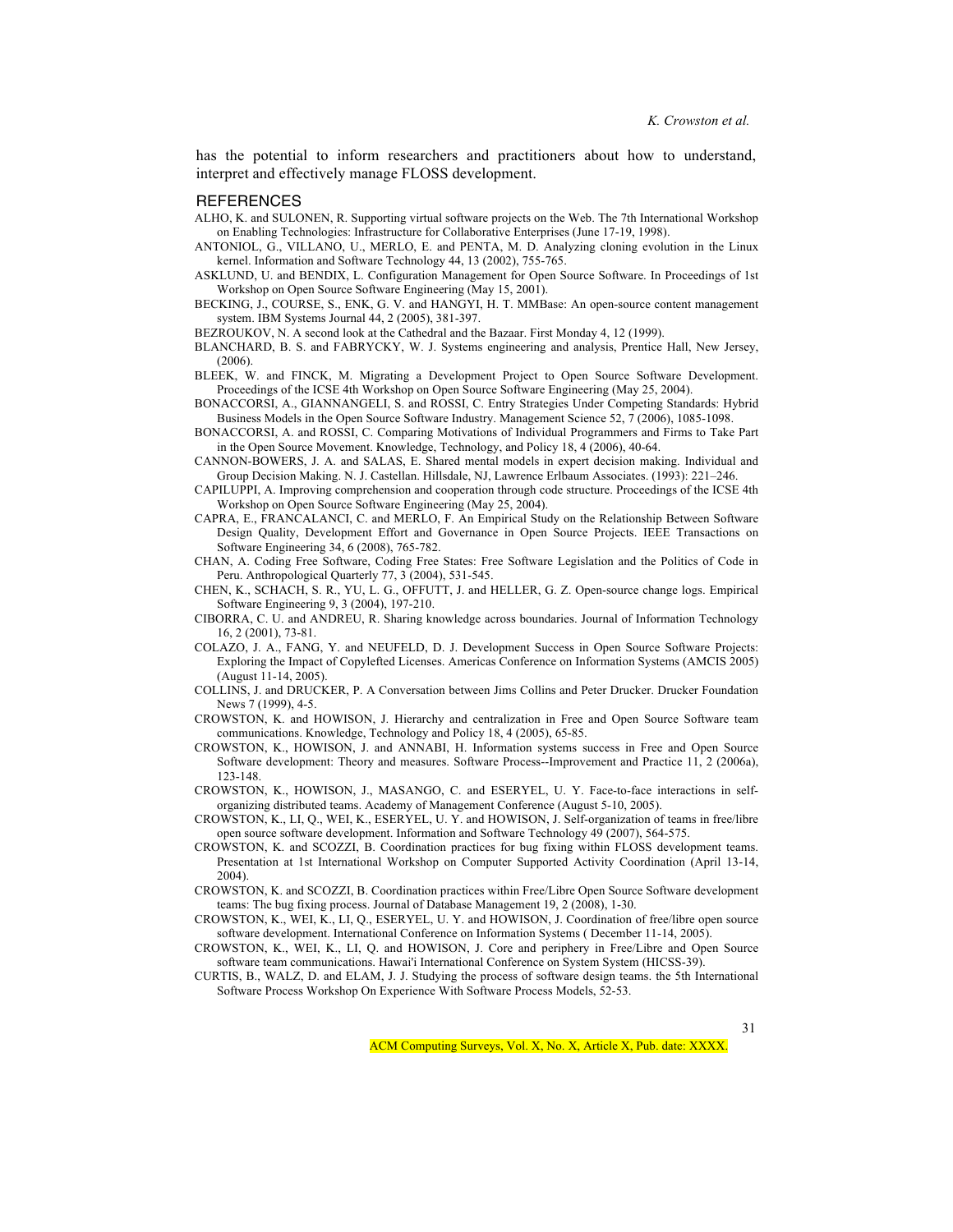has the potential to inform researchers and practitioners about how to understand, interpret and effectively manage FLOSS development.

## REFERENCES

ALHO, K. and SULONEN, R. Supporting virtual software projects on the Web. The 7th International Workshop on Enabling Technologies: Infrastructure for Collaborative Enterprises (June 17-19, 1998).

ANTONIOL, G., VILLANO, U., MERLO, E. and PENTA, M. D. Analyzing cloning evolution in the Linux kernel. Information and Software Technology 44, 13 (2002), 755-765.

ASKLUND, U. and BENDIX, L. Configuration Management for Open Source Software. In Proceedings of 1st Workshop on Open Source Software Engineering (May 15, 2001).

BECKING, J., COURSE, S., ENK, G. V. and HANGYI, H. T. MMBase: An open-source content management system. IBM Systems Journal 44, 2 (2005), 381-397.

BEZROUKOV, N. A second look at the Cathedral and the Bazaar. First Monday 4, 12 (1999).

BLANCHARD, B. S. and FABRYCKY, W. J. Systems engineering and analysis, Prentice Hall, New Jersey, (2006).

BLEEK, W. and FINCK, M. Migrating a Development Project to Open Source Software Development. Proceedings of the ICSE 4th Workshop on Open Source Software Engineering (May 25, 2004).

BONACCORSI, A., GIANNANGELI, S. and ROSSI, C. Entry Strategies Under Competing Standards: Hybrid Business Models in the Open Source Software Industry. Management Science 52, 7 (2006), 1085-1098.

BONACCORSI, A. and ROSSI, C. Comparing Motivations of Individual Programmers and Firms to Take Part in the Open Source Movement. Knowledge, Technology, and Policy 18, 4 (2006), 40-64.

CANNON-BOWERS, J. A. and SALAS, E. Shared mental models in expert decision making. Individual and Group Decision Making. N. J. Castellan. Hillsdale, NJ, Lawrence Erlbaum Associates. (1993): 221–246.

CAPILUPPI, A. Improving comprehension and cooperation through code structure. Proceedings of the ICSE 4th Workshop on Open Source Software Engineering (May 25, 2004).

CAPRA, E., FRANCALANCI, C. and MERLO, F. An Empirical Study on the Relationship Between Software Design Quality, Development Effort and Governance in Open Source Projects. IEEE Transactions on Software Engineering 34, 6 (2008), 765-782.

CHAN, A. Coding Free Software, Coding Free States: Free Software Legislation and the Politics of Code in Peru. Anthropological Quarterly 77, 3 (2004), 531-545.

CHEN, K., SCHACH, S. R., YU, L. G., OFFUTT, J. and HELLER, G. Z. Open-source change logs. Empirical Software Engineering 9, 3 (2004), 197-210.

CIBORRA, C. U. and ANDREU, R. Sharing knowledge across boundaries. Journal of Information Technology 16, 2 (2001), 73-81.

COLAZO, J. A., FANG, Y. and NEUFELD, D. J. Development Success in Open Source Software Projects: Exploring the Impact of Copylefted Licenses. Americas Conference on Information Systems (AMCIS 2005) (August 11-14, 2005).

COLLINS, J. and DRUCKER, P. A Conversation between Jims Collins and Peter Drucker. Drucker Foundation News 7 (1999), 4-5.

CROWSTON, K. and HOWISON, J. Hierarchy and centralization in Free and Open Source Software team communications. Knowledge, Technology and Policy 18, 4 (2005), 65-85.

CROWSTON, K., HOWISON, J. and ANNABI, H. Information systems success in Free and Open Source Software development: Theory and measures. Software Process--Improvement and Practice 11, 2 (2006a), 123-148.

CROWSTON, K., HOWISON, J., MASANGO, C. and ESERYEL, U. Y. Face-to-face interactions in self-organizing distributed teams. Academy of Management Conference (August 5-10, 2005).

CROWSTON, K., LI, Q., WEI, K., ESERYEL, U. Y. and HOWISON, J. Self-organization of teams in free/libre open source software development. Information and Software Technology 49 (2007), 564-575.

CROWSTON, K. and SCOZZI, B. Coordination practices for bug fixing within FLOSS development teams. Presentation at 1st International Workshop on Computer Supported Activity Coordination (April 13-14, 2004).

CROWSTON, K. and SCOZZI, B. Coordination practices within Free/Libre Open Source Software development teams: The bug fixing process. Journal of Database Management 19, 2 (2008), 1-30.

CROWSTON, K., WEI, K., LI, Q., ESERYEL, U. Y. and HOWISON, J. Coordination of free/libre open source software development. International Conference on Information Systems ( December 11-14, 2005).

CROWSTON, K., WEI, K., LI, Q. and HOWISON, J. Core and periphery in Free/Libre and Open Source software team communications. Hawai'i International Conference on System System (HICSS-39).

CURTIS, B., WALZ, D. and ELAM, J. J. Studying the process of software design teams. the 5th International Software Process Workshop On Experience With Software Process Models, 52-53.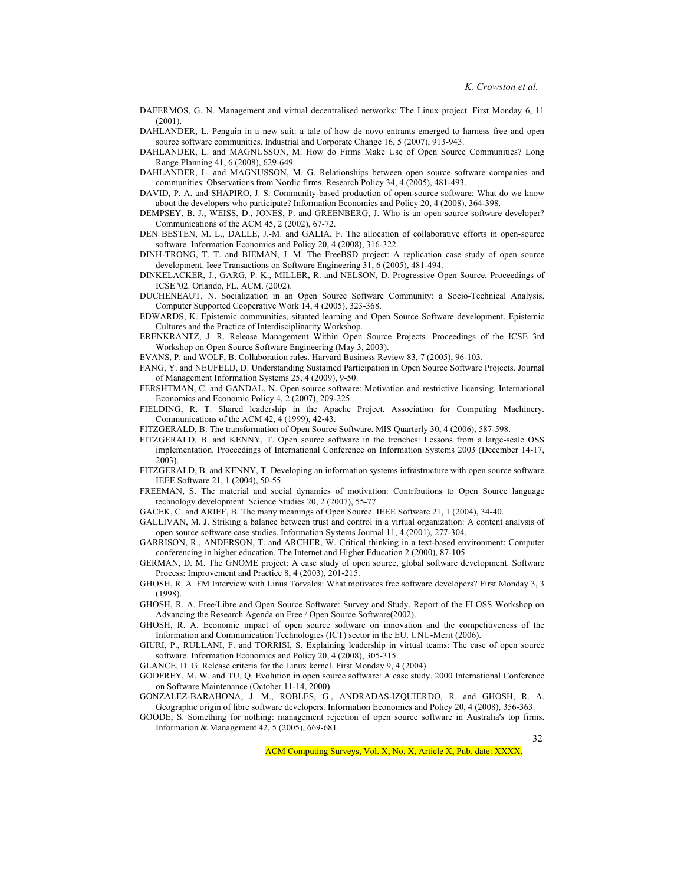DAFERMOS, G. N. Management and virtual decentralised networks: The Linux project. First Monday 6, 11 (2001).

DAHLANDER, L. Penguin in a new suit: a tale of how de novo entrants emerged to harness free and open source software communities. Industrial and Corporate Change 16, 5 (2007), 913-943.

DAHLANDER, L. and MAGNUSSON, M. How do Firms Make Use of Open Source Communities? Long Range Planning 41, 6 (2008), 629-649.

DAHLANDER, L. and MAGNUSSON, M. G. Relationships between open source software companies and communities: Observations from Nordic firms. Research Policy 34, 4 (2005), 481-493.

DAVID, P. A. and SHAPIRO, J. S. Community-based production of open-source software: What do we know about the developers who participate? Information Economics and Policy 20, 4 (2008), 364-398.

DEMPSEY, B. J., WEISS, D., JONES, P. and GREENBERG, J. Who is an open source software developer? Communications of the ACM 45, 2 (2002), 67-72.

DEN BESTEN, M. L., DALLE, J.-M. and GALIA, F. The allocation of collaborative efforts in open-source software. Information Economics and Policy 20, 4 (2008), 316-322.

DINH-TRONG, T. T. and BIEMAN, J. M. The FreeBSD project: A replication case study of open source development. Ieee Transactions on Software Engineering 31, 6 (2005), 481-494.

DINKELACKER, J., GARG, P. K., MILLER, R. and NELSON, D. Progressive Open Source. Proceedings of ICSE '02. Orlando, FL, ACM. (2002).

DUCHENEAUT, N. Socialization in an Open Source Software Community: a Socio-Technical Analysis. Computer Supported Cooperative Work 14, 4 (2005), 323-368.

EDWARDS, K. Epistemic communities, situated learning and Open Source Software development. Epistemic Cultures and the Practice of Interdisciplinarity Workshop.

ERENKRANTZ, J. R. Release Management Within Open Source Projects. Proceedings of the ICSE 3rd Workshop on Open Source Software Engineering (May 3, 2003).

EVANS, P. and WOLF, B. Collaboration rules. Harvard Business Review 83, 7 (2005), 96-103.

FANG, Y. and NEUFELD, D. Understanding Sustained Participation in Open Source Software Projects. Journal of Management Information Systems 25, 4 (2009), 9-50.

FERSHTMAN, C. and GANDAL, N. Open source software: Motivation and restrictive licensing. International Economics and Economic Policy 4, 2 (2007), 209-225.

FIELDING, R. T. Shared leadership in the Apache Project. Association for Computing Machinery. Communications of the ACM 42, 4 (1999), 42-43.

FITZGERALD, B. The transformation of Open Source Software. MIS Quarterly 30, 4 (2006), 587-598.

FITZGERALD, B. and KENNY, T. Open source software in the trenches: Lessons from a large-scale OSS implementation. Proceedings of International Conference on Information Systems 2003 (December 14-17, 2003).

FITZGERALD, B. and KENNY, T. Developing an information systems infrastructure with open source software. IEEE Software 21, 1 (2004), 50-55.

FREEMAN, S. The material and social dynamics of motivation: Contributions to Open Source language technology development. Science Studies 20, 2 (2007), 55-77.

GACEK, C. and ARIEF, B. The many meanings of Open Source. IEEE Software 21, 1 (2004), 34-40.

GALLIVAN, M. J. Striking a balance between trust and control in a virtual organization: A content analysis of open source software case studies. Information Systems Journal 11, 4 (2001), 277-304.

GARRISON, R., ANDERSON, T. and ARCHER, W. Critical thinking in a text-based environment: Computer conferencing in higher education. The Internet and Higher Education 2 (2000), 87-105.

GERMAN, D. M. The GNOME project: A case study of open source, global software development. Software Process: Improvement and Practice 8, 4 (2003), 201-215.

GHOSH, R. A. FM Interview with Linus Torvalds: What motivates free software developers? First Monday 3, 3 (1998).

GHOSH, R. A. Free/Libre and Open Source Software: Survey and Study. Report of the FLOSS Workshop on Advancing the Research Agenda on Free / Open Source Software(2002).

GHOSH, R. A. Economic impact of open source software on innovation and the competitiveness of the Information and Communication Technologies (ICT) sector in the EU. UNU-Merit (2006).

GIURI, P., RULLANI, F. and TORRISI, S. Explaining leadership in virtual teams: The case of open source software. Information Economics and Policy 20, 4 (2008), 305-315.

GLANCE, D. G. Release criteria for the Linux kernel. First Monday 9, 4 (2004).

GODFREY, M. W. and TU, Q. Evolution in open source software: A case study. 2000 International Conference on Software Maintenance (October 11-14, 2000).

GONZALEZ-BARAHONA, J. M., ROBLES, G., ANDRADAS-IZQUIERDO, R. and GHOSH, R. A. Geographic origin of libre software developers. Information Economics and Policy 20, 4 (2008), 356-363.

GOODE, S. Something for nothing: management rejection of open source software in Australia's top firms. Information & Management 42, 5 (2005), 669-681.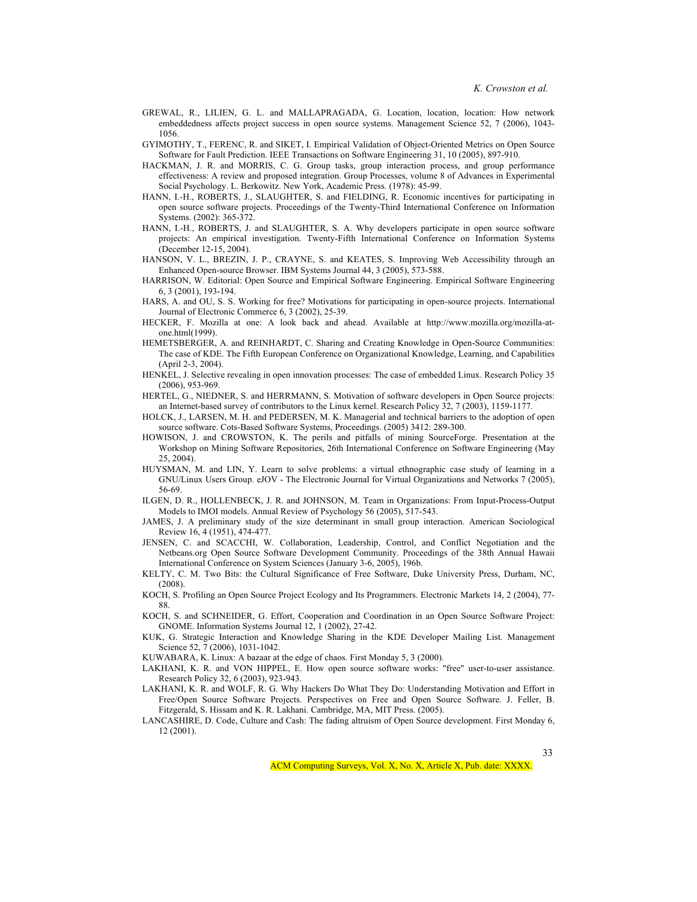GREWAL, R., LILIEN, G. L. and MALLAPRAGADA, G. Location, location, location: How network embeddedness affects project success in open source systems. Management Science 52, 7 (2006), 1043-1056.

GYIMOTHY, T., FERENC, R. and SIKET, I. Empirical Validation of Object-Oriented Metrics on Open Source Software for Fault Prediction. IEEE Transactions on Software Engineering 31, 10 (2005), 897-910.

HACKMAN, J. R. and MORRIS, C. G. Group tasks, group interaction process, and group performance effectiveness: A review and proposed integration. Group Processes, volume 8 of Advances in Experimental Social Psychology. L. Berkowitz. New York, Academic Press. (1978): 45-99.

HANN, I.-H., ROBERTS, J., SLAUGHTER, S. and FIELDING, R. Economic incentives for participating in open source software projects. Proceedings of the Twenty-Third International Conference on Information Systems. (2002): 365-372.

HANN, I.-H., ROBERTS, J. and SLAUGHTER, S. A. Why developers participate in open source software projects: An empirical investigation. Twenty-Fifth International Conference on Information Systems (December 12-15, 2004).

HANSON, V. L., BREZIN, J. P., CRAYNE, S. and KEATES, S. Improving Web Accessibility through an Enhanced Open-source Browser. IBM Systems Journal 44, 3 (2005), 573-588.

HARRISON, W. Editorial: Open Source and Empirical Software Engineering. Empirical Software Engineering 6, 3 (2001), 193-194.

HARS, A. and OU, S. S. Working for free? Motivations for participating in open-source projects. International Journal of Electronic Commerce 6, 3 (2002), 25-39.

HECKER, F. Mozilla at one: A look back and ahead. Available at http://www.mozilla.org/mozilla-at-one.html(1999).

HEMETSBERGER, A. and REINHARDT, C. Sharing and Creating Knowledge in Open-Source Communities: The case of KDE. The Fifth European Conference on Organizational Knowledge, Learning, and Capabilities (April 2-3, 2004).

HENKEL, J. Selective revealing in open innovation processes: The case of embedded Linux. Research Policy 35 (2006), 953-969.

HERTEL, G., NIEDNER, S. and HERRMANN, S. Motivation of software developers in Open Source projects: an Internet-based survey of contributors to the Linux kernel. Research Policy 32, 7 (2003), 1159-1177.

HOLCK, J., LARSEN, M. H. and PEDERSEN, M. K. Managerial and technical barriers to the adoption of open source software. Cots-Based Software Systems, Proceedings. (2005) 3412: 289-300.

HOWISON, J. and CROWSTON, K. The perils and pitfalls of mining SourceForge. Presentation at the Workshop on Mining Software Repositories, 26th International Conference on Software Engineering (May 25, 2004).

HUYSMAN, M. and LIN, Y. Learn to solve problems: a virtual ethnographic case study of learning in a GNU/Linux Users Group. eJOV - The Electronic Journal for Virtual Organizations and Networks 7 (2005), 56-69.

ILGEN, D. R., HOLLENBECK, J. R. and JOHNSON, M. Team in Organizations: From Input-Process-Output Models to IMOI models. Annual Review of Psychology 56 (2005), 517-543.

JAMES, J. A preliminary study of the size determinant in small group interaction. American Sociological Review 16, 4 (1951), 474-477.

JENSEN, C. and SCACCHI, W. Collaboration, Leadership, Control, and Conflict Negotiation and the Netbeans.org Open Source Software Development Community. Proceedings of the 38th Annual Hawaii International Conference on System Sciences (January 3-6, 2005), 196b.

KELTY, C. M. Two Bits: the Cultural Significance of Free Software, Duke University Press, Durham, NC, (2008).

KOCH, S. Profiling an Open Source Project Ecology and Its Programmers. Electronic Markets 14, 2 (2004), 77-88.

KOCH, S. and SCHNEIDER, G. Effort, Cooperation and Coordination in an Open Source Software Project: GNOME. Information Systems Journal 12, 1 (2002), 27-42.

KUK, G. Strategic Interaction and Knowledge Sharing in the KDE Developer Mailing List. Management Science 52, 7 (2006), 1031-1042.

KUWABARA, K. Linux: A bazaar at the edge of chaos. First Monday 5, 3 (2000).

LAKHANI, K. R. and VON HIPPEL, E. How open source software works: "free" user-to-user assistance. Research Policy 32, 6 (2003), 923-943.

LAKHANI, K. R. and WOLF, R. G. Why Hackers Do What They Do: Understanding Motivation and Effort in Free/Open Source Software Projects. Perspectives on Free and Open Source Software. J. Feller, B. Fitzgerald, S. Hissam and K. R. Lakhani. Cambridge, MA, MIT Press. (2005).

LANCASHIRE, D. Code, Culture and Cash: The fading altruism of Open Source development. First Monday 6, 12 (2001).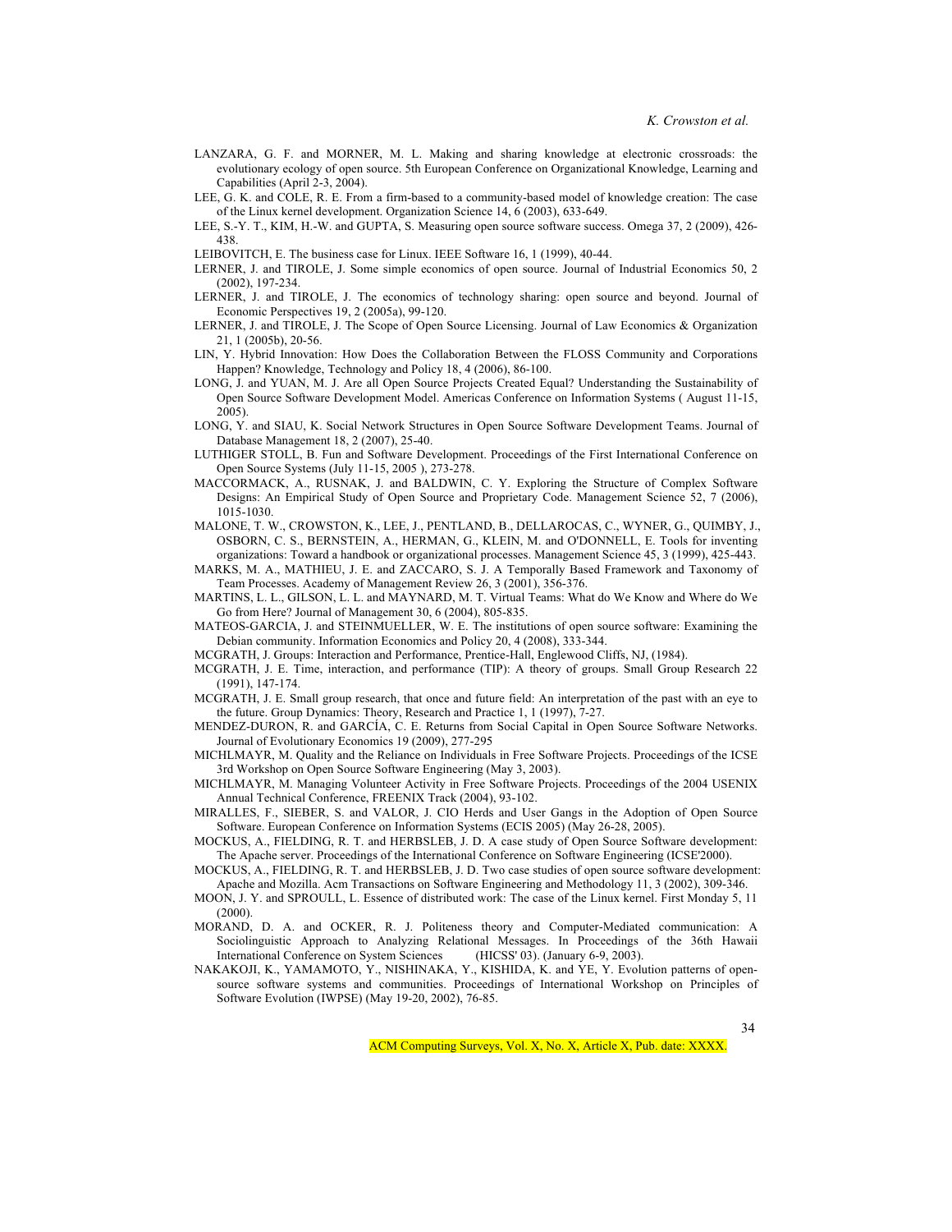LANZARA, G. F. and MORNER, M. L. Making and sharing knowledge at electronic crossroads: the evolutionary ecology of open source. 5th European Conference on Organizational Knowledge, Learning and Capabilities (April 2-3, 2004).

LEE, G. K. and COLE, R. E. From a firm-based to a community-based model of knowledge creation: The case of the Linux kernel development. Organization Science 14, 6 (2003), 633-649.

LEE, S.-Y. T., KIM, H.-W. and GUPTA, S. Measuring open source software success. Omega 37, 2 (2009), 426-438.

LEIBOVITCH, E. The business case for Linux. IEEE Software 16, 1 (1999), 40-44.

LERNER, J. and TIROLE, J. Some simple economics of open source. Journal of Industrial Economics 50, 2 (2002), 197-234.

LERNER, J. and TIROLE, J. The economics of technology sharing: open source and beyond. Journal of Economic Perspectives 19, 2 (2005a), 99-120.

LERNER, J. and TIROLE, J. The Scope of Open Source Licensing. Journal of Law Economics & Organization 21, 1 (2005b), 20-56.

LIN, Y. Hybrid Innovation: How Does the Collaboration Between the FLOSS Community and Corporations Happen? Knowledge, Technology and Policy 18, 4 (2006), 86-100.

LONG, J. and YUAN, M. J. Are all Open Source Projects Created Equal? Understanding the Sustainability of Open Source Software Development Model. Americas Conference on Information Systems ( August 11-15, 2005).

LONG, Y. and SIAU, K. Social Network Structures in Open Source Software Development Teams. Journal of Database Management 18, 2 (2007), 25-40.

LUTHIGER STOLL, B. Fun and Software Development. Proceedings of the First International Conference on Open Source Systems (July 11-15, 2005 ), 273-278.

MACCORMACK, A., RUSNAK, J. and BALDWIN, C. Y. Exploring the Structure of Complex Software Designs: An Empirical Study of Open Source and Proprietary Code. Management Science 52, 7 (2006), 1015-1030.

MALONE, T. W., CROWSTON, K., LEE, J., PENTLAND, B., DELLAROCAS, C., WYNER, G., QUIMBY, J., OSBORN, C. S., BERNSTEIN, A., HERMAN, G., KLEIN, M. and O'DONNELL, E. Tools for inventing organizations: Toward a handbook or organizational processes. Management Science 45, 3 (1999), 425-443.

MARKS, M. A., MATHIEU, J. E. and ZACCARO, S. J. A Temporally Based Framework and Taxonomy of Team Processes. Academy of Management Review 26, 3 (2001), 356-376.

MARTINS, L. L., GILSON, L. L. and MAYNARD, M. T. Virtual Teams: What do We Know and Where do We Go from Here? Journal of Management 30, 6 (2004), 805-835.

MATEOS-GARCIA, J. and STEINMUELLER, W. E. The institutions of open source software: Examining the Debian community. Information Economics and Policy 20, 4 (2008), 333-344.

MCGRATH, J. Groups: Interaction and Performance, Prentice-Hall, Englewood Cliffs, NJ, (1984).

MCGRATH, J. E. Time, interaction, and performance (TIP): A theory of groups. Small Group Research 22 (1991), 147-174.

MCGRATH, J. E. Small group research, that once and future field: An interpretation of the past with an eye to the future. Group Dynamics: Theory, Research and Practice 1, 1 (1997), 7-27.

MENDEZ-DURON, R. and GARCÍA, C. E. Returns from Social Capital in Open Source Software Networks. Journal of Evolutionary Economics 19 (2009), 277-295

MICHLMAYR, M. Quality and the Reliance on Individuals in Free Software Projects. Proceedings of the ICSE 3rd Workshop on Open Source Software Engineering (May 3, 2003).

MICHLMAYR, M. Managing Volunteer Activity in Free Software Projects. Proceedings of the 2004 USENIX Annual Technical Conference, FREENIX Track (2004), 93-102.

MIRALLES, F., SIEBER, S. and VALOR, J. CIO Herds and User Gangs in the Adoption of Open Source Software. European Conference on Information Systems (ECIS 2005) (May 26-28, 2005).

MOCKUS, A., FIELDING, R. T. and HERBSLEB, J. D. A case study of Open Source Software development: The Apache server. Proceedings of the International Conference on Software Engineering (ICSE'2000).

MOCKUS, A., FIELDING, R. T. and HERBSLEB, J. D. Two case studies of open source software development: Apache and Mozilla. Acm Transactions on Software Engineering and Methodology 11, 3 (2002), 309-346.

MOON, J. Y. and SPROULL, L. Essence of distributed work: The case of the Linux kernel. First Monday 5, 11 (2000).

MORAND, D. A. and OCKER, R. J. Politeness theory and Computer-Mediated communication: A Sociolinguistic Approach to Analyzing Relational Messages. In Proceedings of the 36th Hawaii International Conference on System Sciences (HICSS' 03). (January 6-9, 2003).

NAKAKOJI, K., YAMAMOTO, Y., NISHINAKA, Y., KISHIDA, K. and YE, Y. Evolution patterns of open-source software systems and communities. Proceedings of International Workshop on Principles of Software Evolution (IWPSE) (May 19-20, 2002), 76-85.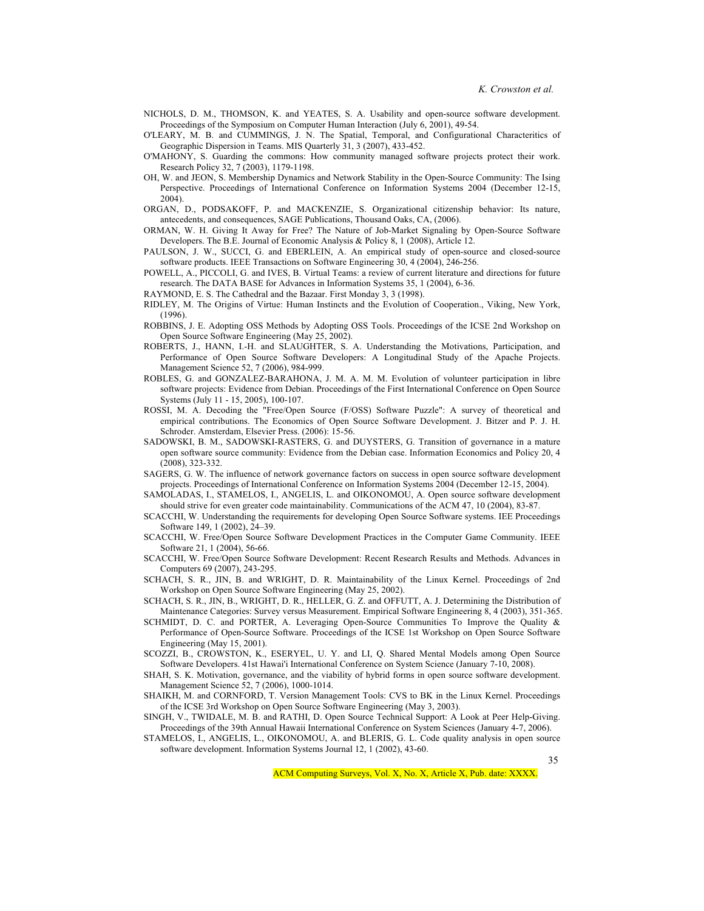NICHOLS, D. M., THOMSON, K. and YEATES, S. A. Usability and open-source software development. Proceedings of the Symposium on Computer Human Interaction (July 6, 2001), 49-54.

O'LEARY, M. B. and CUMMINGS, J. N. The Spatial, Temporal, and Configurational Characteritics of Geographic Dispersion in Teams. MIS Quarterly 31, 3 (2007), 433-452.

O'MAHONY, S. Guarding the commons: How community managed software projects protect their work. Research Policy 32, 7 (2003), 1179-1198.

OH, W. and JEON, S. Membership Dynamics and Network Stability in the Open-Source Community: The Ising Perspective. Proceedings of International Conference on Information Systems 2004 (December 12-15, 2004).

ORGAN, D., PODSAKOFF, P. and MACKENZIE, S. Organizational citizenship behavior: Its nature, antecedents, and consequences, SAGE Publications, Thousand Oaks, CA, (2006).

ORMAN, W. H. Giving It Away for Free? The Nature of Job-Market Signaling by Open-Source Software Developers. The B.E. Journal of Economic Analysis & Policy 8, 1 (2008), Article 12.

PAULSON, J. W., SUCCI, G. and EBERLEIN, A. An empirical study of open-source and closed-source software products. IEEE Transactions on Software Engineering 30, 4 (2004), 246-256.

POWELL, A., PICCOLI, G. and IVES, B. Virtual Teams: a review of current literature and directions for future research. The DATA BASE for Advances in Information Systems 35, 1 (2004), 6-36.

RAYMOND, E. S. The Cathedral and the Bazaar. First Monday 3, 3 (1998).

RIDLEY, M. The Origins of Virtue: Human Instincts and the Evolution of Cooperation., Viking, New York, (1996).

ROBBINS, J. E. Adopting OSS Methods by Adopting OSS Tools. Proceedings of the ICSE 2nd Workshop on Open Source Software Engineering (May 25, 2002).

ROBERTS, J., HANN, I.-H. and SLAUGHTER, S. A. Understanding the Motivations, Participation, and Performance of Open Source Software Developers: A Longitudinal Study of the Apache Projects. Management Science 52, 7 (2006), 984-999.

ROBLES, G. and GONZALEZ-BARAHONA, J. M. A. M. M. Evolution of volunteer participation in libre software projects: Evidence from Debian. Proceedings of the First International Conference on Open Source Systems (July 11 - 15, 2005), 100-107.

ROSSI, M. A. Decoding the "Free/Open Source (F/OSS) Software Puzzle": A survey of theoretical and empirical contributions. The Economics of Open Source Software Development. J. Bitzer and P. J. H. Schroder. Amsterdam, Elsevier Press. (2006): 15-56.

SADOWSKI, B. M., SADOWSKI-RASTERS, G. and DUYSTERS, G. Transition of governance in a mature open software source community: Evidence from the Debian case. Information Economics and Policy 20, 4 (2008), 323-332.

SAGERS, G. W. The influence of network governance factors on success in open source software development projects. Proceedings of International Conference on Information Systems 2004 (December 12-15, 2004).

SAMOLADAS, I., STAMELOS, I., ANGELIS, L. and OIKONOMOU, A. Open source software development should strive for even greater code maintainability. Communications of the ACM 47, 10 (2004), 83-87.

SCACCHI, W. Understanding the requirements for developing Open Source Software systems. IEE Proceedings Software 149, 1 (2002), 24–39.

SCACCHI, W. Free/Open Source Software Development Practices in the Computer Game Community. IEEE Software 21, 1 (2004), 56-66.

SCACCHI, W. Free/Open Source Software Development: Recent Research Results and Methods. Advances in Computers 69 (2007), 243-295.

SCHACH, S. R., JIN, B. and WRIGHT, D. R. Maintainability of the Linux Kernel. Proceedings of 2nd Workshop on Open Source Software Engineering (May 25, 2002).

SCHACH, S. R., JIN, B., WRIGHT, D. R., HELLER, G. Z. and OFFUTT, A. J. Determining the Distribution of Maintenance Categories: Survey versus Measurement. Empirical Software Engineering 8, 4 (2003), 351-365.

SCHMIDT, D. C. and PORTER, A. Leveraging Open-Source Communities To Improve the Quality & Performance of Open-Source Software. Proceedings of the ICSE 1st Workshop on Open Source Software Engineering (May 15, 2001).

SCOZZI, B., CROWSTON, K., ESERYEL, U. Y. and LI, Q. Shared Mental Models among Open Source Software Developers. 41st Hawai'i International Conference on System Science (January 7-10, 2008).

SHAH, S. K. Motivation, governance, and the viability of hybrid forms in open source software development. Management Science 52, 7 (2006), 1000-1014.

SHAIKH, M. and CORNFORD, T. Version Management Tools: CVS to BK in the Linux Kernel. Proceedings of the ICSE 3rd Workshop on Open Source Software Engineering (May 3, 2003).

SINGH, V., TWIDALE, M. B. and RATHI, D. Open Source Technical Support: A Look at Peer Help-Giving. Proceedings of the 39th Annual Hawaii International Conference on System Sciences (January 4-7, 2006).

STAMELOS, I., ANGELIS, L., OIKONOMOU, A. and BLERIS, G. L. Code quality analysis in open source software development. Information Systems Journal 12, 1 (2002), 43-60.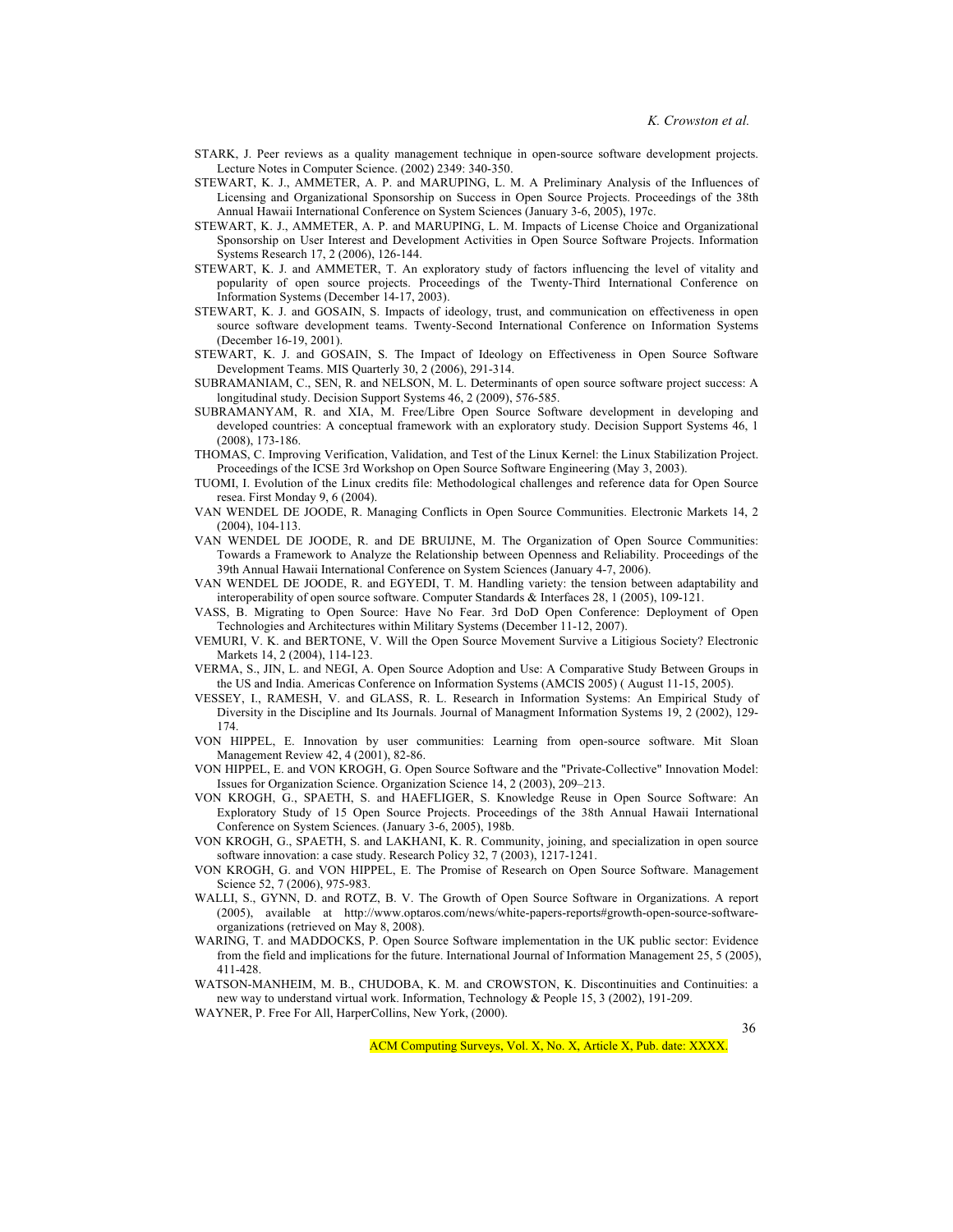STARK, J. Peer reviews as a quality management technique in open-source software development projects. Lecture Notes in Computer Science. (2002) 2349: 340-350.

STEWART, K. J., AMMETER, A. P. and MARUPING, L. M. A Preliminary Analysis of the Influences of Licensing and Organizational Sponsorship on Success in Open Source Projects. Proceedings of the 38th Annual Hawaii International Conference on System Sciences (January 3-6, 2005), 197c.

STEWART, K. J., AMMETER, A. P. and MARUPING, L. M. Impacts of License Choice and Organizational Sponsorship on User Interest and Development Activities in Open Source Software Projects. Information Systems Research 17, 2 (2006), 126-144.

STEWART, K. J. and AMMETER, T. An exploratory study of factors influencing the level of vitality and popularity of open source projects. Proceedings of the Twenty-Third International Conference on Information Systems (December 14-17, 2003).

STEWART, K. J. and GOSAIN, S. Impacts of ideology, trust, and communication on effectiveness in open source software development teams. Twenty-Second International Conference on Information Systems (December 16-19, 2001).

STEWART, K. J. and GOSAIN, S. The Impact of Ideology on Effectiveness in Open Source Software Development Teams. MIS Quarterly 30, 2 (2006), 291-314.

SUBRAMANIAM, C., SEN, R. and NELSON, M. L. Determinants of open source software project success: A longitudinal study. Decision Support Systems 46, 2 (2009), 576-585.

SUBRAMANYAM, R. and XIA, M. Free/Libre Open Source Software development in developing and developed countries: A conceptual framework with an exploratory study. Decision Support Systems 46, 1 (2008), 173-186.

THOMAS, C. Improving Verification, Validation, and Test of the Linux Kernel: the Linux Stabilization Project. Proceedings of the ICSE 3rd Workshop on Open Source Software Engineering (May 3, 2003).

TUOMI, I. Evolution of the Linux credits file: Methodological challenges and reference data for Open Source resea. First Monday 9, 6 (2004).

VAN WENDEL DE JOODE, R. Managing Conflicts in Open Source Communities. Electronic Markets 14, 2 (2004), 104-113.

VAN WENDEL DE JOODE, R. and DE BRUIJNE, M. The Organization of Open Source Communities: Towards a Framework to Analyze the Relationship between Openness and Reliability. Proceedings of the 39th Annual Hawaii International Conference on System Sciences (January 4-7, 2006).

VAN WENDEL DE JOODE, R. and EGYEDI, T. M. Handling variety: the tension between adaptability and interoperability of open source software. Computer Standards & Interfaces 28, 1 (2005), 109-121.

VASS, B. Migrating to Open Source: Have No Fear. 3rd DoD Open Conference: Deployment of Open Technologies and Architectures within Military Systems (December 11-12, 2007).

VEMURI, V. K. and BERTONE, V. Will the Open Source Movement Survive a Litigious Society? Electronic Markets 14, 2 (2004), 114-123.

VERMA, S., JIN, L. and NEGI, A. Open Source Adoption and Use: A Comparative Study Between Groups in the US and India. Americas Conference on Information Systems (AMCIS 2005) ( August 11-15, 2005).

VESSEY, I., RAMESH, V. and GLASS, R. L. Research in Information Systems: An Empirical Study of Diversity in the Discipline and Its Journals. Journal of Managment Information Systems 19, 2 (2002), 129-174.

VON HIPPEL, E. Innovation by user communities: Learning from open-source software. Mit Sloan Management Review 42, 4 (2001), 82-86.

VON HIPPEL, E. and VON KROGH, G. Open Source Software and the "Private-Collective" Innovation Model: Issues for Organization Science. Organization Science 14, 2 (2003), 209–213.

VON KROGH, G., SPAETH, S. and HAEFLIGER, S. Knowledge Reuse in Open Source Software: An Exploratory Study of 15 Open Source Projects. Proceedings of the 38th Annual Hawaii International Conference on System Sciences. (January 3-6, 2005), 198b.

VON KROGH, G., SPAETH, S. and LAKHANI, K. R. Community, joining, and specialization in open source software innovation: a case study. Research Policy 32, 7 (2003), 1217-1241.

VON KROGH, G. and VON HIPPEL, E. The Promise of Research on Open Source Software. Management Science 52, 7 (2006), 975-983.

WALLI, S., GYNN, D. and ROTZ, B. V. The Growth of Open Source Software in Organizations. A report (2005), available at http://www.optaros.com/news/white-papers-reports#growth-open-source-software-organizations (retrieved on May 8, 2008).

WARING, T. and MADDOCKS, P. Open Source Software implementation in the UK public sector: Evidence from the field and implications for the future. International Journal of Information Management 25, 5 (2005), 411-428.

WATSON-MANHEIM, M. B., CHUDOBA, K. M. and CROWSTON, K. Discontinuities and Continuities: a new way to understand virtual work. Information, Technology & People 15, 3 (2002), 191-209.

WAYNER, P. Free For All, HarperCollins, New York, (2000).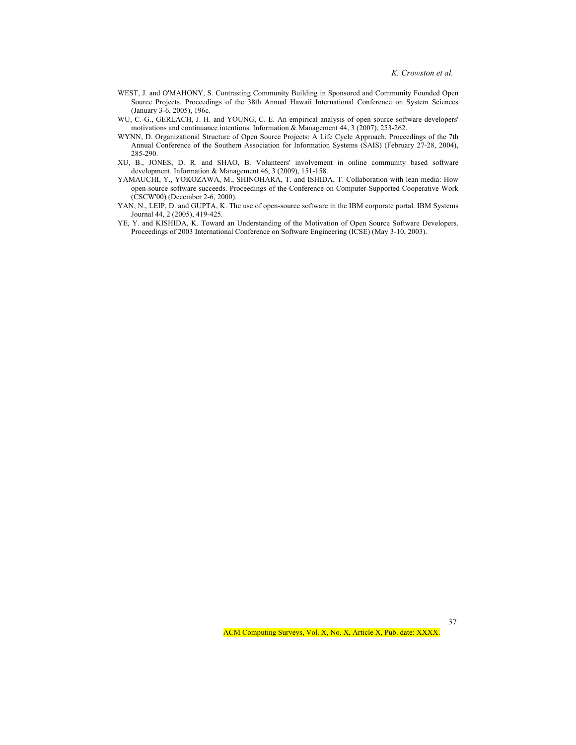WEST, J. and O'MAHONY, S. Contrasting Community Building in Sponsored and Community Founded Open Source Projects. Proceedings of the 38th Annual Hawaii International Conference on System Sciences (January 3-6, 2005), 196c.

WU, C.-G., GERLACH, J. H. and YOUNG, C. E. An empirical analysis of open source software developers' motivations and continuance intentions. Information & Management 44, 3 (2007), 253-262.

WYNN, D. Organizational Structure of Open Source Projects: A Life Cycle Approach. Proceedings of the 7th Annual Conference of the Southern Association for Information Systems (SAIS) (February 27-28, 2004), 285-290.

XU, B., JONES, D. R. and SHAO, B. Volunteers' involvement in online community based software development. Information & Management 46, 3 (2009), 151-158.

YAMAUCHI, Y., YOKOZAWA, M., SHINOHARA, T. and ISHIDA, T. Collaboration with lean media: How open-source software succeeds. Proceedings of the Conference on Computer-Supported Cooperative Work (CSCW'00) (December 2-6, 2000).

YAN, N., LEIP, D. and GUPTA, K. The use of open-source software in the IBM corporate portal. IBM Systems Journal 44, 2 (2005), 419-425.

YE, Y. and KISHIDA, K. Toward an Understanding of the Motivation of Open Source Software Developers. Proceedings of 2003 International Conference on Software Engineering (ICSE) (May 3-10, 2003).